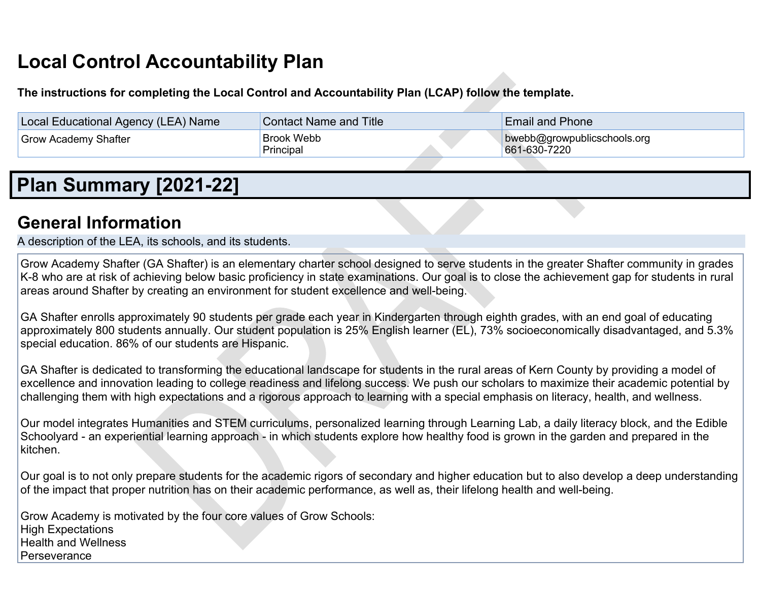# Local Control Accountability Plan

**The instructions for completing the Local Control and Accountability Plan (LCAP) follow the template.**

| Local Educational Agency (LEA) Name | Contact Name and Title | Email and Phone |
| --- | --- | --- |
| Grow Academy Shafter | Brook Webb<br>Principal | bwebb@growpublicschools.org<br>661-630-7220 |

# Plan Summary [2021-22]

## General Information

A description of the LEA, its schools, and its students.

Grow Academy Shafter (GA Shafter) is an elementary charter school designed to serve students in the greater Shafter community in grades K-8 who are at risk of achieving below basic proficiency in state examinations. Our goal is to close the achievement gap for students in rural areas around Shafter by creating an environment for student excellence and well-being.

GA Shafter enrolls approximately 90 students per grade each year in Kindergarten through eighth grades, with an end goal of educating approximately 800 students annually. Our student population is 25% English learner (EL), 73% socioeconomically disadvantaged, and 5.3% special education. 86% of our students are Hispanic.

GA Shafter is dedicated to transforming the educational landscape for students in the rural areas of Kern County by providing a model of excellence and innovation leading to college readiness and lifelong success. We push our scholars to maximize their academic potential by challenging them with high expectations and a rigorous approach to learning with a special emphasis on literacy, health, and wellness.

Our model integrates Humanities and STEM curriculums, personalized learning through Learning Lab, a daily literacy block, and the Edible Schoolyard - an experiential learning approach - in which students explore how healthy food is grown in the garden and prepared in the kitchen.

Our goal is to not only prepare students for the academic rigors of secondary and higher education but to also develop a deep understanding of the impact that proper nutrition has on their academic performance, as well as, their lifelong health and well-being.

Grow Academy is motivated by the four core values of Grow Schools:
High Expectations
Health and Wellness
Perseverance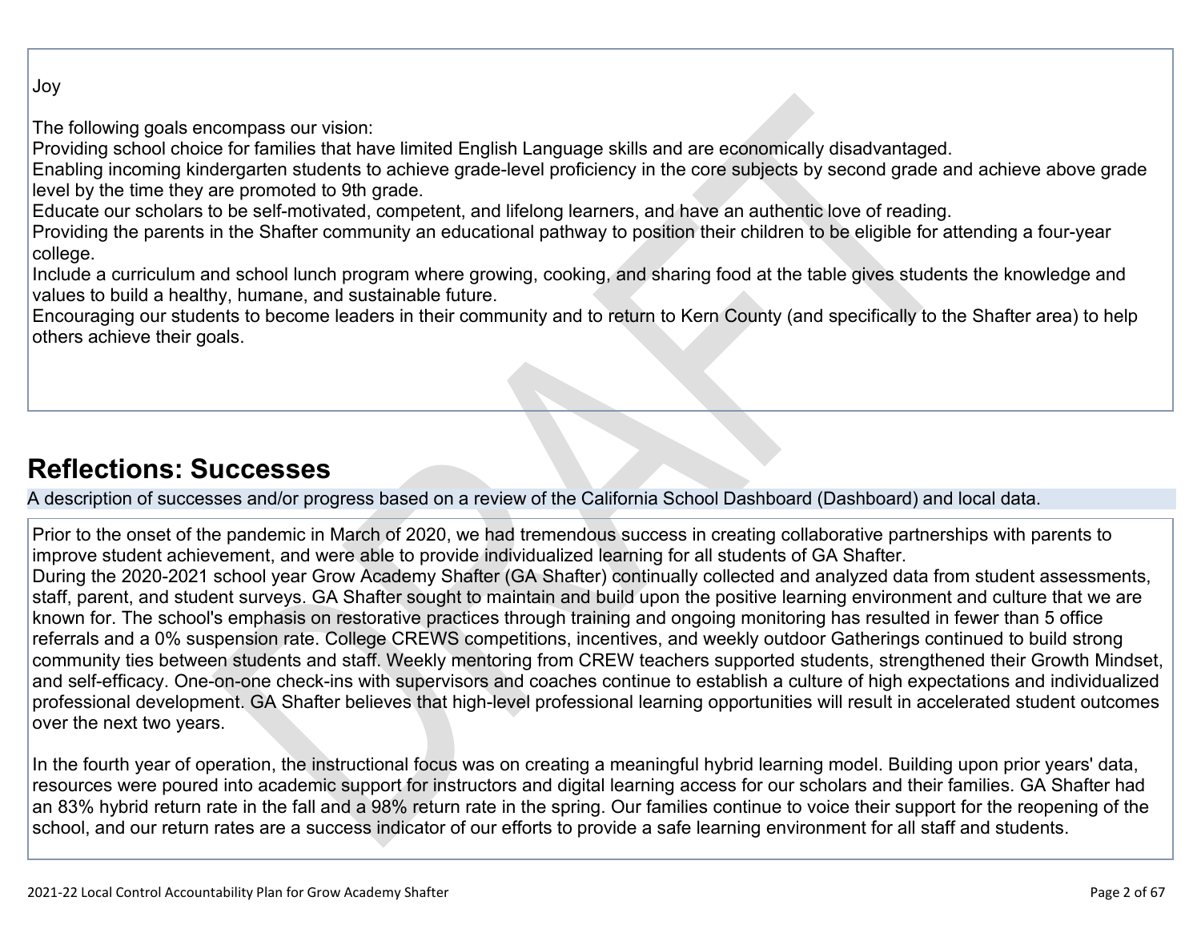Joy

The following goals encompass our vision:
Providing school choice for families that have limited English Language skills and are economically disadvantaged.
Enabling incoming kindergarten students to achieve grade-level proficiency in the core subjects by second grade and achieve above grade level by the time they are promoted to 9th grade.
Educate our scholars to be self-motivated, competent, and lifelong learners, and have an authentic love of reading.
Providing the parents in the Shafter community an educational pathway to position their children to be eligible for attending a four-year college.
Include a curriculum and school lunch program where growing, cooking, and sharing food at the table gives students the knowledge and values to build a healthy, humane, and sustainable future.
Encouraging our students to become leaders in their community and to return to Kern County (and specifically to the Shafter area) to help others achieve their goals.

## Reflections: Successes

A description of successes and/or progress based on a review of the California School Dashboard (Dashboard) and local data.

Prior to the onset of the pandemic in March of 2020, we had tremendous success in creating collaborative partnerships with parents to improve student achievement, and were able to provide individualized learning for all students of GA Shafter.
During the 2020-2021 school year Grow Academy Shafter (GA Shafter) continually collected and analyzed data from student assessments, staff, parent, and student surveys. GA Shafter sought to maintain and build upon the positive learning environment and culture that we are known for. The school's emphasis on restorative practices through training and ongoing monitoring has resulted in fewer than 5 office referrals and a 0% suspension rate. College CREWS competitions, incentives, and weekly outdoor Gatherings continued to build strong community ties between students and staff. Weekly mentoring from CREW teachers supported students, strengthened their Growth Mindset, and self-efficacy. One-on-one check-ins with supervisors and coaches continue to establish a culture of high expectations and individualized professional development. GA Shafter believes that high-level professional learning opportunities will result in accelerated student outcomes over the next two years.

In the fourth year of operation, the instructional focus was on creating a meaningful hybrid learning model. Building upon prior years' data, resources were poured into academic support for instructors and digital learning access for our scholars and their families. GA Shafter had an 83% hybrid return rate in the fall and a 98% return rate in the spring. Our families continue to voice their support for the reopening of the school, and our return rates are a success indicator of our efforts to provide a safe learning environment for all staff and students.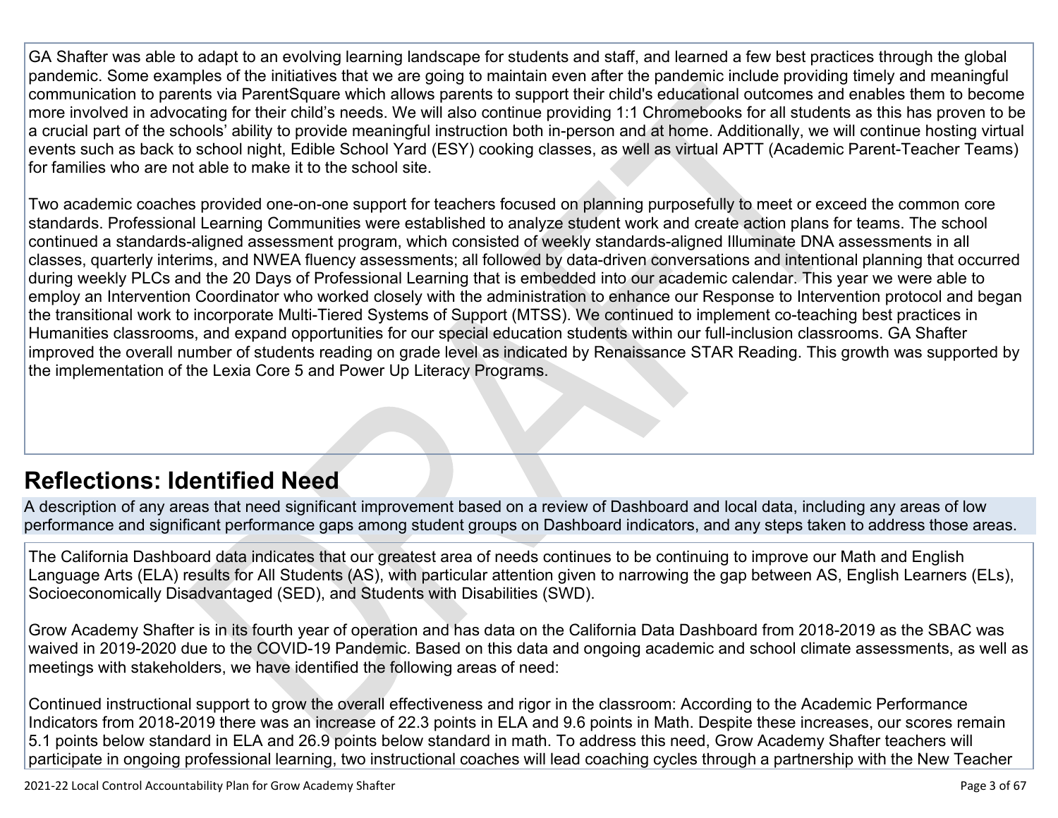GA Shafter was able to adapt to an evolving learning landscape for students and staff, and learned a few best practices through the global pandemic. Some examples of the initiatives that we are going to maintain even after the pandemic include providing timely and meaningful communication to parents via ParentSquare which allows parents to support their child's educational outcomes and enables them to become more involved in advocating for their child's needs. We will also continue providing 1:1 Chromebooks for all students as this has proven to be a crucial part of the schools' ability to provide meaningful instruction both in-person and at home. Additionally, we will continue hosting virtual events such as back to school night, Edible School Yard (ESY) cooking classes, as well as virtual APTT (Academic Parent-Teacher Teams) for families who are not able to make it to the school site.

Two academic coaches provided one-on-one support for teachers focused on planning purposefully to meet or exceed the common core standards. Professional Learning Communities were established to analyze student work and create action plans for teams. The school continued a standards-aligned assessment program, which consisted of weekly standards-aligned Illuminate DNA assessments in all classes, quarterly interims, and NWEA fluency assessments; all followed by data-driven conversations and intentional planning that occurred during weekly PLCs and the 20 Days of Professional Learning that is embedded into our academic calendar. This year we were able to employ an Intervention Coordinator who worked closely with the administration to enhance our Response to Intervention protocol and began the transitional work to incorporate Multi-Tiered Systems of Support (MTSS). We continued to implement co-teaching best practices in Humanities classrooms, and expand opportunities for our special education students within our full-inclusion classrooms. GA Shafter improved the overall number of students reading on grade level as indicated by Renaissance STAR Reading. This growth was supported by the implementation of the Lexia Core 5 and Power Up Literacy Programs.

## Reflections: Identified Need

A description of any areas that need significant improvement based on a review of Dashboard and local data, including any areas of low performance and significant performance gaps among student groups on Dashboard indicators, and any steps taken to address those areas.

The California Dashboard data indicates that our greatest area of needs continues to be continuing to improve our Math and English Language Arts (ELA) results for All Students (AS), with particular attention given to narrowing the gap between AS, English Learners (ELs), Socioeconomically Disadvantaged (SED), and Students with Disabilities (SWD).

Grow Academy Shafter is in its fourth year of operation and has data on the California Data Dashboard from 2018-2019 as the SBAC was waived in 2019-2020 due to the COVID-19 Pandemic. Based on this data and ongoing academic and school climate assessments, as well as meetings with stakeholders, we have identified the following areas of need:

Continued instructional support to grow the overall effectiveness and rigor in the classroom: According to the Academic Performance Indicators from 2018-2019 there was an increase of 22.3 points in ELA and 9.6 points in Math. Despite these increases, our scores remain 5.1 points below standard in ELA and 26.9 points below standard in math. To address this need, Grow Academy Shafter teachers will participate in ongoing professional learning, two instructional coaches will lead coaching cycles through a partnership with the New Teacher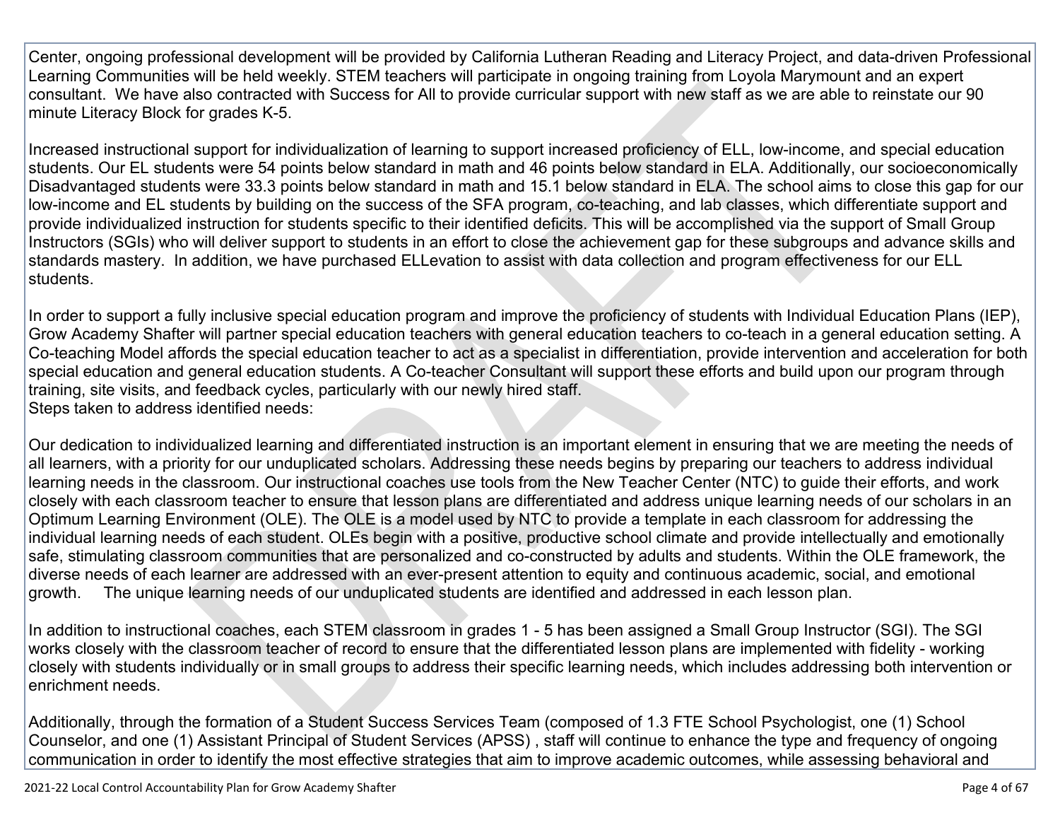Center, ongoing professional development will be provided by California Lutheran Reading and Literacy Project, and data-driven Professional Learning Communities will be held weekly. STEM teachers will participate in ongoing training from Loyola Marymount and an expert consultant. We have also contracted with Success for All to provide curricular support with new staff as we are able to reinstate our 90 minute Literacy Block for grades K-5.

Increased instructional support for individualization of learning to support increased proficiency of ELL, low-income, and special education students. Our EL students were 54 points below standard in math and 46 points below standard in ELA. Additionally, our socioeconomically Disadvantaged students were 33.3 points below standard in math and 15.1 below standard in ELA. The school aims to close this gap for our low-income and EL students by building on the success of the SFA program, co-teaching, and lab classes, which differentiate support and provide individualized instruction for students specific to their identified deficits. This will be accomplished via the support of Small Group Instructors (SGIs) who will deliver support to students in an effort to close the achievement gap for these subgroups and advance skills and standards mastery. In addition, we have purchased ELLevation to assist with data collection and program effectiveness for our ELL students.

In order to support a fully inclusive special education program and improve the proficiency of students with Individual Education Plans (IEP), Grow Academy Shafter will partner special education teachers with general education teachers to co-teach in a general education setting. A Co-teaching Model affords the special education teacher to act as a specialist in differentiation, provide intervention and acceleration for both special education and general education students. A Co-teacher Consultant will support these efforts and build upon our program through training, site visits, and feedback cycles, particularly with our newly hired staff.
Steps taken to address identified needs:

Our dedication to individualized learning and differentiated instruction is an important element in ensuring that we are meeting the needs of all learners, with a priority for our unduplicated scholars. Addressing these needs begins by preparing our teachers to address individual learning needs in the classroom. Our instructional coaches use tools from the New Teacher Center (NTC) to guide their efforts, and work closely with each classroom teacher to ensure that lesson plans are differentiated and address unique learning needs of our scholars in an Optimum Learning Environment (OLE). The OLE is a model used by NTC to provide a template in each classroom for addressing the individual learning needs of each student. OLEs begin with a positive, productive school climate and provide intellectually and emotionally safe, stimulating classroom communities that are personalized and co-constructed by adults and students. Within the OLE framework, the diverse needs of each learner are addressed with an ever-present attention to equity and continuous academic, social, and emotional growth. The unique learning needs of our unduplicated students are identified and addressed in each lesson plan.

In addition to instructional coaches, each STEM classroom in grades 1 - 5 has been assigned a Small Group Instructor (SGI). The SGI works closely with the classroom teacher of record to ensure that the differentiated lesson plans are implemented with fidelity - working closely with students individually or in small groups to address their specific learning needs, which includes addressing both intervention or enrichment needs.

Additionally, through the formation of a Student Success Services Team (composed of 1.3 FTE School Psychologist, one (1) School Counselor, and one (1) Assistant Principal of Student Services (APSS) , staff will continue to enhance the type and frequency of ongoing communication in order to identify the most effective strategies that aim to improve academic outcomes, while assessing behavioral and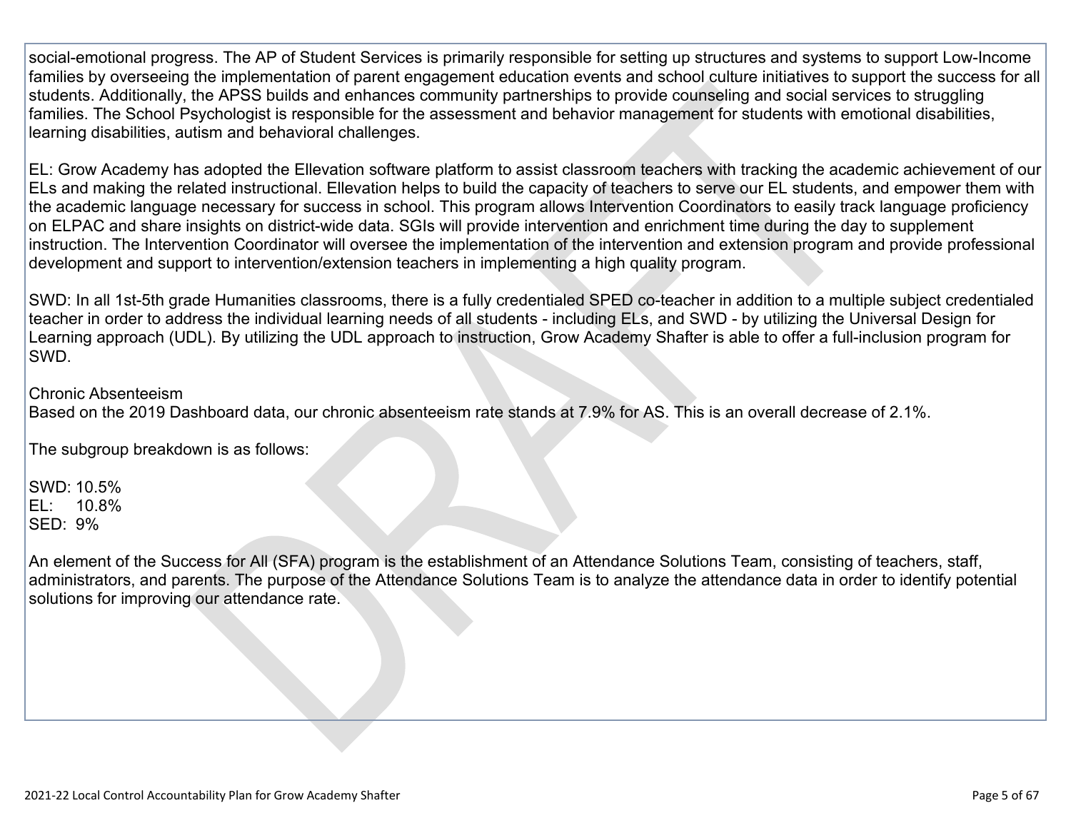social-emotional progress. The AP of Student Services is primarily responsible for setting up structures and systems to support Low-Income families by overseeing the implementation of parent engagement education events and school culture initiatives to support the success for all students. Additionally, the APSS builds and enhances community partnerships to provide counseling and social services to struggling families. The School Psychologist is responsible for the assessment and behavior management for students with emotional disabilities, learning disabilities, autism and behavioral challenges.

EL: Grow Academy has adopted the Ellevation software platform to assist classroom teachers with tracking the academic achievement of our ELs and making the related instructional. Ellevation helps to build the capacity of teachers to serve our EL students, and empower them with the academic language necessary for success in school. This program allows Intervention Coordinators to easily track language proficiency on ELPAC and share insights on district-wide data. SGIs will provide intervention and enrichment time during the day to supplement instruction. The Intervention Coordinator will oversee the implementation of the intervention and extension program and provide professional development and support to intervention/extension teachers in implementing a high quality program.

SWD: In all 1st-5th grade Humanities classrooms, there is a fully credentialed SPED co-teacher in addition to a multiple subject credentialed teacher in order to address the individual learning needs of all students - including ELs, and SWD - by utilizing the Universal Design for Learning approach (UDL). By utilizing the UDL approach to instruction, Grow Academy Shafter is able to offer a full-inclusion program for SWD.

Chronic Absenteeism
Based on the 2019 Dashboard data, our chronic absenteeism rate stands at 7.9% for AS. This is an overall decrease of 2.1%.

The subgroup breakdown is as follows:

SWD: 10.5%
EL: 10.8%
SED: 9%

An element of the Success for All (SFA) program is the establishment of an Attendance Solutions Team, consisting of teachers, staff, administrators, and parents. The purpose of the Attendance Solutions Team is to analyze the attendance data in order to identify potential solutions for improving our attendance rate.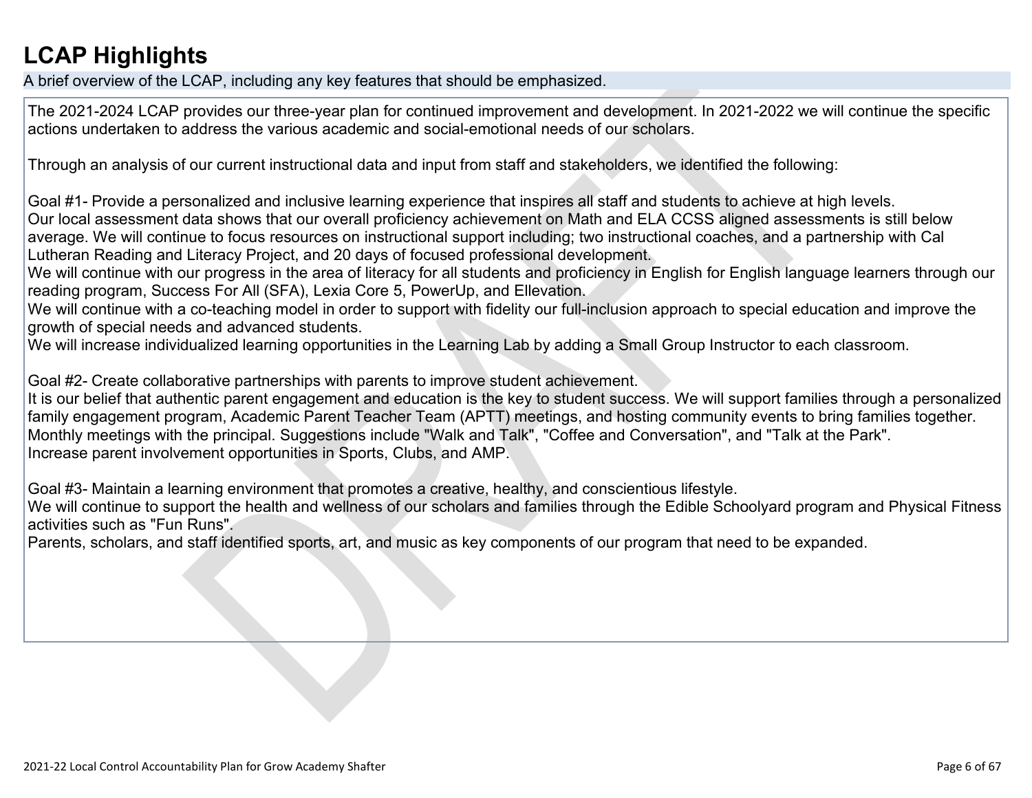# LCAP Highlights

A brief overview of the LCAP, including any key features that should be emphasized.

The 2021-2024 LCAP provides our three-year plan for continued improvement and development. In 2021-2022 we will continue the specific actions undertaken to address the various academic and social-emotional needs of our scholars.

Through an analysis of our current instructional data and input from staff and stakeholders, we identified the following:

Goal #1- Provide a personalized and inclusive learning experience that inspires all staff and students to achieve at high levels.
Our local assessment data shows that our overall proficiency achievement on Math and ELA CCSS aligned assessments is still below average. We will continue to focus resources on instructional support including; two instructional coaches, and a partnership with Cal Lutheran Reading and Literacy Project, and 20 days of focused professional development.
We will continue with our progress in the area of literacy for all students and proficiency in English for English language learners through our reading program, Success For All (SFA), Lexia Core 5, PowerUp, and Ellevation.
We will continue with a co-teaching model in order to support with fidelity our full-inclusion approach to special education and improve the growth of special needs and advanced students.
We will increase individualized learning opportunities in the Learning Lab by adding a Small Group Instructor to each classroom.

Goal #2- Create collaborative partnerships with parents to improve student achievement.
It is our belief that authentic parent engagement and education is the key to student success. We will support families through a personalized family engagement program, Academic Parent Teacher Team (APTT) meetings, and hosting community events to bring families together.
Monthly meetings with the principal. Suggestions include "Walk and Talk", "Coffee and Conversation", and "Talk at the Park".
Increase parent involvement opportunities in Sports, Clubs, and AMP.

Goal #3- Maintain a learning environment that promotes a creative, healthy, and conscientious lifestyle.
We will continue to support the health and wellness of our scholars and families through the Edible Schoolyard program and Physical Fitness activities such as "Fun Runs".
Parents, scholars, and staff identified sports, art, and music as key components of our program that need to be expanded.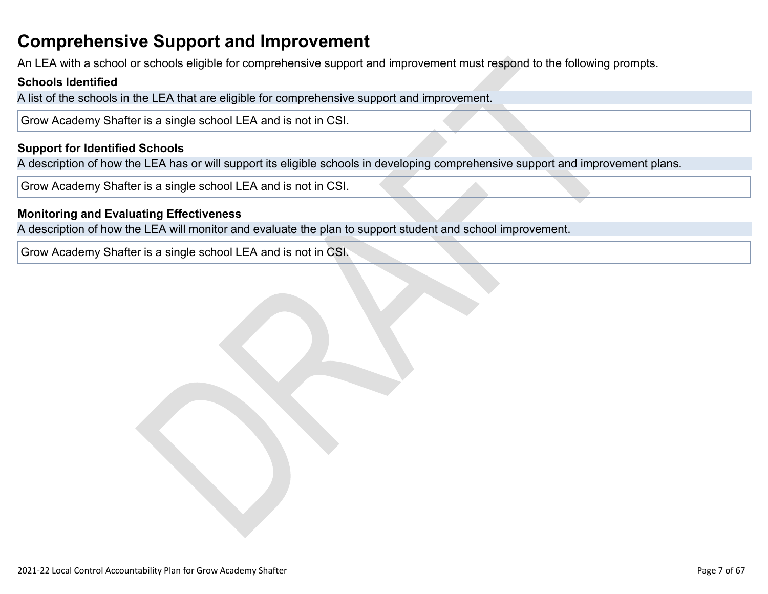# Comprehensive Support and Improvement

An LEA with a school or schools eligible for comprehensive support and improvement must respond to the following prompts.

### Schools Identified

A list of the schools in the LEA that are eligible for comprehensive support and improvement.

Grow Academy Shafter is a single school LEA and is not in CSI.

### Support for Identified Schools

A description of how the LEA has or will support its eligible schools in developing comprehensive support and improvement plans.

Grow Academy Shafter is a single school LEA and is not in CSI.

### Monitoring and Evaluating Effectiveness

A description of how the LEA will monitor and evaluate the plan to support student and school improvement.

Grow Academy Shafter is a single school LEA and is not in CSI.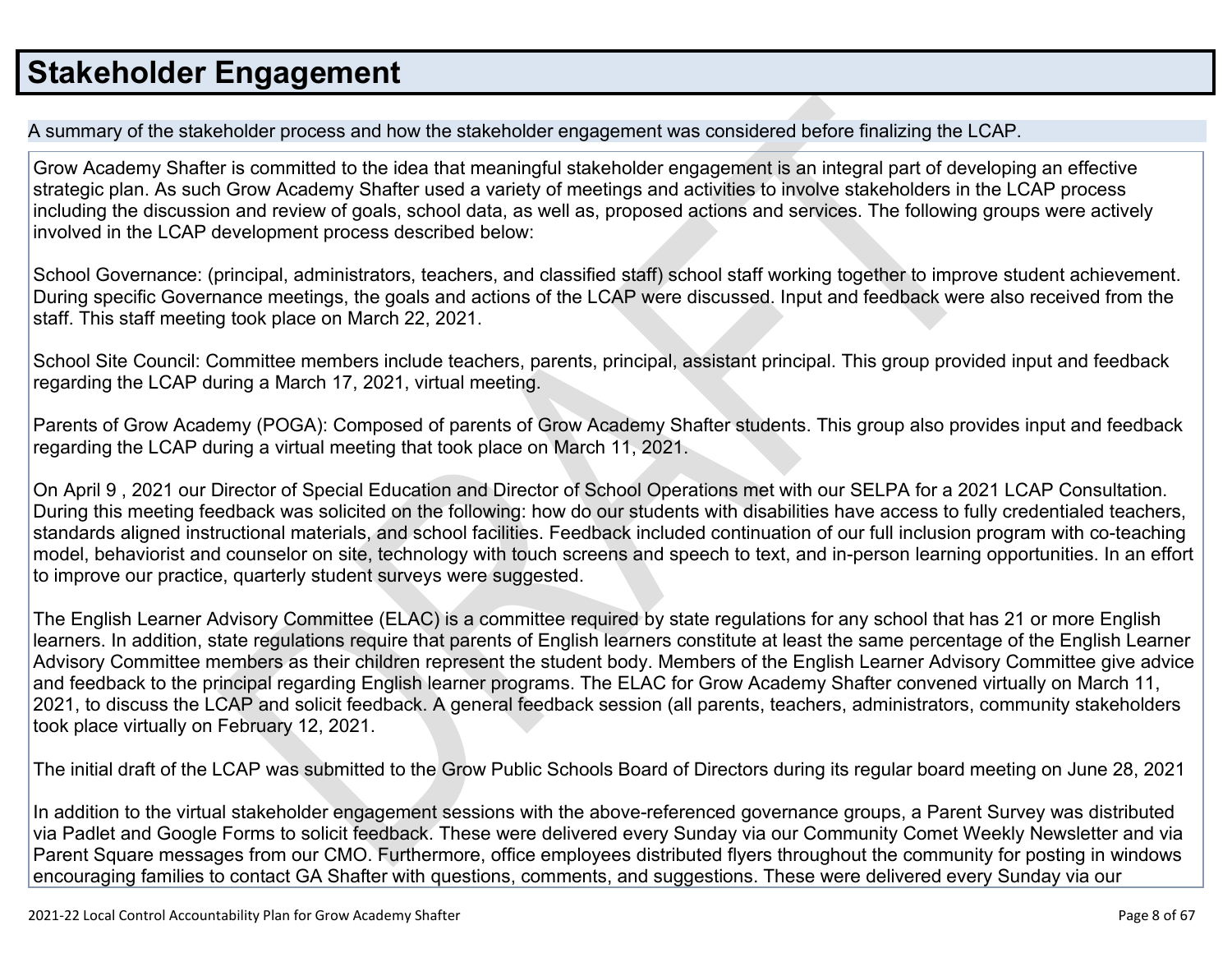# Stakeholder Engagement

A summary of the stakeholder process and how the stakeholder engagement was considered before finalizing the LCAP.

Grow Academy Shafter is committed to the idea that meaningful stakeholder engagement is an integral part of developing an effective strategic plan. As such Grow Academy Shafter used a variety of meetings and activities to involve stakeholders in the LCAP process including the discussion and review of goals, school data, as well as, proposed actions and services. The following groups were actively involved in the LCAP development process described below:

School Governance: (principal, administrators, teachers, and classified staff) school staff working together to improve student achievement. During specific Governance meetings, the goals and actions of the LCAP were discussed. Input and feedback were also received from the staff. This staff meeting took place on March 22, 2021.

School Site Council: Committee members include teachers, parents, principal, assistant principal. This group provided input and feedback regarding the LCAP during a March 17, 2021, virtual meeting.

Parents of Grow Academy (POGA): Composed of parents of Grow Academy Shafter students. This group also provides input and feedback regarding the LCAP during a virtual meeting that took place on March 11, 2021.

On April 9 , 2021 our Director of Special Education and Director of School Operations met with our SELPA for a 2021 LCAP Consultation. During this meeting feedback was solicited on the following: how do our students with disabilities have access to fully credentialed teachers, standards aligned instructional materials, and school facilities. Feedback included continuation of our full inclusion program with co-teaching model, behaviorist and counselor on site, technology with touch screens and speech to text, and in-person learning opportunities. In an effort to improve our practice, quarterly student surveys were suggested.

The English Learner Advisory Committee (ELAC) is a committee required by state regulations for any school that has 21 or more English learners. In addition, state regulations require that parents of English learners constitute at least the same percentage of the English Learner Advisory Committee members as their children represent the student body. Members of the English Learner Advisory Committee give advice and feedback to the principal regarding English learner programs. The ELAC for Grow Academy Shafter convened virtually on March 11, 2021, to discuss the LCAP and solicit feedback. A general feedback session (all parents, teachers, administrators, community stakeholders took place virtually on February 12, 2021.

The initial draft of the LCAP was submitted to the Grow Public Schools Board of Directors during its regular board meeting on June 28, 2021

In addition to the virtual stakeholder engagement sessions with the above-referenced governance groups, a Parent Survey was distributed via Padlet and Google Forms to solicit feedback. These were delivered every Sunday via our Community Comet Weekly Newsletter and via Parent Square messages from our CMO. Furthermore, office employees distributed flyers throughout the community for posting in windows encouraging families to contact GA Shafter with questions, comments, and suggestions. These were delivered every Sunday via our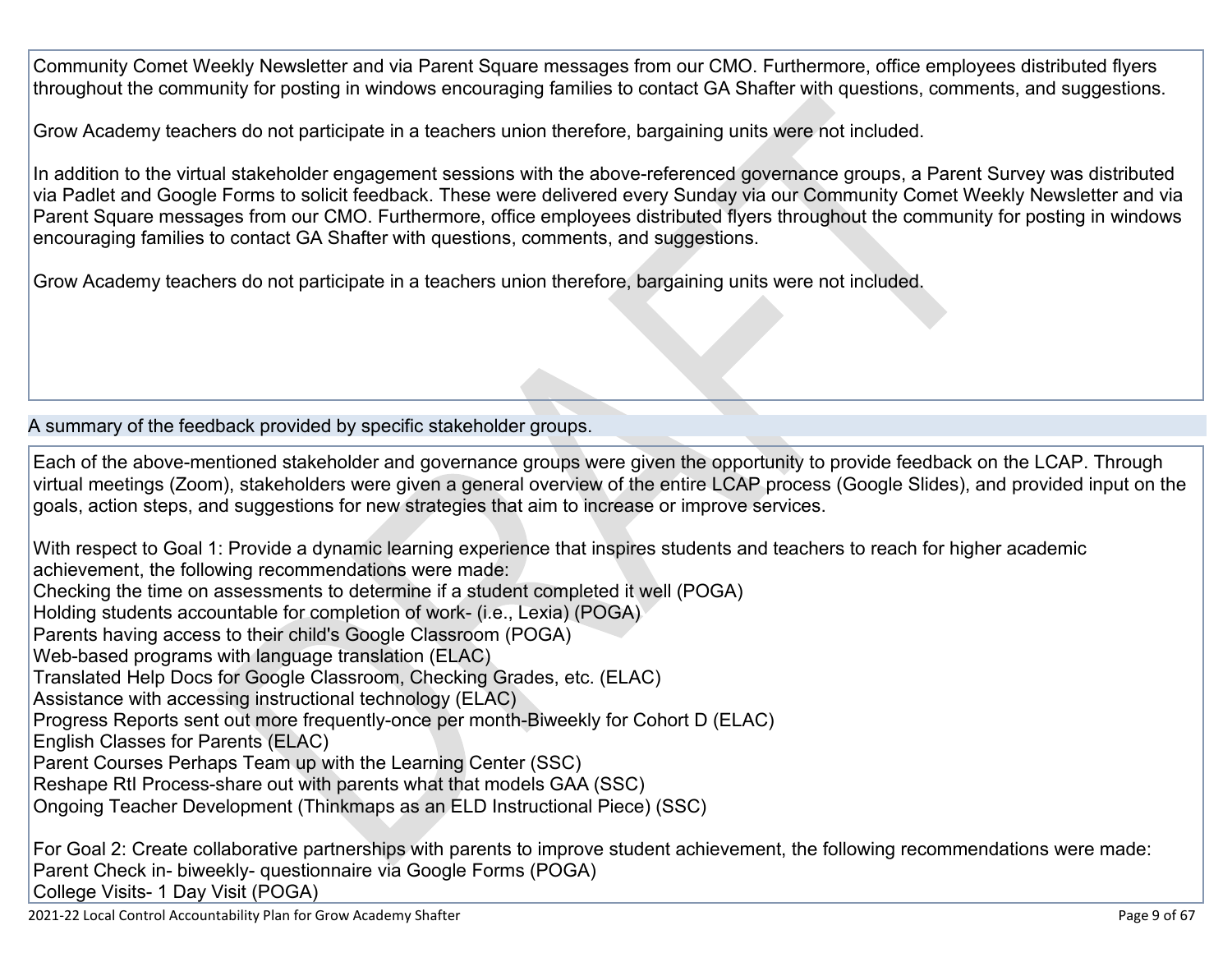Community Comet Weekly Newsletter and via Parent Square messages from our CMO. Furthermore, office employees distributed flyers throughout the community for posting in windows encouraging families to contact GA Shafter with questions, comments, and suggestions.

Grow Academy teachers do not participate in a teachers union therefore, bargaining units were not included.

In addition to the virtual stakeholder engagement sessions with the above-referenced governance groups, a Parent Survey was distributed via Padlet and Google Forms to solicit feedback. These were delivered every Sunday via our Community Comet Weekly Newsletter and via Parent Square messages from our CMO. Furthermore, office employees distributed flyers throughout the community for posting in windows encouraging families to contact GA Shafter with questions, comments, and suggestions.

Grow Academy teachers do not participate in a teachers union therefore, bargaining units were not included.

A summary of the feedback provided by specific stakeholder groups.

Each of the above-mentioned stakeholder and governance groups were given the opportunity to provide feedback on the LCAP. Through virtual meetings (Zoom), stakeholders were given a general overview of the entire LCAP process (Google Slides), and provided input on the goals, action steps, and suggestions for new strategies that aim to increase or improve services.

With respect to Goal 1: Provide a dynamic learning experience that inspires students and teachers to reach for higher academic achievement, the following recommendations were made:
Checking the time on assessments to determine if a student completed it well (POGA)
Holding students accountable for completion of work- (i.e., Lexia) (POGA)
Parents having access to their child's Google Classroom (POGA)
Web-based programs with language translation (ELAC)
Translated Help Docs for Google Classroom, Checking Grades, etc. (ELAC)
Assistance with accessing instructional technology (ELAC)
Progress Reports sent out more frequently-once per month-Biweekly for Cohort D (ELAC)
English Classes for Parents (ELAC)
Parent Courses Perhaps Team up with the Learning Center (SSC)
Reshape RtI Process-share out with parents what that models GAA (SSC)
Ongoing Teacher Development (Thinkmaps as an ELD Instructional Piece) (SSC)

For Goal 2: Create collaborative partnerships with parents to improve student achievement, the following recommendations were made:
Parent Check in- biweekly- questionnaire via Google Forms (POGA)
College Visits- 1 Day Visit (POGA)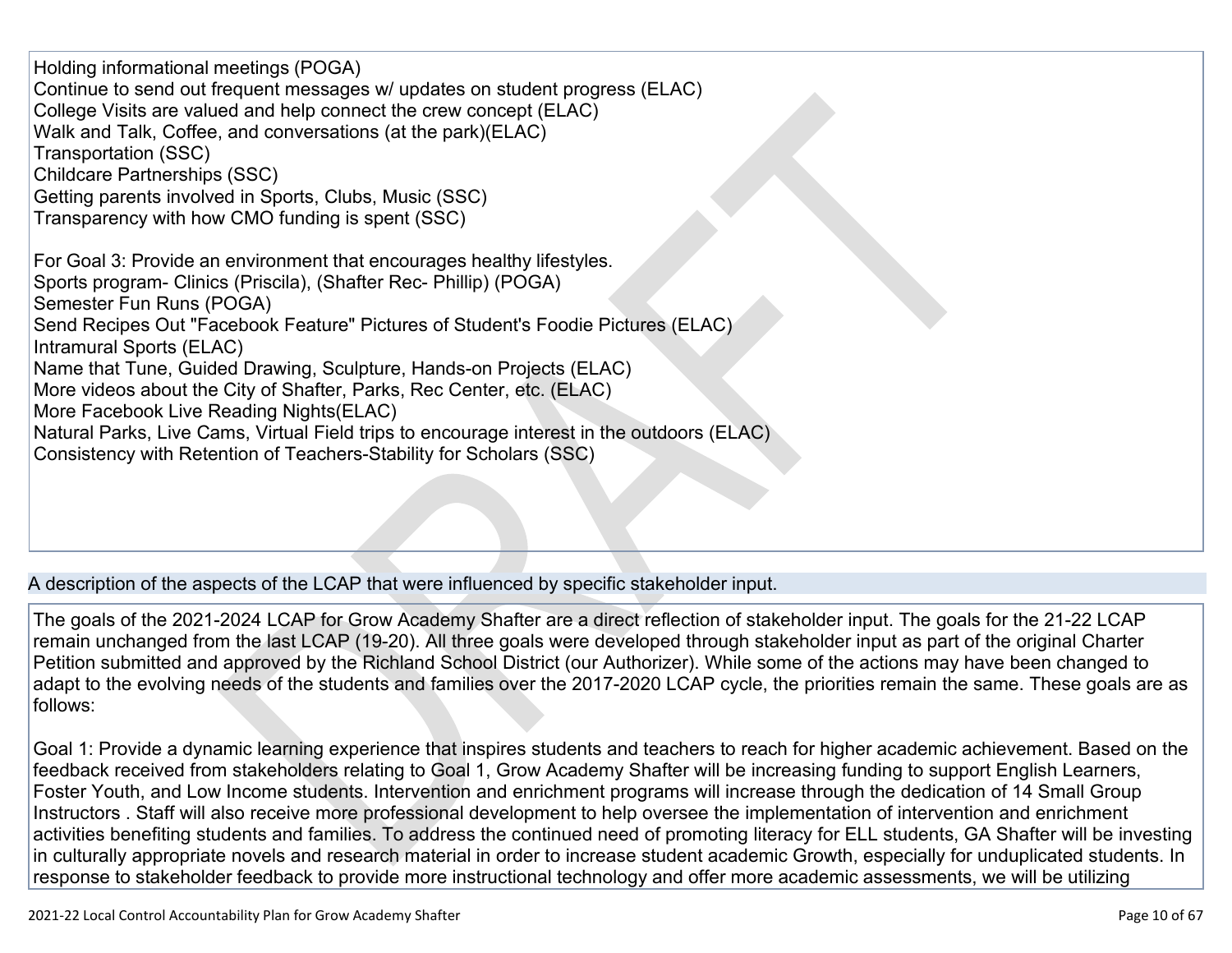Holding informational meetings (POGA)
Continue to send out frequent messages w/ updates on student progress (ELAC)
College Visits are valued and help connect the crew concept (ELAC)
Walk and Talk, Coffee, and conversations (at the park)(ELAC)
Transportation (SSC)
Childcare Partnerships (SSC)
Getting parents involved in Sports, Clubs, Music (SSC)
Transparency with how CMO funding is spent (SSC)

For Goal 3: Provide an environment that encourages healthy lifestyles.
Sports program- Clinics (Priscila), (Shafter Rec- Phillip) (POGA)
Semester Fun Runs (POGA)
Send Recipes Out "Facebook Feature" Pictures of Student's Foodie Pictures (ELAC)
Intramural Sports (ELAC)
Name that Tune, Guided Drawing, Sculpture, Hands-on Projects (ELAC)
More videos about the City of Shafter, Parks, Rec Center, etc. (ELAC)
More Facebook Live Reading Nights(ELAC)
Natural Parks, Live Cams, Virtual Field trips to encourage interest in the outdoors (ELAC)
Consistency with Retention of Teachers-Stability for Scholars (SSC)

## A description of the aspects of the LCAP that were influenced by specific stakeholder input.

The goals of the 2021-2024 LCAP for Grow Academy Shafter are a direct reflection of stakeholder input. The goals for the 21-22 LCAP remain unchanged from the last LCAP (19-20). All three goals were developed through stakeholder input as part of the original Charter Petition submitted and approved by the Richland School District (our Authorizer). While some of the actions may have been changed to adapt to the evolving needs of the students and families over the 2017-2020 LCAP cycle, the priorities remain the same. These goals are as follows:

Goal 1: Provide a dynamic learning experience that inspires students and teachers to reach for higher academic achievement. Based on the feedback received from stakeholders relating to Goal 1, Grow Academy Shafter will be increasing funding to support English Learners, Foster Youth, and Low Income students. Intervention and enrichment programs will increase through the dedication of 14 Small Group Instructors . Staff will also receive more professional development to help oversee the implementation of intervention and enrichment activities benefiting students and families. To address the continued need of promoting literacy for ELL students, GA Shafter will be investing in culturally appropriate novels and research material in order to increase student academic Growth, especially for unduplicated students. In response to stakeholder feedback to provide more instructional technology and offer more academic assessments, we will be utilizing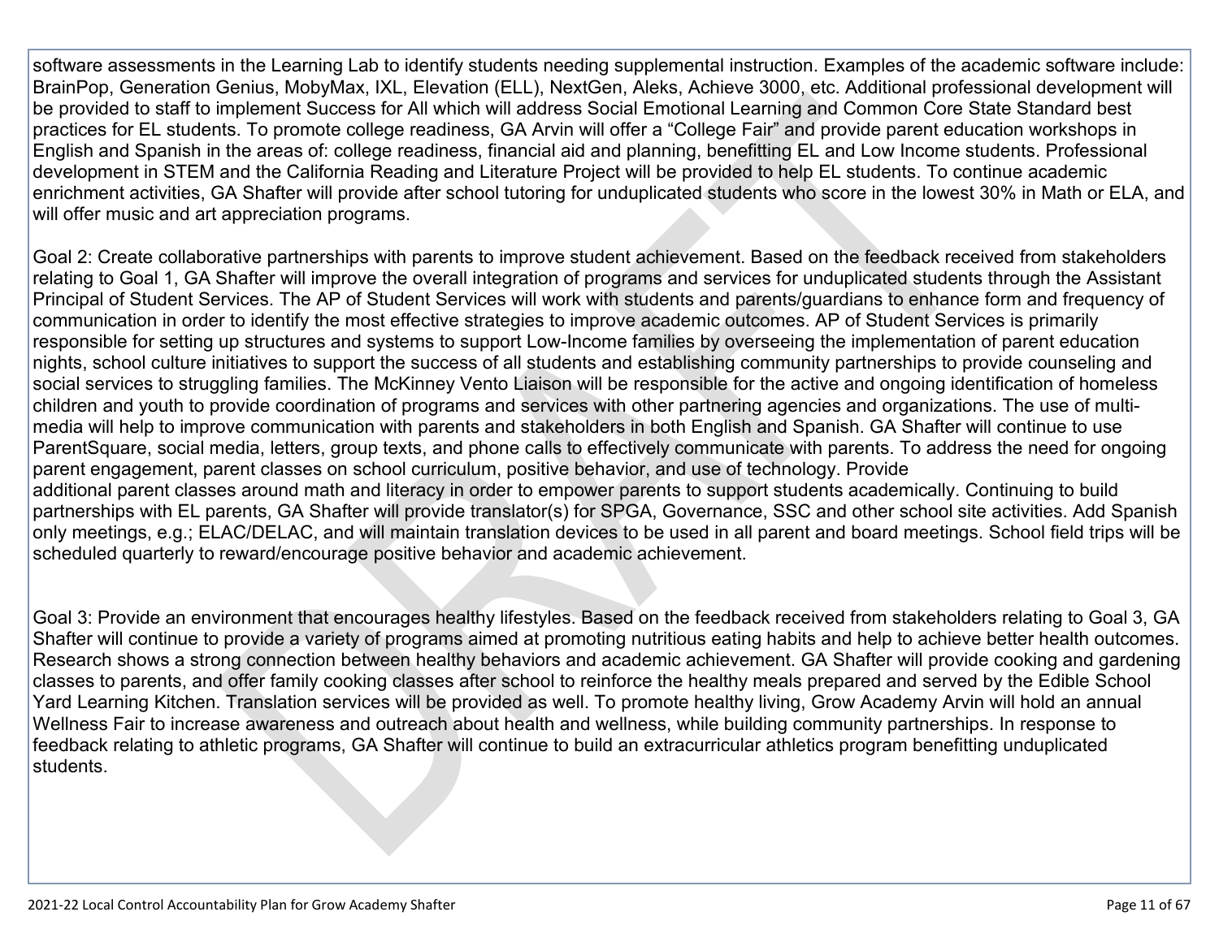software assessments in the Learning Lab to identify students needing supplemental instruction. Examples of the academic software include: BrainPop, Generation Genius, MobyMax, IXL, Elevation (ELL), NextGen, Aleks, Achieve 3000, etc. Additional professional development will be provided to staff to implement Success for All which will address Social Emotional Learning and Common Core State Standard best practices for EL students. To promote college readiness, GA Arvin will offer a "College Fair" and provide parent education workshops in English and Spanish in the areas of: college readiness, financial aid and planning, benefitting EL and Low Income students. Professional development in STEM and the California Reading and Literature Project will be provided to help EL students. To continue academic enrichment activities, GA Shafter will provide after school tutoring for unduplicated students who score in the lowest 30% in Math or ELA, and will offer music and art appreciation programs.

Goal 2: Create collaborative partnerships with parents to improve student achievement. Based on the feedback received from stakeholders relating to Goal 1, GA Shafter will improve the overall integration of programs and services for unduplicated students through the Assistant Principal of Student Services. The AP of Student Services will work with students and parents/guardians to enhance form and frequency of communication in order to identify the most effective strategies to improve academic outcomes. AP of Student Services is primarily responsible for setting up structures and systems to support Low-Income families by overseeing the implementation of parent education nights, school culture initiatives to support the success of all students and establishing community partnerships to provide counseling and social services to struggling families. The McKinney Vento Liaison will be responsible for the active and ongoing identification of homeless children and youth to provide coordination of programs and services with other partnering agencies and organizations. The use of multi-media will help to improve communication with parents and stakeholders in both English and Spanish. GA Shafter will continue to use ParentSquare, social media, letters, group texts, and phone calls to effectively communicate with parents. To address the need for ongoing parent engagement, parent classes on school curriculum, positive behavior, and use of technology. Provide additional parent classes around math and literacy in order to empower parents to support students academically. Continuing to build partnerships with EL parents, GA Shafter will provide translator(s) for SPGA, Governance, SSC and other school site activities. Add Spanish only meetings, e.g.; ELAC/DELAC, and will maintain translation devices to be used in all parent and board meetings. School field trips will be scheduled quarterly to reward/encourage positive behavior and academic achievement.

Goal 3: Provide an environment that encourages healthy lifestyles. Based on the feedback received from stakeholders relating to Goal 3, GA Shafter will continue to provide a variety of programs aimed at promoting nutritious eating habits and help to achieve better health outcomes. Research shows a strong connection between healthy behaviors and academic achievement. GA Shafter will provide cooking and gardening classes to parents, and offer family cooking classes after school to reinforce the healthy meals prepared and served by the Edible School Yard Learning Kitchen. Translation services will be provided as well. To promote healthy living, Grow Academy Arvin will hold an annual Wellness Fair to increase awareness and outreach about health and wellness, while building community partnerships. In response to feedback relating to athletic programs, GA Shafter will continue to build an extracurricular athletics program benefitting unduplicated students.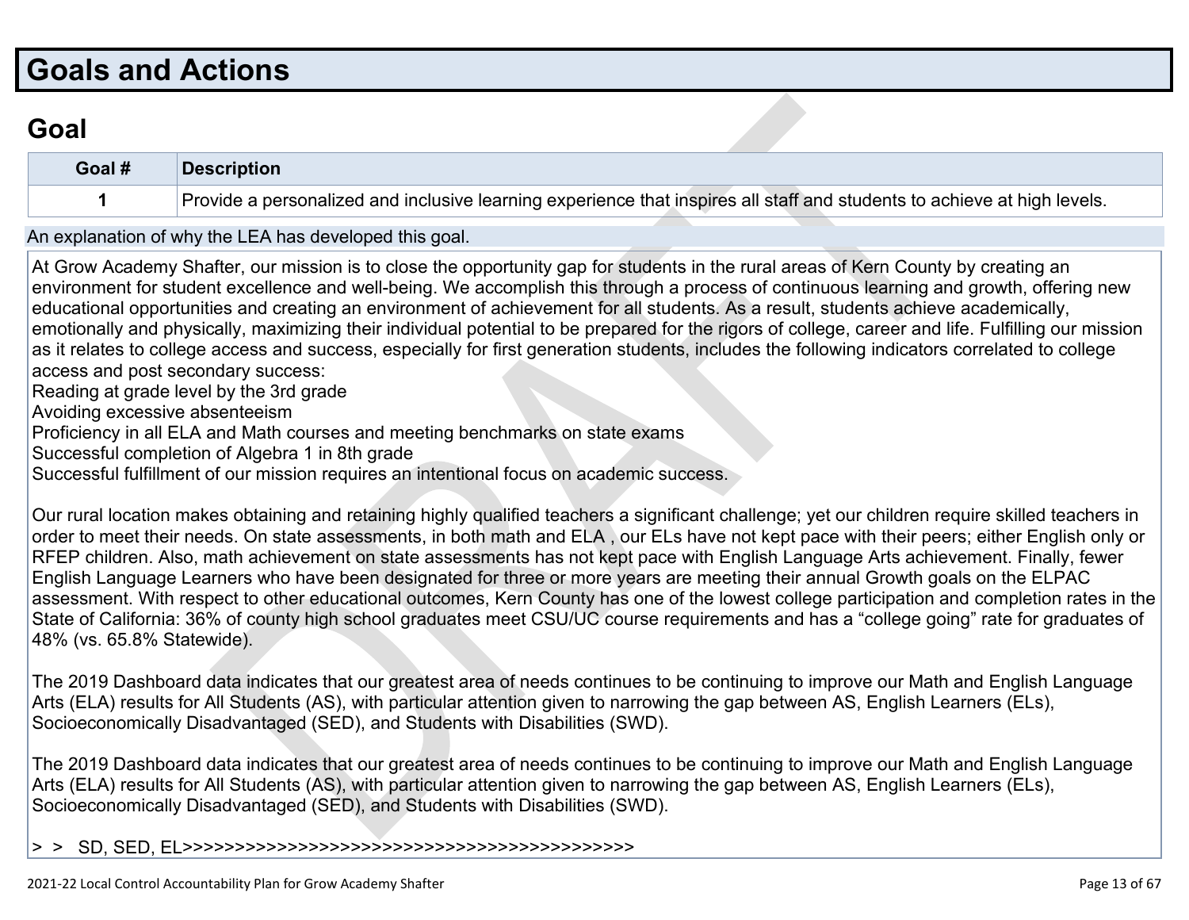# Goals and Actions

## Goal

| Goal # | Description |
| --- | --- |
| 1 | Provide a personalized and inclusive learning experience that inspires all staff and students to achieve at high levels. |

An explanation of why the LEA has developed this goal.

At Grow Academy Shafter, our mission is to close the opportunity gap for students in the rural areas of Kern County by creating an environment for student excellence and well-being. We accomplish this through a process of continuous learning and growth, offering new educational opportunities and creating an environment of achievement for all students. As a result, students achieve academically, emotionally and physically, maximizing their individual potential to be prepared for the rigors of college, career and life. Fulfilling our mission as it relates to college access and success, especially for first generation students, includes the following indicators correlated to college access and post secondary success:
Reading at grade level by the 3rd grade
Avoiding excessive absenteeism
Proficiency in all ELA and Math courses and meeting benchmarks on state exams
Successful completion of Algebra 1 in 8th grade
Successful fulfillment of our mission requires an intentional focus on academic success.

Our rural location makes obtaining and retaining highly qualified teachers a significant challenge; yet our children require skilled teachers in order to meet their needs. On state assessments, in both math and ELA , our ELs have not kept pace with their peers; either English only or RFEP children. Also, math achievement on state assessments has not kept pace with English Language Arts achievement. Finally, fewer English Language Learners who have been designated for three or more years are meeting their annual Growth goals on the ELPAC assessment. With respect to other educational outcomes, Kern County has one of the lowest college participation and completion rates in the State of California: 36% of county high school graduates meet CSU/UC course requirements and has a “college going” rate for graduates of 48% (vs. 65.8% Statewide).

The 2019 Dashboard data indicates that our greatest area of needs continues to be continuing to improve our Math and English Language Arts (ELA) results for All Students (AS), with particular attention given to narrowing the gap between AS, English Learners (ELs), Socioeconomically Disadvantaged (SED), and Students with Disabilities (SWD).

The 2019 Dashboard data indicates that our greatest area of needs continues to be continuing to improve our Math and English Language Arts (ELA) results for All Students (AS), with particular attention given to narrowing the gap between AS, English Learners (ELs), Socioeconomically Disadvantaged (SED), and Students with Disabilities (SWD).

> >   SD, SED, EL>>>>>>>>>>>>>>>>>>>>>>>>>>>>>>>>>>>>>>>>>>>>>>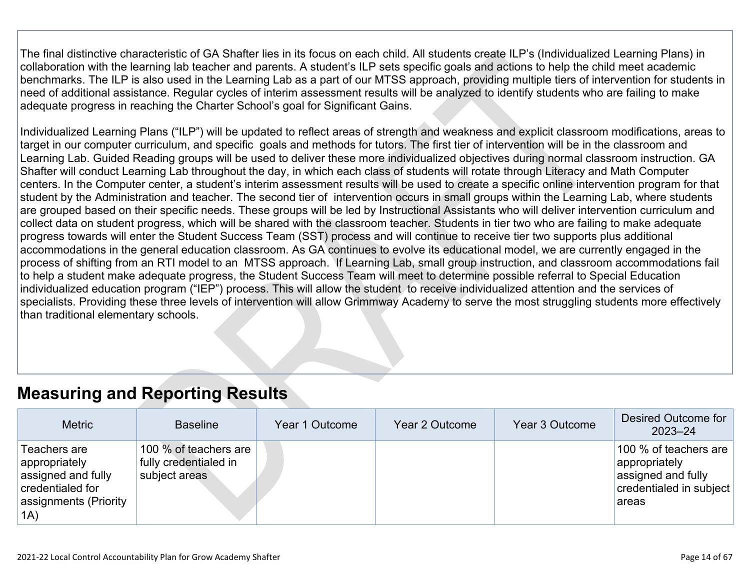The final distinctive characteristic of GA Shafter lies in its focus on each child. All students create ILP's (Individualized Learning Plans) in collaboration with the learning lab teacher and parents. A student's ILP sets specific goals and actions to help the child meet academic benchmarks. The ILP is also used in the Learning Lab as a part of our MTSS approach, providing multiple tiers of intervention for students in need of additional assistance. Regular cycles of interim assessment results will be analyzed to identify students who are failing to make adequate progress in reaching the Charter School's goal for Significant Gains.

Individualized Learning Plans ("ILP") will be updated to reflect areas of strength and weakness and explicit classroom modifications, areas to target in our computer curriculum, and specific goals and methods for tutors. The first tier of intervention will be in the classroom and Learning Lab. Guided Reading groups will be used to deliver these more individualized objectives during normal classroom instruction. GA Shafter will conduct Learning Lab throughout the day, in which each class of students will rotate through Literacy and Math Computer centers. In the Computer center, a student's interim assessment results will be used to create a specific online intervention program for that student by the Administration and teacher. The second tier of intervention occurs in small groups within the Learning Lab, where students are grouped based on their specific needs. These groups will be led by Instructional Assistants who will deliver intervention curriculum and collect data on student progress, which will be shared with the classroom teacher. Students in tier two who are failing to make adequate progress towards will enter the Student Success Team (SST) process and will continue to receive tier two supports plus additional accommodations in the general education classroom. As GA continues to evolve its educational model, we are currently engaged in the process of shifting from an RTI model to an MTSS approach. If Learning Lab, small group instruction, and classroom accommodations fail to help a student make adequate progress, the Student Success Team will meet to determine possible referral to Special Education individualized education program ("IEP") process. This will allow the student to receive individualized attention and the services of specialists. Providing these three levels of intervention will allow Grimmway Academy to serve the most struggling students more effectively than traditional elementary schools.

## Measuring and Reporting Results

| Metric | Baseline | Year 1 Outcome | Year 2 Outcome | Year 3 Outcome | Desired Outcome for 2023–24 |
|---|---|---|---|---|---|
| Teachers are appropriately assigned and fully credentialed for assignments (Priority 1A) | 100 % of teachers are fully credentialed in subject areas | | | | 100 % of teachers are appropriately assigned and fully credentialed in subject areas |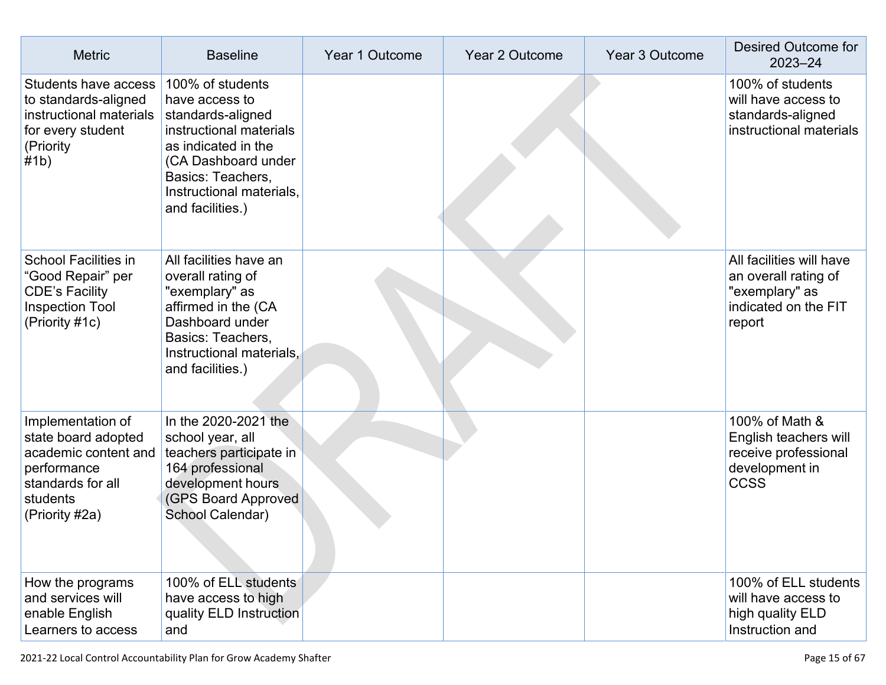| Metric | Baseline | Year 1 Outcome | Year 2 Outcome | Year 3 Outcome | Desired Outcome for 2023–24 |
|---|---|---|---|---|---|
| Students have access to standards-aligned instructional materials for every student (Priority #1b) | 100% of students have access to standards-aligned instructional materials as indicated in the (CA Dashboard under Basics: Teachers, Instructional materials, and facilities.) | | | | 100% of students will have access to standards-aligned instructional materials |
| School Facilities in "Good Repair" per CDE's Facility Inspection Tool (Priority #1c) | All facilities have an overall rating of "exemplary" as affirmed in the (CA Dashboard under Basics: Teachers, Instructional materials, and facilities.) | | | | All facilities will have an overall rating of "exemplary" as indicated on the FIT report |
| Implementation of state board adopted academic content and performance standards for all students (Priority #2a) | In the 2020-2021 the school year, all teachers participate in 164 professional development hours (GPS Board Approved School Calendar) | | | | 100% of Math & English teachers will receive professional development in CCSS |
| How the programs and services will enable English Learners to access | 100% of ELL students have access to high quality ELD Instruction and | | | | 100% of ELL students will have access to high quality ELD Instruction and |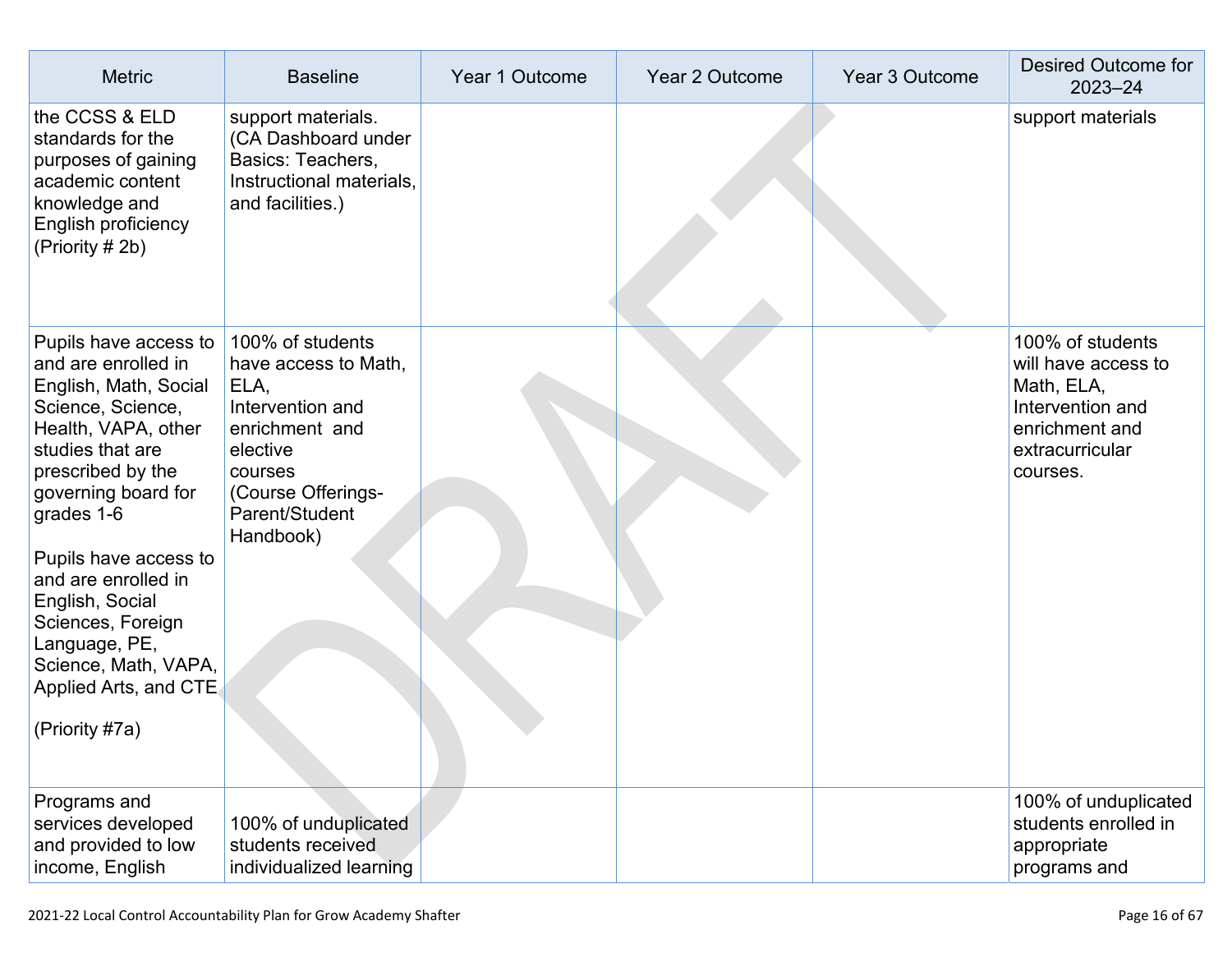| Metric | Baseline | Year 1 Outcome | Year 2 Outcome | Year 3 Outcome | Desired Outcome for 2023–24 |
|---|---|---|---|---|---|
| the CCSS & ELD standards for the purposes of gaining academic content knowledge and English proficiency (Priority # 2b) | support materials. (CA Dashboard under Basics: Teachers, Instructional materials, and facilities.) | | | | support materials |
| Pupils have access to and are enrolled in English, Math, Social Science, Science, Health, VAPA, other studies that are prescribed by the governing board for grades 1-6<br><br>Pupils have access to and are enrolled in English, Social Sciences, Foreign Language, PE, Science, Math, VAPA, Applied Arts, and CTE<br><br>(Priority #7a) | 100% of students have access to Math, ELA, Intervention and enrichment and elective courses (Course Offerings-Parent/Student Handbook) | | | | 100% of students will have access to Math, ELA, Intervention and enrichment and extracurricular courses. |
| Programs and services developed and provided to low income, English | 100% of unduplicated students received individualized learning | | | | 100% of unduplicated students enrolled in appropriate programs and |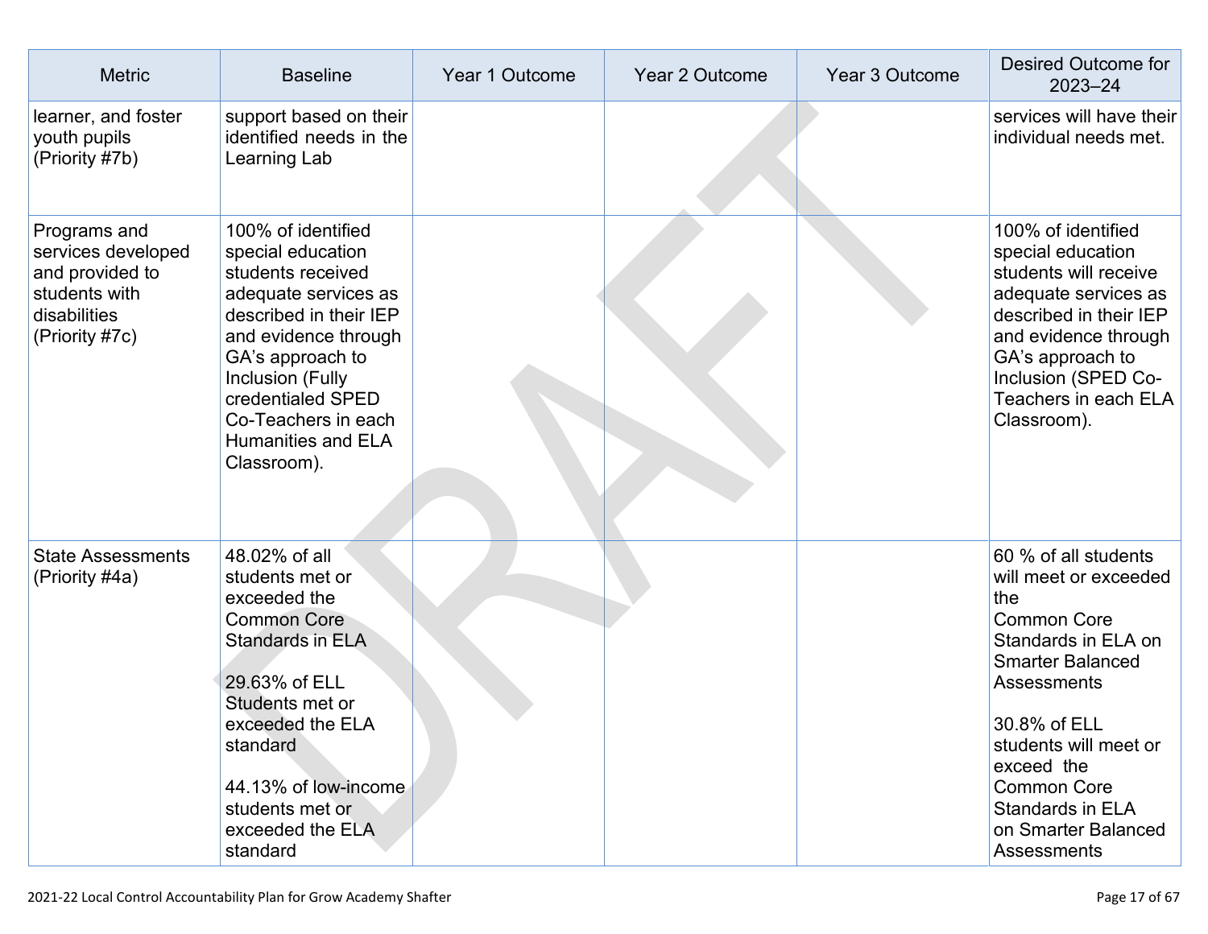| Metric | Baseline | Year 1 Outcome | Year 2 Outcome | Year 3 Outcome | Desired Outcome for 2023–24 |
|---|---|---|---|---|---|
| learner, and foster youth pupils (Priority #7b) | support based on their identified needs in the Learning Lab | | | | services will have their individual needs met. |
| Programs and services developed and provided to students with disabilities (Priority #7c) | 100% of identified special education students received adequate services as described in their IEP and evidence through GA's approach to Inclusion (Fully credentialed SPED Co-Teachers in each Humanities and ELA Classroom). | | | | 100% of identified special education students will receive adequate services as described in their IEP and evidence through GA's approach to Inclusion (SPED Co-Teachers in each ELA Classroom). |
| State Assessments (Priority #4a) | 48.02% of all students met or exceeded the Common Core Standards in ELA<br><br>29.63% of ELL Students met or exceeded the ELA standard<br><br>44.13% of low-income students met or exceeded the ELA standard | | | | 60 % of all students will meet or exceeded the Common Core Standards in ELA on Smarter Balanced Assessments<br><br>30.8% of ELL students will meet or exceed the Common Core Standards in ELA on Smarter Balanced Assessments |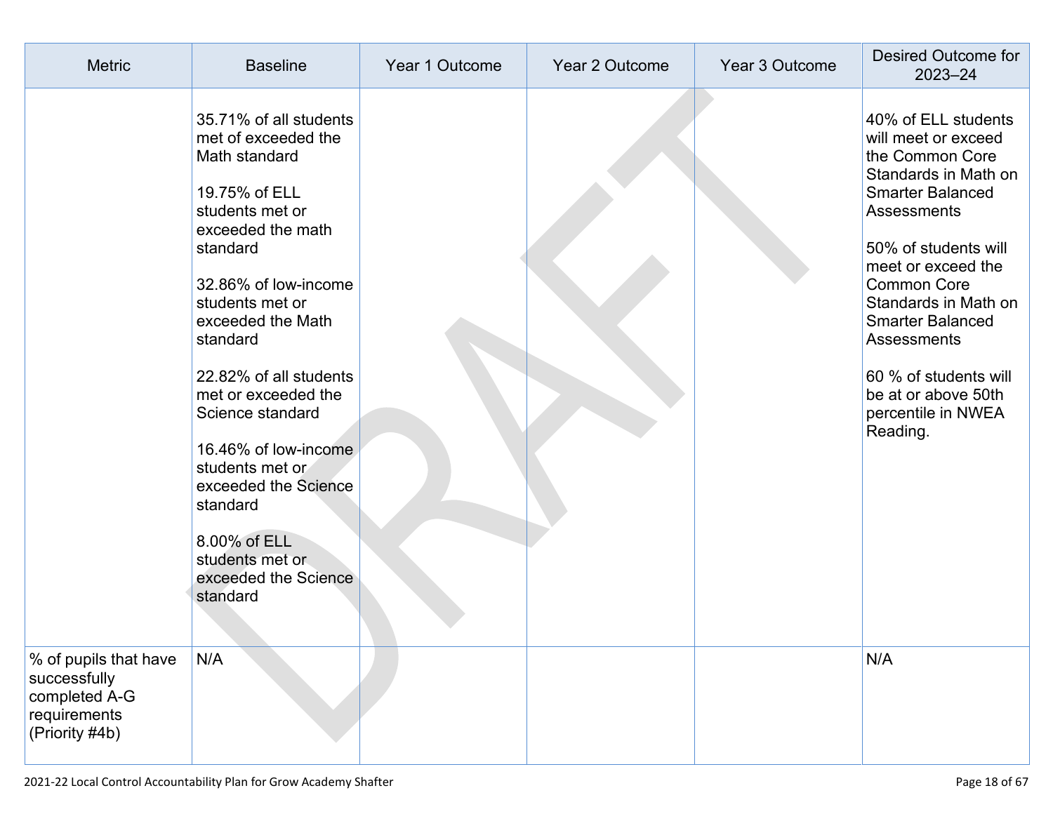| Metric | Baseline | Year 1 Outcome | Year 2 Outcome | Year 3 Outcome | Desired Outcome for 2023–24 |
|---|---|---|---|---|---|
| | 35.71% of all students met of exceeded the Math standard<br><br>19.75% of ELL students met or exceeded the math standard<br><br>32.86% of low-income students met or exceeded the Math standard<br><br>22.82% of all students met or exceeded the Science standard<br><br>16.46% of low-income students met or exceeded the Science standard<br><br>8.00% of ELL students met or exceeded the Science standard | | | | 40% of ELL students will meet or exceed the Common Core Standards in Math on Smarter Balanced Assessments<br><br>50% of students will meet or exceed the Common Core Standards in Math on Smarter Balanced Assessments<br><br>60 % of students will be at or above 50th percentile in NWEA Reading. |
| % of pupils that have successfully completed A-G requirements (Priority #4b) | N/A | | | | N/A |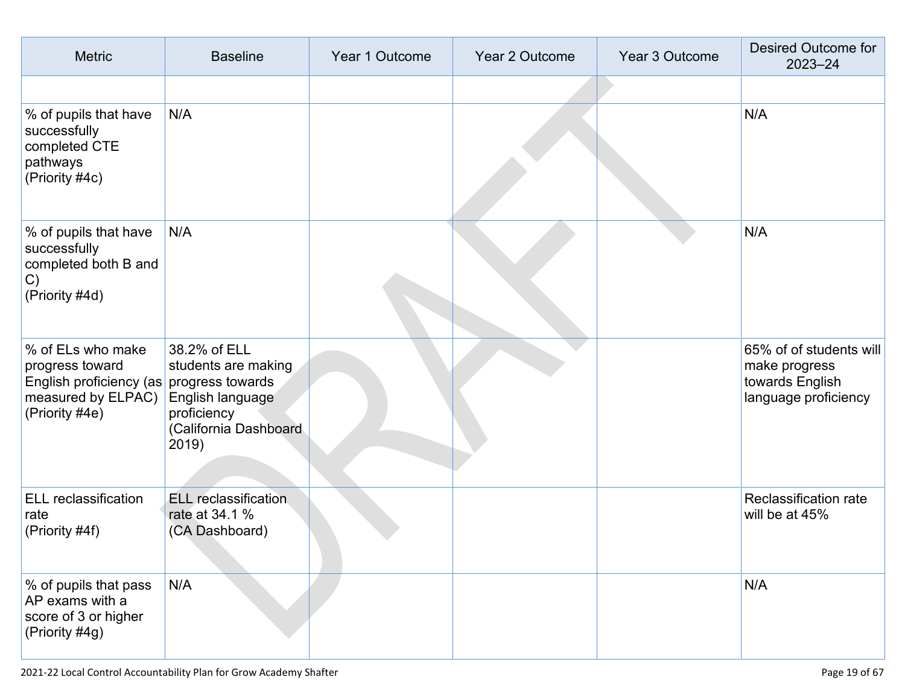| Metric | Baseline | Year 1 Outcome | Year 2 Outcome | Year 3 Outcome | Desired Outcome for 2023–24 |
|---|---|---|---|---|---|
| | | | | | |
| % of pupils that have successfully completed CTE pathways (Priority #4c) | N/A | | | | N/A |
| % of pupils that have successfully completed both B and C) (Priority #4d) | N/A | | | | N/A |
| % of ELs who make progress toward English proficiency (as measured by ELPAC) (Priority #4e) | 38.2% of ELL students are making progress towards English language proficiency (California Dashboard 2019) | | | | 65% of of students will make progress towards English language proficiency |
| ELL reclassification rate (Priority #4f) | ELL reclassification rate at 34.1 % (CA Dashboard) | | | | Reclassification rate will be at 45% |
| % of pupils that pass AP exams with a score of 3 or higher (Priority #4g) | N/A | | | | N/A |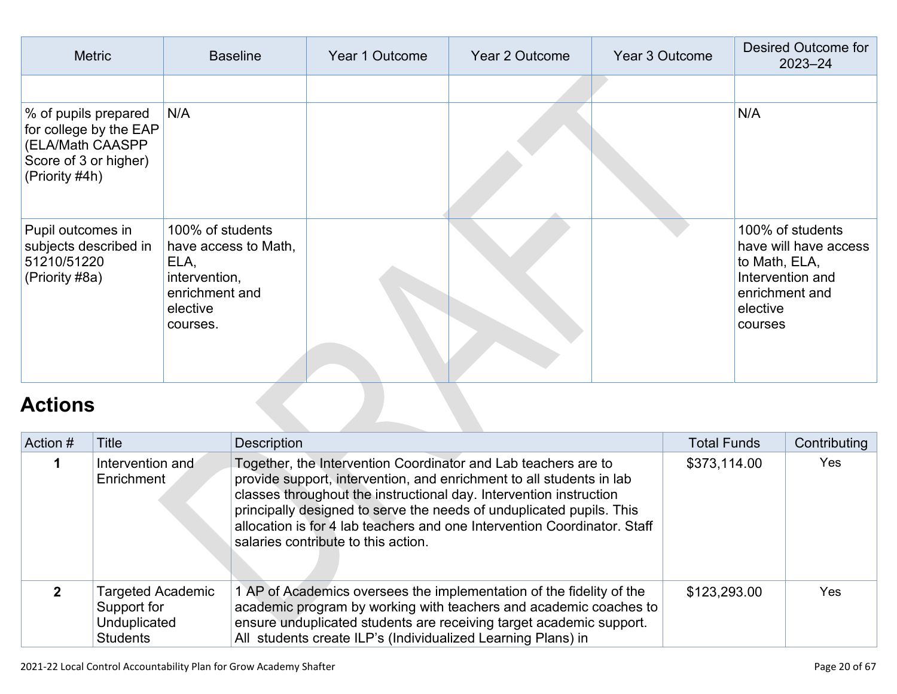| Metric | Baseline | Year 1 Outcome | Year 2 Outcome | Year 3 Outcome | Desired Outcome for 2023–24 |
|---|---|---|---|---|---|
| | | | | | |
| % of pupils prepared for college by the EAP (ELA/Math CAASPP Score of 3 or higher) (Priority #4h) | N/A | | | | N/A |
| Pupil outcomes in subjects described in 51210/51220 (Priority #8a) | 100% of students have access to Math, ELA, intervention, enrichment and elective courses. | | | | 100% of students have will have access to Math, ELA, Intervention and enrichment and elective courses |

# Actions

| Action # | Title | Description | Total Funds | Contributing |
|---|---|---|---|---|
| 1 | Intervention and Enrichment | Together, the Intervention Coordinator and Lab teachers are to provide support, intervention, and enrichment to all students in lab classes throughout the instructional day. Intervention instruction principally designed to serve the needs of unduplicated pupils. This allocation is for 4 lab teachers and one Intervention Coordinator. Staff salaries contribute to this action. | $373,114.00 | Yes |
| 2 | Targeted Academic Support for Unduplicated Students | 1 AP of Academics oversees the implementation of the fidelity of the academic program by working with teachers and academic coaches to ensure unduplicated students are receiving target academic support. All students create ILP's (Individualized Learning Plans) in | $123,293.00 | Yes |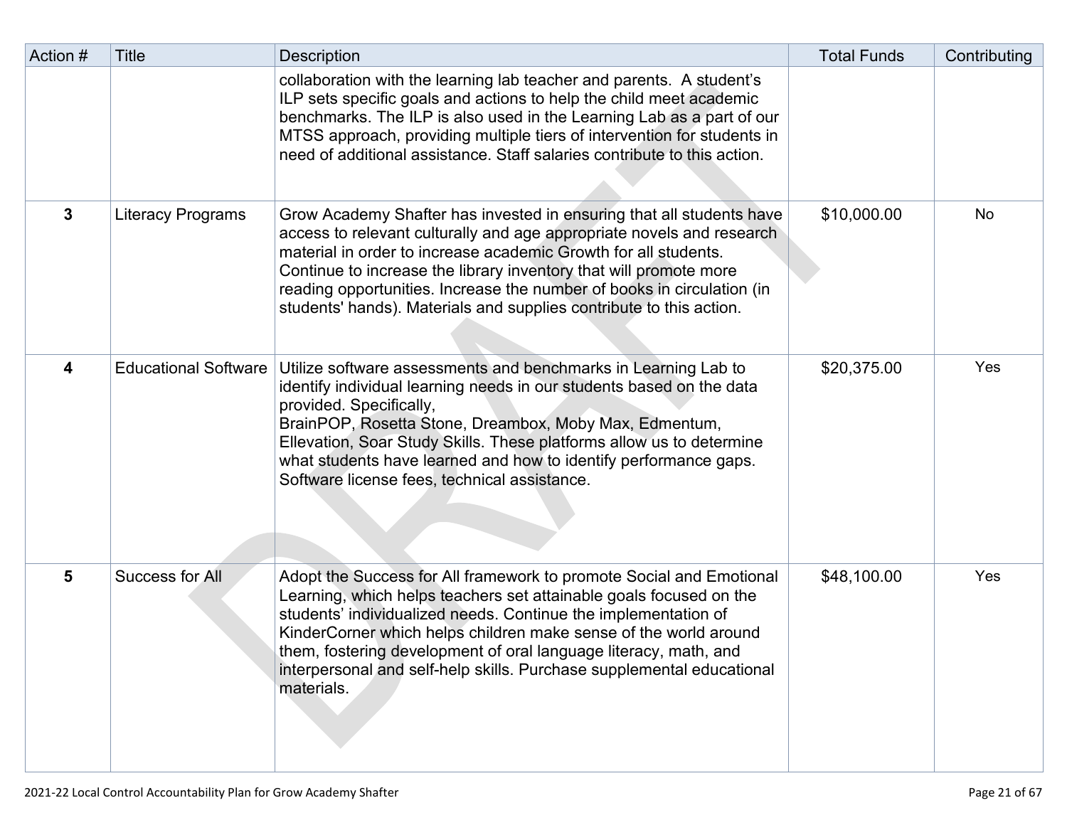| Action # | Title | Description | Total Funds | Contributing |
|---|---|---|---|---|
| | | collaboration with the learning lab teacher and parents. A student's ILP sets specific goals and actions to help the child meet academic benchmarks. The ILP is also used in the Learning Lab as a part of our MTSS approach, providing multiple tiers of intervention for students in need of additional assistance. Staff salaries contribute to this action. | | |
| 3 | Literacy Programs | Grow Academy Shafter has invested in ensuring that all students have access to relevant culturally and age appropriate novels and research material in order to increase academic Growth for all students. Continue to increase the library inventory that will promote more reading opportunities. Increase the number of books in circulation (in students' hands). Materials and supplies contribute to this action. | $10,000.00 | No |
| 4 | Educational Software | Utilize software assessments and benchmarks in Learning Lab to identify individual learning needs in our students based on the data provided. Specifically, BrainPOP, Rosetta Stone, Dreambox, Moby Max, Edmentum, Ellevation, Soar Study Skills. These platforms allow us to determine what students have learned and how to identify performance gaps. Software license fees, technical assistance. | $20,375.00 | Yes |
| 5 | Success for All | Adopt the Success for All framework to promote Social and Emotional Learning, which helps teachers set attainable goals focused on the students' individualized needs. Continue the implementation of KinderCorner which helps children make sense of the world around them, fostering development of oral language literacy, math, and interpersonal and self-help skills. Purchase supplemental educational materials. | $48,100.00 | Yes |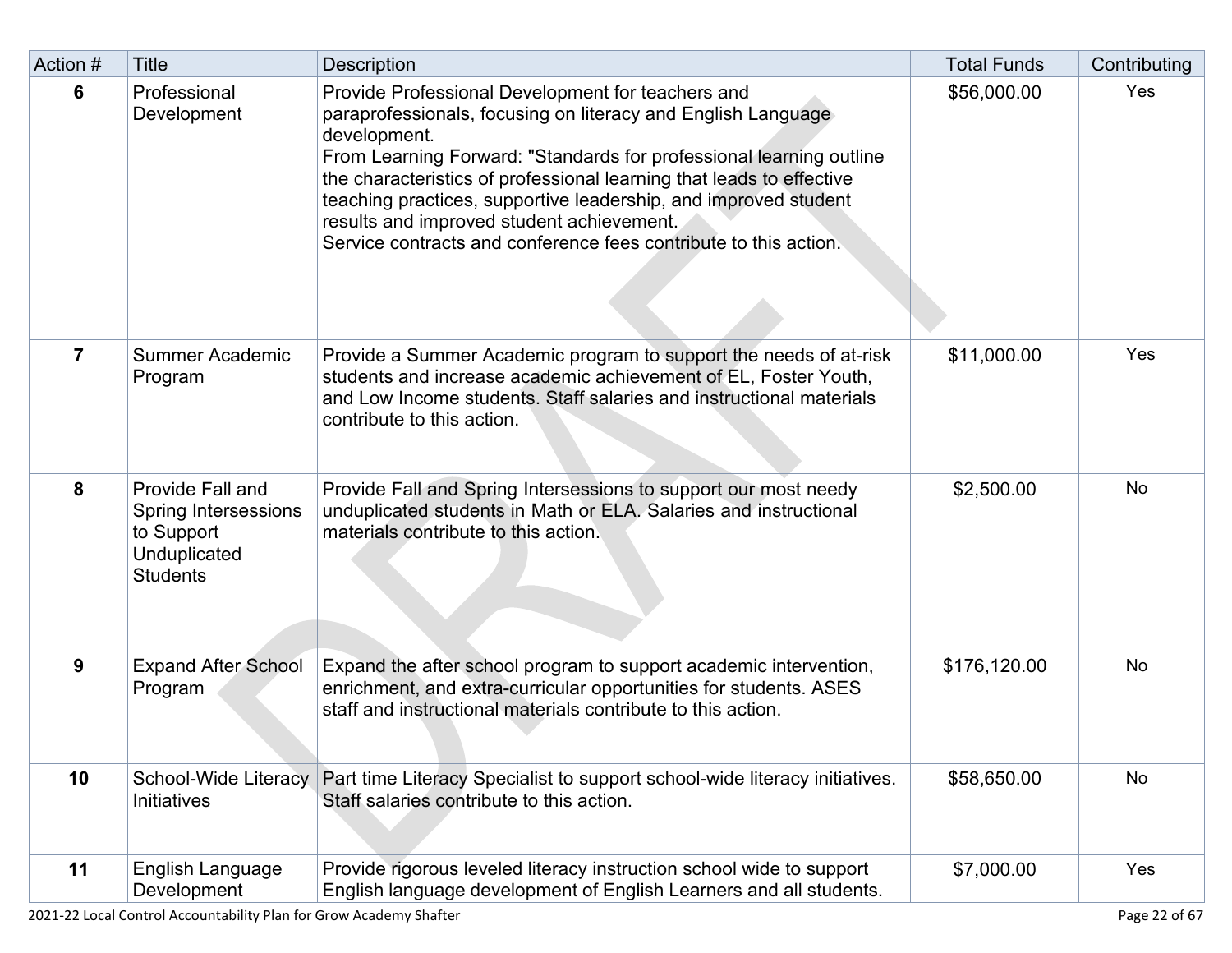| Action # | Title | Description | Total Funds | Contributing |
| --- | --- | --- | --- | --- |
| 6 | Professional Development | Provide Professional Development for teachers and paraprofessionals, focusing on literacy and English Language development. From Learning Forward: "Standards for professional learning outline the characteristics of professional learning that leads to effective teaching practices, supportive leadership, and improved student results and improved student achievement. Service contracts and conference fees contribute to this action. | $56,000.00 | Yes |
| 7 | Summer Academic Program | Provide a Summer Academic program to support the needs of at-risk students and increase academic achievement of EL, Foster Youth, and Low Income students. Staff salaries and instructional materials contribute to this action. | $11,000.00 | Yes |
| 8 | Provide Fall and Spring Intersessions to Support Unduplicated Students | Provide Fall and Spring Intersessions to support our most needy unduplicated students in Math or ELA. Salaries and instructional materials contribute to this action. | $2,500.00 | No |
| 9 | Expand After School Program | Expand the after school program to support academic intervention, enrichment, and extra-curricular opportunities for students. ASES staff and instructional materials contribute to this action. | $176,120.00 | No |
| 10 | School-Wide Literacy Initiatives | Part time Literacy Specialist to support school-wide literacy initiatives. Staff salaries contribute to this action. | $58,650.00 | No |
| 11 | English Language Development | Provide rigorous leveled literacy instruction school wide to support English language development of English Learners and all students. | $7,000.00 | Yes |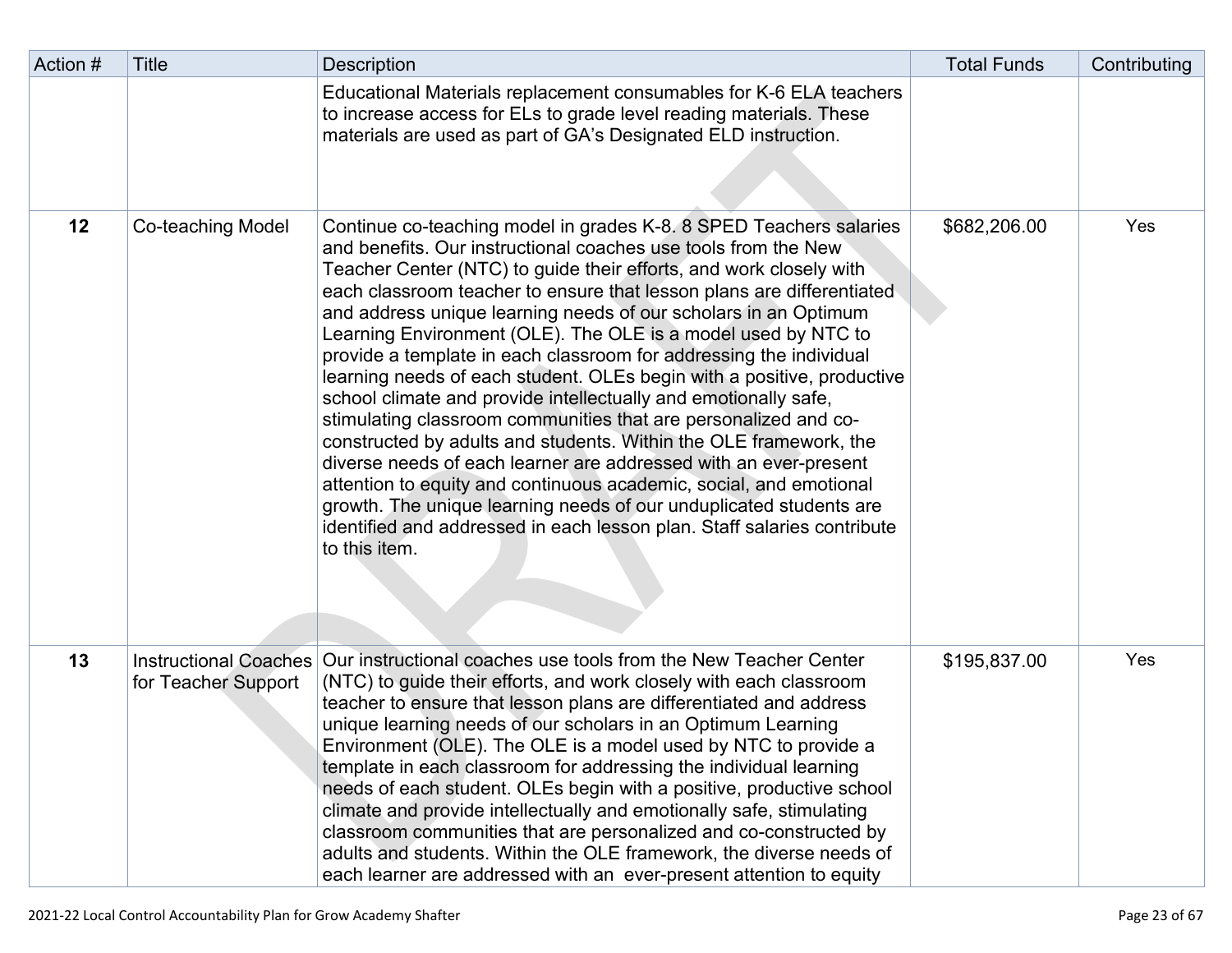| Action # | Title | Description | Total Funds | Contributing |
|---|---|---|---|---|
| | | Educational Materials replacement consumables for K-6 ELA teachers to increase access for ELs to grade level reading materials. These materials are used as part of GA's Designated ELD instruction. | | |
| 12 | Co-teaching Model | Continue co-teaching model in grades K-8. 8 SPED Teachers salaries and benefits. Our instructional coaches use tools from the New Teacher Center (NTC) to guide their efforts, and work closely with each classroom teacher to ensure that lesson plans are differentiated and address unique learning needs of our scholars in an Optimum Learning Environment (OLE). The OLE is a model used by NTC to provide a template in each classroom for addressing the individual learning needs of each student. OLEs begin with a positive, productive school climate and provide intellectually and emotionally safe, stimulating classroom communities that are personalized and co-constructed by adults and students. Within the OLE framework, the diverse needs of each learner are addressed with an ever-present attention to equity and continuous academic, social, and emotional growth. The unique learning needs of our unduplicated students are identified and addressed in each lesson plan. Staff salaries contribute to this item. | $682,206.00 | Yes |
| 13 | Instructional Coaches for Teacher Support | Our instructional coaches use tools from the New Teacher Center (NTC) to guide their efforts, and work closely with each classroom teacher to ensure that lesson plans are differentiated and address unique learning needs of our scholars in an Optimum Learning Environment (OLE). The OLE is a model used by NTC to provide a template in each classroom for addressing the individual learning needs of each student. OLEs begin with a positive, productive school climate and provide intellectually and emotionally safe, stimulating classroom communities that are personalized and co-constructed by adults and students. Within the OLE framework, the diverse needs of each learner are addressed with an ever-present attention to equity | $195,837.00 | Yes |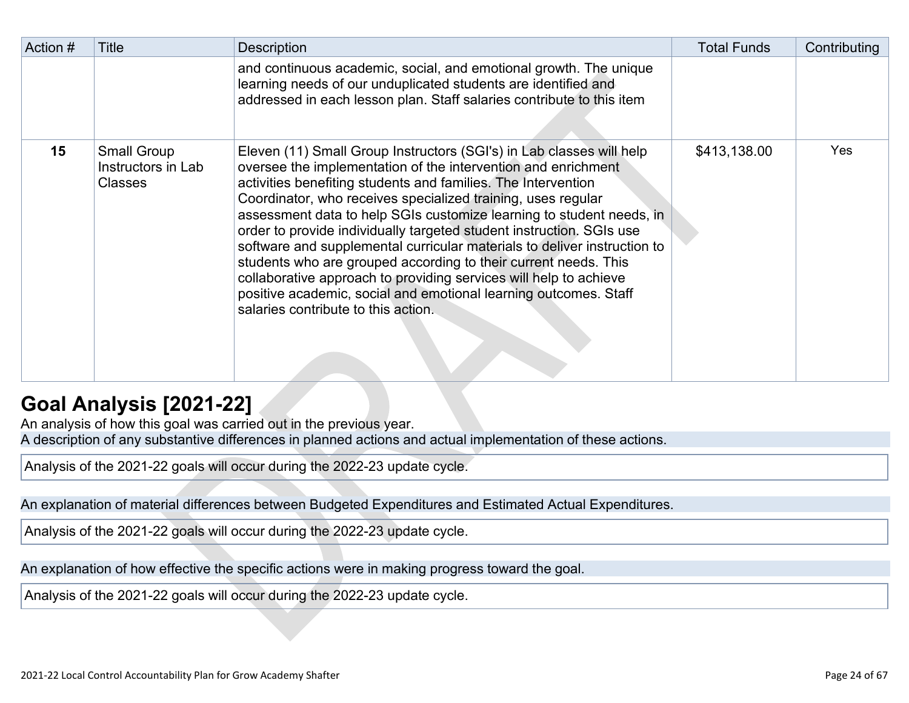| Action # | Title | Description | Total Funds | Contributing |
|---|---|---|---|---|
| | | and continuous academic, social, and emotional growth. The unique learning needs of our unduplicated students are identified and addressed in each lesson plan. Staff salaries contribute to this item | | |
| 15 | Small Group Instructors in Lab Classes | Eleven (11) Small Group Instructors (SGI's) in Lab classes will help oversee the implementation of the intervention and enrichment activities benefiting students and families. The Intervention Coordinator, who receives specialized training, uses regular assessment data to help SGIs customize learning to student needs, in order to provide individually targeted student instruction. SGIs use software and supplemental curricular materials to deliver instruction to students who are grouped according to their current needs. This collaborative approach to providing services will help to achieve positive academic, social and emotional learning outcomes. Staff salaries contribute to this action. | $413,138.00 | Yes |

## Goal Analysis [2021-22]

An analysis of how this goal was carried out in the previous year.

A description of any substantive differences in planned actions and actual implementation of these actions.

Analysis of the 2021-22 goals will occur during the 2022-23 update cycle.

An explanation of material differences between Budgeted Expenditures and Estimated Actual Expenditures.

Analysis of the 2021-22 goals will occur during the 2022-23 update cycle.

An explanation of how effective the specific actions were in making progress toward the goal.

Analysis of the 2021-22 goals will occur during the 2022-23 update cycle.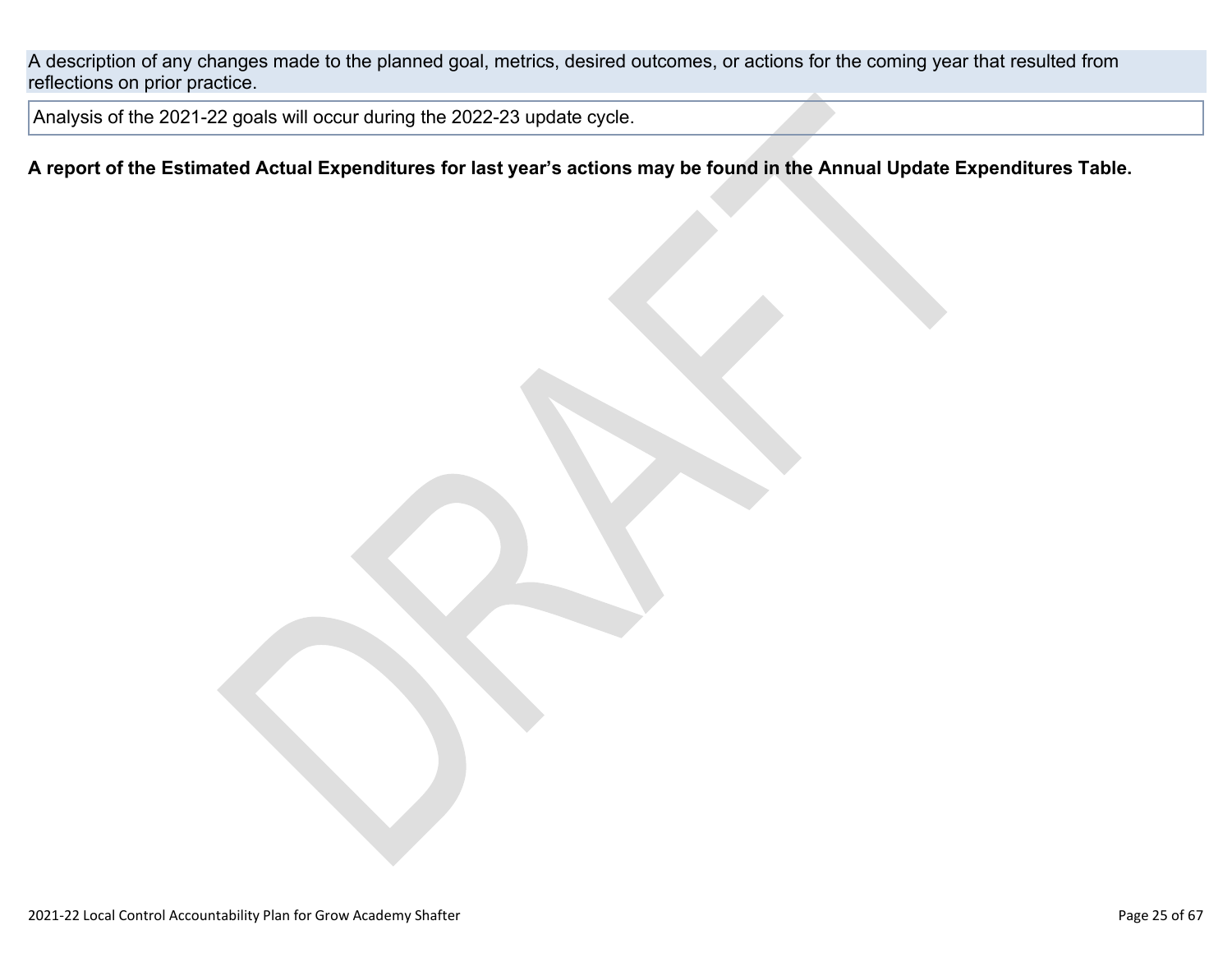A description of any changes made to the planned goal, metrics, desired outcomes, or actions for the coming year that resulted from reflections on prior practice.

Analysis of the 2021-22 goals will occur during the 2022-23 update cycle.

**A report of the Estimated Actual Expenditures for last year's actions may be found in the Annual Update Expenditures Table.**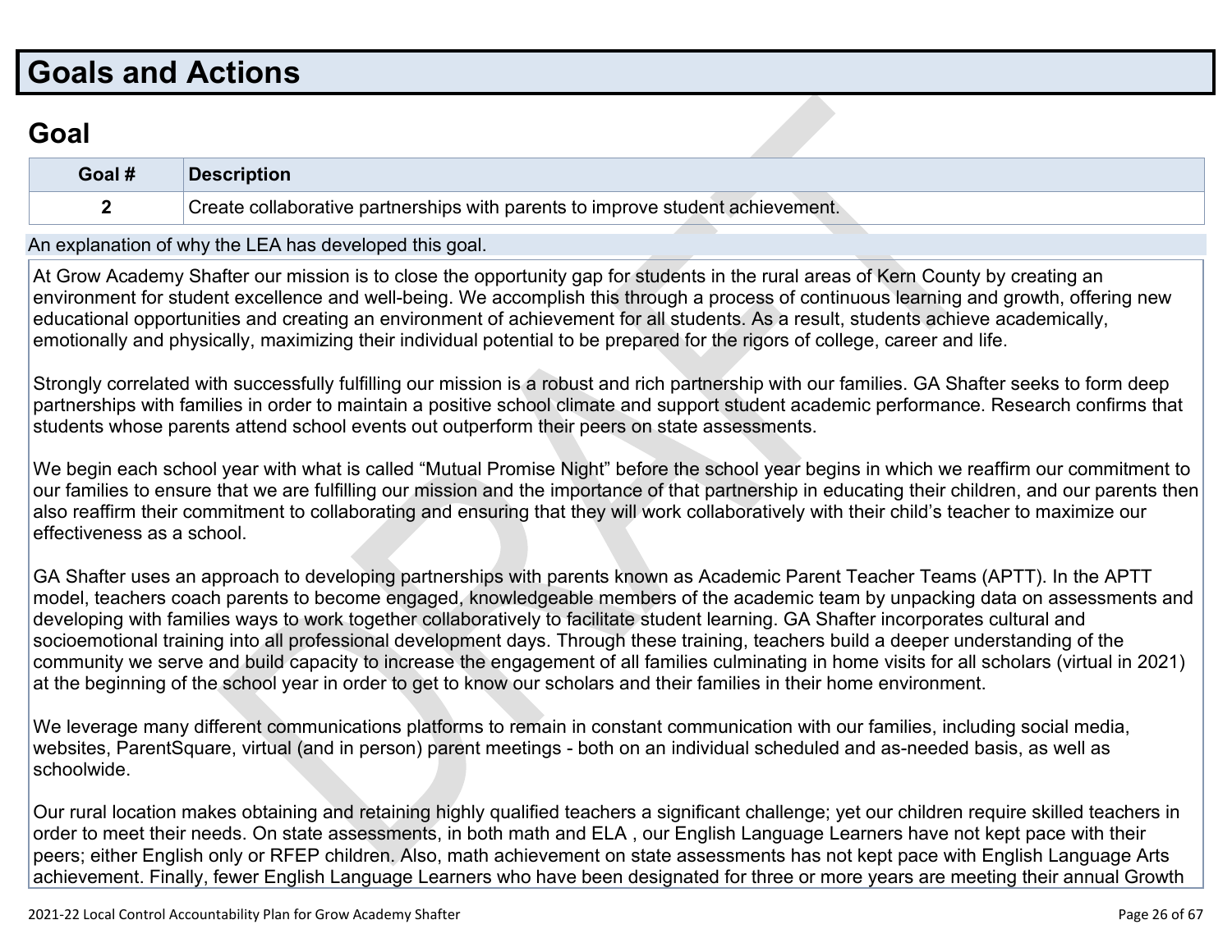# Goals and Actions

## Goal

| Goal # | Description |
|---|---|
| 2 | Create collaborative partnerships with parents to improve student achievement. |

An explanation of why the LEA has developed this goal.

At Grow Academy Shafter our mission is to close the opportunity gap for students in the rural areas of Kern County by creating an environment for student excellence and well-being. We accomplish this through a process of continuous learning and growth, offering new educational opportunities and creating an environment of achievement for all students. As a result, students achieve academically, emotionally and physically, maximizing their individual potential to be prepared for the rigors of college, career and life.

Strongly correlated with successfully fulfilling our mission is a robust and rich partnership with our families. GA Shafter seeks to form deep partnerships with families in order to maintain a positive school climate and support student academic performance. Research confirms that students whose parents attend school events out outperform their peers on state assessments.

We begin each school year with what is called “Mutual Promise Night” before the school year begins in which we reaffirm our commitment to our families to ensure that we are fulfilling our mission and the importance of that partnership in educating their children, and our parents then also reaffirm their commitment to collaborating and ensuring that they will work collaboratively with their child’s teacher to maximize our effectiveness as a school.

GA Shafter uses an approach to developing partnerships with parents known as Academic Parent Teacher Teams (APTT). In the APTT model, teachers coach parents to become engaged, knowledgeable members of the academic team by unpacking data on assessments and developing with families ways to work together collaboratively to facilitate student learning. GA Shafter incorporates cultural and socioemotional training into all professional development days. Through these training, teachers build a deeper understanding of the community we serve and build capacity to increase the engagement of all families culminating in home visits for all scholars (virtual in 2021) at the beginning of the school year in order to get to know our scholars and their families in their home environment.

We leverage many different communications platforms to remain in constant communication with our families, including social media, websites, ParentSquare, virtual (and in person) parent meetings - both on an individual scheduled and as-needed basis, as well as schoolwide.

Our rural location makes obtaining and retaining highly qualified teachers a significant challenge; yet our children require skilled teachers in order to meet their needs. On state assessments, in both math and ELA , our English Language Learners have not kept pace with their peers; either English only or RFEP children. Also, math achievement on state assessments has not kept pace with English Language Arts achievement. Finally, fewer English Language Learners who have been designated for three or more years are meeting their annual Growth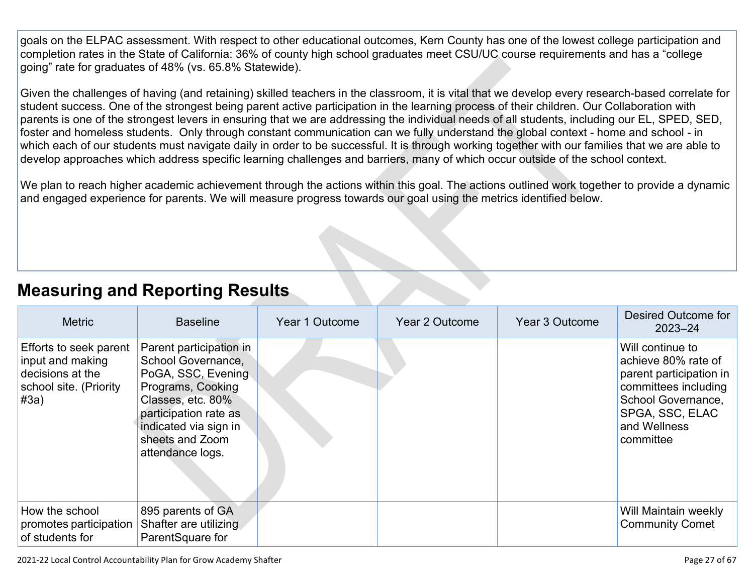goals on the ELPAC assessment. With respect to other educational outcomes, Kern County has one of the lowest college participation and completion rates in the State of California: 36% of county high school graduates meet CSU/UC course requirements and has a "college going" rate for graduates of 48% (vs. 65.8% Statewide).

Given the challenges of having (and retaining) skilled teachers in the classroom, it is vital that we develop every research-based correlate for student success. One of the strongest being parent active participation in the learning process of their children. Our Collaboration with parents is one of the strongest levers in ensuring that we are addressing the individual needs of all students, including our EL, SPED, SED, foster and homeless students. Only through constant communication can we fully understand the global context - home and school - in which each of our students must navigate daily in order to be successful. It is through working together with our families that we are able to develop approaches which address specific learning challenges and barriers, many of which occur outside of the school context.

We plan to reach higher academic achievement through the actions within this goal. The actions outlined work together to provide a dynamic and engaged experience for parents. We will measure progress towards our goal using the metrics identified below.

## Measuring and Reporting Results

| Metric | Baseline | Year 1 Outcome | Year 2 Outcome | Year 3 Outcome | Desired Outcome for 2023–24 |
|---|---|---|---|---|---|
| Efforts to seek parent input and making decisions at the school site. (Priority #3a) | Parent participation in School Governance, PoGA, SSC, Evening Programs, Cooking Classes, etc. 80% participation rate as indicated via sign in sheets and Zoom attendance logs. | | | | Will continue to achieve 80% rate of parent participation in committees including School Governance, SPGA, SSC, ELAC and Wellness committee |
| How the school promotes participation of students for | 895 parents of GA Shafter are utilizing ParentSquare for | | | | Will Maintain weekly Community Comet |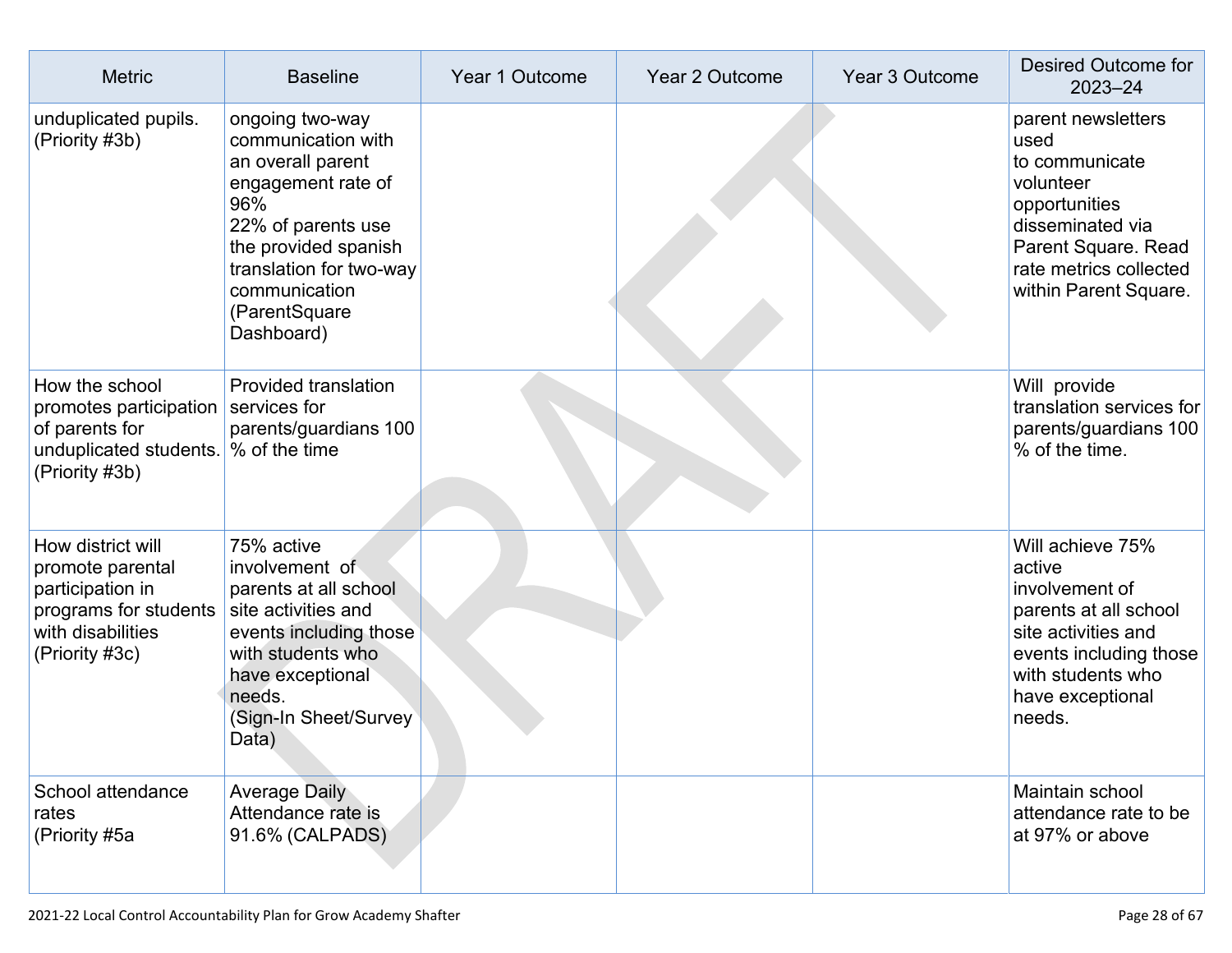| Metric | Baseline | Year 1 Outcome | Year 2 Outcome | Year 3 Outcome | Desired Outcome for 2023–24 |
|---|---|---|---|---|---|
| unduplicated pupils. (Priority #3b) | ongoing two-way communication with an overall parent engagement rate of 96% 22% of parents use the provided spanish translation for two-way communication (ParentSquare Dashboard) | | | | parent newsletters used to communicate volunteer opportunities disseminated via Parent Square. Read rate metrics collected within Parent Square. |
| How the school promotes participation of parents for unduplicated students. (Priority #3b) | Provided translation services for parents/guardians 100 % of the time | | | | Will provide translation services for parents/guardians 100 % of the time. |
| How district will promote parental participation in programs for students with disabilities (Priority #3c) | 75% active involvement of parents at all school site activities and events including those with students who have exceptional needs. (Sign-In Sheet/Survey Data) | | | | Will achieve 75% active involvement of parents at all school site activities and events including those with students who have exceptional needs. |
| School attendance rates (Priority #5a | Average Daily Attendance rate is 91.6% (CALPADS) | | | | Maintain school attendance rate to be at 97% or above |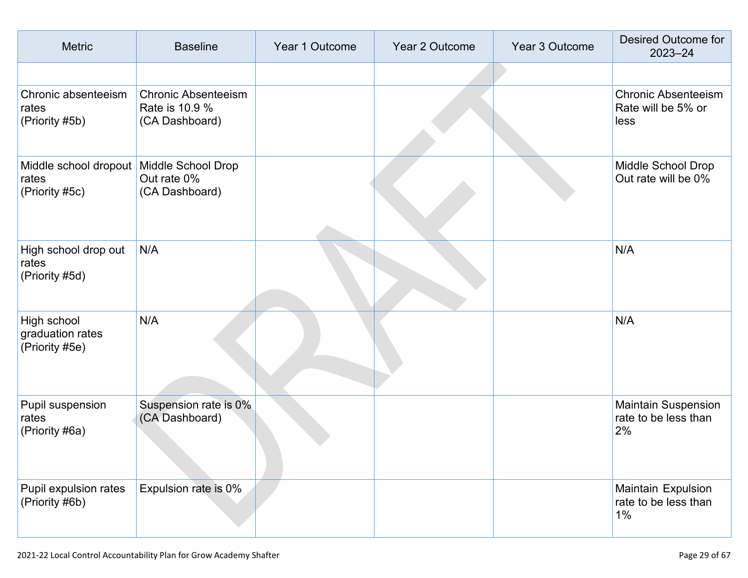| Metric | Baseline | Year 1 Outcome | Year 2 Outcome | Year 3 Outcome | Desired Outcome for 2023–24 |
|---|---|---|---|---|---|
| | | | | | |
| Chronic absenteeism rates (Priority #5b) | Chronic Absenteeism Rate is 10.9 % (CA Dashboard) | | | | Chronic Absenteeism Rate will be 5% or less |
| Middle school dropout rates (Priority #5c) | Middle School Drop Out rate 0% (CA Dashboard) | | | | Middle School Drop Out rate will be 0% |
| High school drop out rates (Priority #5d) | N/A | | | | N/A |
| High school graduation rates (Priority #5e) | N/A | | | | N/A |
| Pupil suspension rates (Priority #6a) | Suspension rate is 0% (CA Dashboard) | | | | Maintain Suspension rate to be less than 2% |
| Pupil expulsion rates (Priority #6b) | Expulsion rate is 0% | | | | Maintain Expulsion rate to be less than 1% |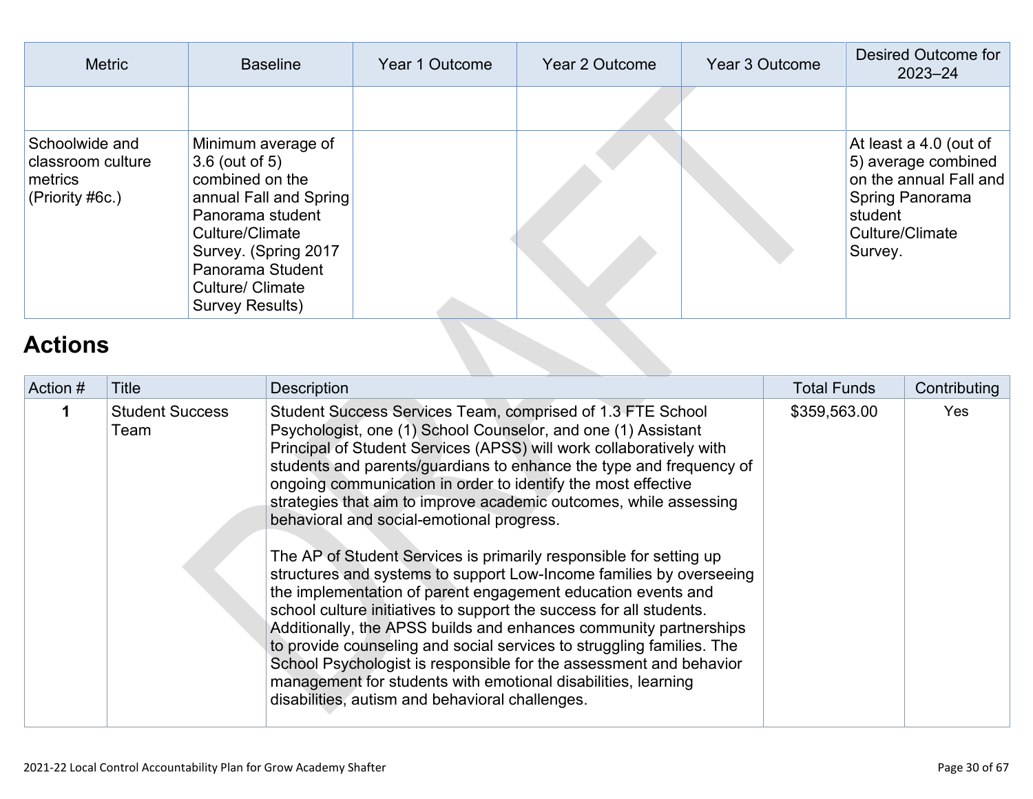| Metric | Baseline | Year 1 Outcome | Year 2 Outcome | Year 3 Outcome | Desired Outcome for 2023–24 |
|---|---|---|---|---|---|
| | | | | | |
| Schoolwide and classroom culture metrics (Priority #6c.) | Minimum average of 3.6 (out of 5) combined on the annual Fall and Spring Panorama student Culture/Climate Survey. (Spring 2017 Panorama Student Culture/ Climate Survey Results) | | | | At least a 4.0 (out of 5) average combined on the annual Fall and Spring Panorama student Culture/Climate Survey. |

# Actions

| Action # | Title | Description | Total Funds | Contributing |
|---|---|---|---|---|
| 1 | Student Success Team | Student Success Services Team, comprised of 1.3 FTE School Psychologist, one (1) School Counselor, and one (1) Assistant Principal of Student Services (APSS) will work collaboratively with students and parents/guardians to enhance the type and frequency of ongoing communication in order to identify the most effective strategies that aim to improve academic outcomes, while assessing behavioral and social-emotional progress.<br><br>The AP of Student Services is primarily responsible for setting up structures and systems to support Low-Income families by overseeing the implementation of parent engagement education events and school culture initiatives to support the success for all students. Additionally, the APSS builds and enhances community partnerships to provide counseling and social services to struggling families. The School Psychologist is responsible for the assessment and behavior management for students with emotional disabilities, learning disabilities, autism and behavioral challenges. | $359,563.00 | Yes |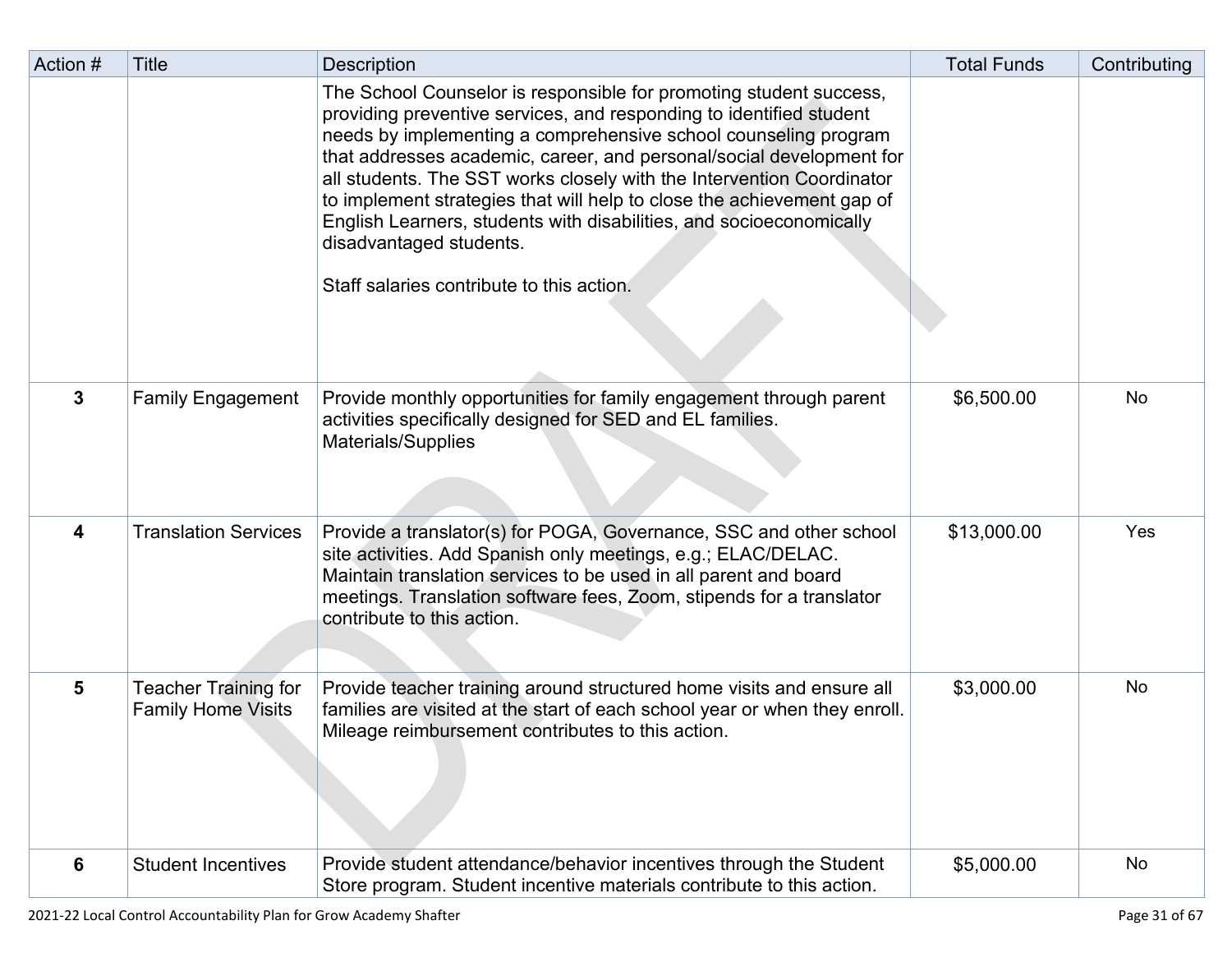| Action # | Title | Description | Total Funds | Contributing |
|---|---|---|---|---|
| | | The School Counselor is responsible for promoting student success, providing preventive services, and responding to identified student needs by implementing a comprehensive school counseling program that addresses academic, career, and personal/social development for all students. The SST works closely with the Intervention Coordinator to implement strategies that will help to close the achievement gap of English Learners, students with disabilities, and socioeconomically disadvantaged students. <br><br> Staff salaries contribute to this action. | | |
| **3** | Family Engagement | Provide monthly opportunities for family engagement through parent activities specifically designed for SED and EL families. Materials/Supplies | $6,500.00 | No |
| **4** | Translation Services | Provide a translator(s) for POGA, Governance, SSC and other school site activities. Add Spanish only meetings, e.g.; ELAC/DELAC. Maintain translation services to be used in all parent and board meetings. Translation software fees, Zoom, stipends for a translator contribute to this action. | $13,000.00 | Yes |
| **5** | Teacher Training for Family Home Visits | Provide teacher training around structured home visits and ensure all families are visited at the start of each school year or when they enroll. Mileage reimbursement contributes to this action. | $3,000.00 | No |
| **6** | Student Incentives | Provide student attendance/behavior incentives through the Student Store program. Student incentive materials contribute to this action. | $5,000.00 | No |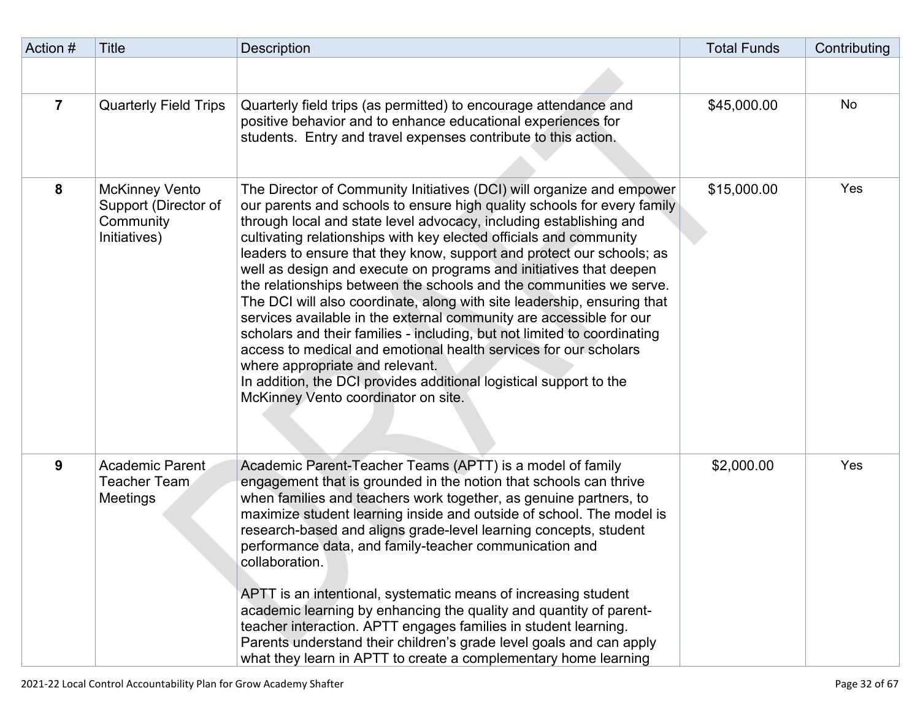| Action # | Title | Description | Total Funds | Contributing |
|---|---|---|---|---|
| | | | | |
| **7** | Quarterly Field Trips | Quarterly field trips (as permitted) to encourage attendance and positive behavior and to enhance educational experiences for students. Entry and travel expenses contribute to this action. | $45,000.00 | No |
| **8** | McKinney Vento Support (Director of Community Initiatives) | The Director of Community Initiatives (DCI) will organize and empower our parents and schools to ensure high quality schools for every family through local and state level advocacy, including establishing and cultivating relationships with key elected officials and community leaders to ensure that they know, support and protect our schools; as well as design and execute on programs and initiatives that deepen the relationships between the schools and the communities we serve. The DCI will also coordinate, along with site leadership, ensuring that services available in the external community are accessible for our scholars and their families - including, but not limited to coordinating access to medical and emotional health services for our scholars where appropriate and relevant.<br>In addition, the DCI provides additional logistical support to the McKinney Vento coordinator on site. | $15,000.00 | Yes |
| **9** | Academic Parent Teacher Team Meetings | Academic Parent-Teacher Teams (APTT) is a model of family engagement that is grounded in the notion that schools can thrive when families and teachers work together, as genuine partners, to maximize student learning inside and outside of school. The model is research-based and aligns grade-level learning concepts, student performance data, and family-teacher communication and collaboration.<br><br>APTT is an intentional, systematic means of increasing student academic learning by enhancing the quality and quantity of parent-teacher interaction. APTT engages families in student learning. Parents understand their children's grade level goals and can apply what they learn in APTT to create a complementary home learning | $2,000.00 | Yes |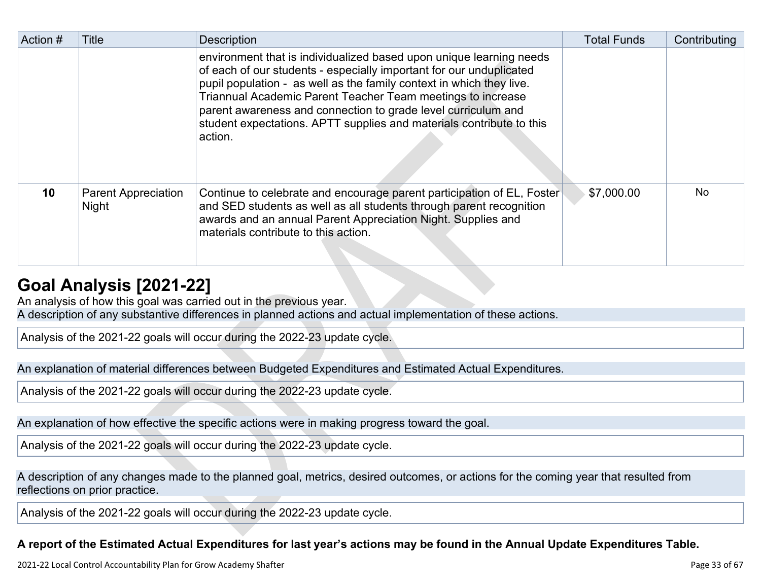| Action # | Title | Description | Total Funds | Contributing |
|---|---|---|---|---|
| | | environment that is individualized based upon unique learning needs of each of our students - especially important for our unduplicated pupil population - as well as the family context in which they live. Triannual Academic Parent Teacher Team meetings to increase parent awareness and connection to grade level curriculum and student expectations. APTT supplies and materials contribute to this action. | | |
| 10 | Parent Appreciation Night | Continue to celebrate and encourage parent participation of EL, Foster and SED students as well as all students through parent recognition awards and an annual Parent Appreciation Night. Supplies and materials contribute to this action. | $7,000.00 | No |

## Goal Analysis [2021-22]

An analysis of how this goal was carried out in the previous year.

A description of any substantive differences in planned actions and actual implementation of these actions.

Analysis of the 2021-22 goals will occur during the 2022-23 update cycle.

An explanation of material differences between Budgeted Expenditures and Estimated Actual Expenditures.

Analysis of the 2021-22 goals will occur during the 2022-23 update cycle.

An explanation of how effective the specific actions were in making progress toward the goal.

Analysis of the 2021-22 goals will occur during the 2022-23 update cycle.

A description of any changes made to the planned goal, metrics, desired outcomes, or actions for the coming year that resulted from reflections on prior practice.

Analysis of the 2021-22 goals will occur during the 2022-23 update cycle.

**A report of the Estimated Actual Expenditures for last year's actions may be found in the Annual Update Expenditures Table.**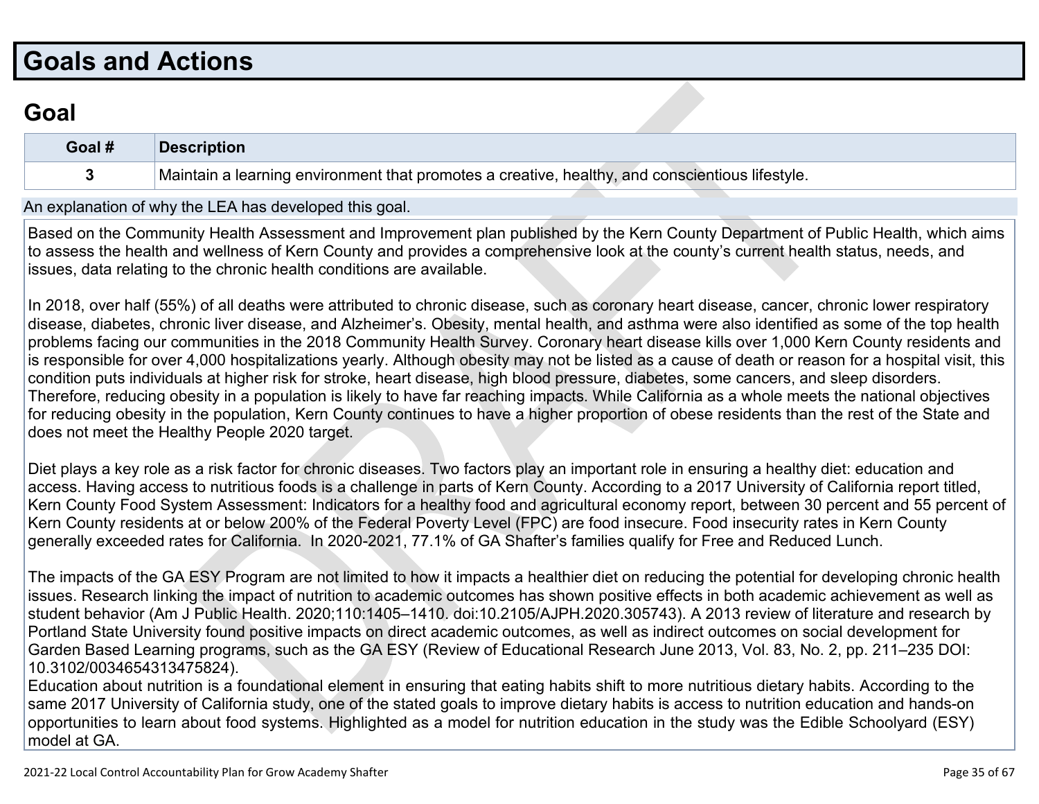# Goals and Actions

## Goal

| Goal # | Description |
|---|---|
| 3 | Maintain a learning environment that promotes a creative, healthy, and conscientious lifestyle. |

An explanation of why the LEA has developed this goal.

Based on the Community Health Assessment and Improvement plan published by the Kern County Department of Public Health, which aims to assess the health and wellness of Kern County and provides a comprehensive look at the county's current health status, needs, and issues, data relating to the chronic health conditions are available.

In 2018, over half (55%) of all deaths were attributed to chronic disease, such as coronary heart disease, cancer, chronic lower respiratory disease, diabetes, chronic liver disease, and Alzheimer's. Obesity, mental health, and asthma were also identified as some of the top health problems facing our communities in the 2018 Community Health Survey. Coronary heart disease kills over 1,000 Kern County residents and is responsible for over 4,000 hospitalizations yearly. Although obesity may not be listed as a cause of death or reason for a hospital visit, this condition puts individuals at higher risk for stroke, heart disease, high blood pressure, diabetes, some cancers, and sleep disorders. Therefore, reducing obesity in a population is likely to have far reaching impacts. While California as a whole meets the national objectives for reducing obesity in the population, Kern County continues to have a higher proportion of obese residents than the rest of the State and does not meet the Healthy People 2020 target.

Diet plays a key role as a risk factor for chronic diseases. Two factors play an important role in ensuring a healthy diet: education and access. Having access to nutritious foods is a challenge in parts of Kern County. According to a 2017 University of California report titled, Kern County Food System Assessment: Indicators for a healthy food and agricultural economy report, between 30 percent and 55 percent of Kern County residents at or below 200% of the Federal Poverty Level (FPC) are food insecure. Food insecurity rates in Kern County generally exceeded rates for California. In 2020-2021, 77.1% of GA Shafter's families qualify for Free and Reduced Lunch.

The impacts of the GA ESY Program are not limited to how it impacts a healthier diet on reducing the potential for developing chronic health issues. Research linking the impact of nutrition to academic outcomes has shown positive effects in both academic achievement as well as student behavior (Am J Public Health. 2020;110:1405–1410. doi:10.2105/AJPH.2020.305743). A 2013 review of literature and research by Portland State University found positive impacts on direct academic outcomes, as well as indirect outcomes on social development for Garden Based Learning programs, such as the GA ESY (Review of Educational Research June 2013, Vol. 83, No. 2, pp. 211–235 DOI: 10.3102/0034654313475824).
Education about nutrition is a foundational element in ensuring that eating habits shift to more nutritious dietary habits. According to the same 2017 University of California study, one of the stated goals to improve dietary habits is access to nutrition education and hands-on opportunities to learn about food systems. Highlighted as a model for nutrition education in the study was the Edible Schoolyard (ESY) model at GA.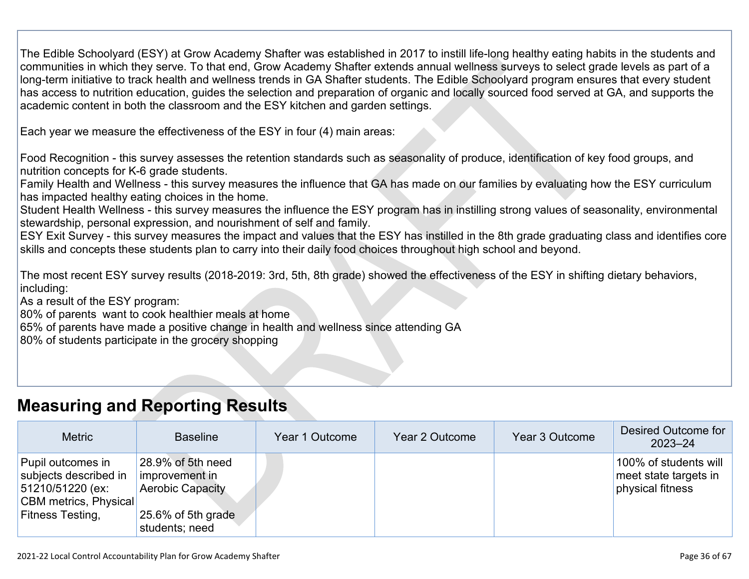The Edible Schoolyard (ESY) at Grow Academy Shafter was established in 2017 to instill life-long healthy eating habits in the students and communities in which they serve. To that end, Grow Academy Shafter extends annual wellness surveys to select grade levels as part of a long-term initiative to track health and wellness trends in GA Shafter students. The Edible Schoolyard program ensures that every student has access to nutrition education, guides the selection and preparation of organic and locally sourced food served at GA, and supports the academic content in both the classroom and the ESY kitchen and garden settings.

Each year we measure the effectiveness of the ESY in four (4) main areas:

Food Recognition - this survey assesses the retention standards such as seasonality of produce, identification of key food groups, and nutrition concepts for K-6 grade students.
Family Health and Wellness - this survey measures the influence that GA has made on our families by evaluating how the ESY curriculum has impacted healthy eating choices in the home.
Student Health Wellness - this survey measures the influence the ESY program has in instilling strong values of seasonality, environmental stewardship, personal expression, and nourishment of self and family.
ESY Exit Survey - this survey measures the impact and values that the ESY has instilled in the 8th grade graduating class and identifies core skills and concepts these students plan to carry into their daily food choices throughout high school and beyond.

The most recent ESY survey results (2018-2019: 3rd, 5th, 8th grade) showed the effectiveness of the ESY in shifting dietary behaviors, including:
As a result of the ESY program:
80% of parents want to cook healthier meals at home
65% of parents have made a positive change in health and wellness since attending GA
80% of students participate in the grocery shopping

## Measuring and Reporting Results

| Metric | Baseline | Year 1 Outcome | Year 2 Outcome | Year 3 Outcome | Desired Outcome for 2023–24 |
|---|---|---|---|---|---|
| Pupil outcomes in subjects described in 51210/51220 (ex: CBM metrics, Physical Fitness Testing, | 28.9% of 5th need improvement in Aerobic Capacity<br><br>25.6% of 5th grade students; need | | | | 100% of students will meet state targets in physical fitness |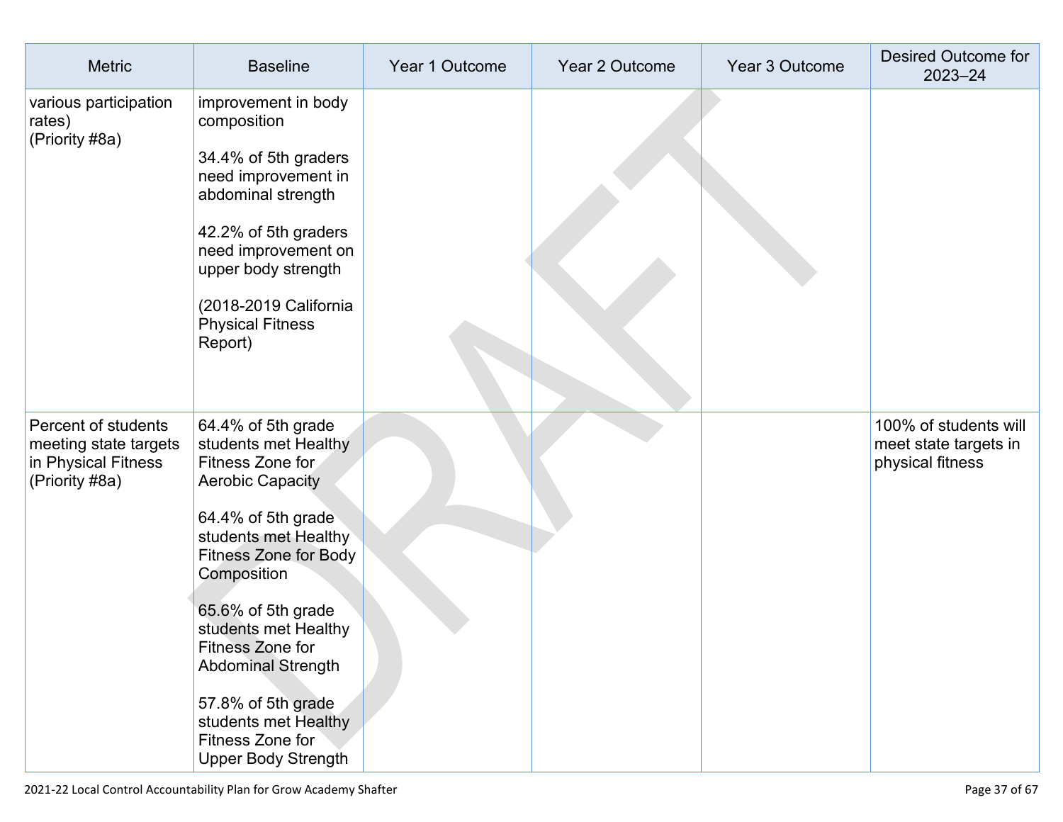| Metric | Baseline | Year 1 Outcome | Year 2 Outcome | Year 3 Outcome | Desired Outcome for 2023–24 |
|---|---|---|---|---|---|
| various participation rates)<br>(Priority #8a) | improvement in body composition<br><br>34.4% of 5th graders need improvement in abdominal strength<br><br>42.2% of 5th graders need improvement on upper body strength<br><br>(2018-2019 California Physical Fitness Report) | | | | |
| Percent of students meeting state targets in Physical Fitness<br>(Priority #8a) | 64.4% of 5th grade students met Healthy Fitness Zone for Aerobic Capacity<br><br>64.4% of 5th grade students met Healthy Fitness Zone for Body Composition<br><br>65.6% of 5th grade students met Healthy Fitness Zone for Abdominal Strength<br><br>57.8% of 5th grade students met Healthy Fitness Zone for Upper Body Strength | | | | 100% of students will meet state targets in physical fitness |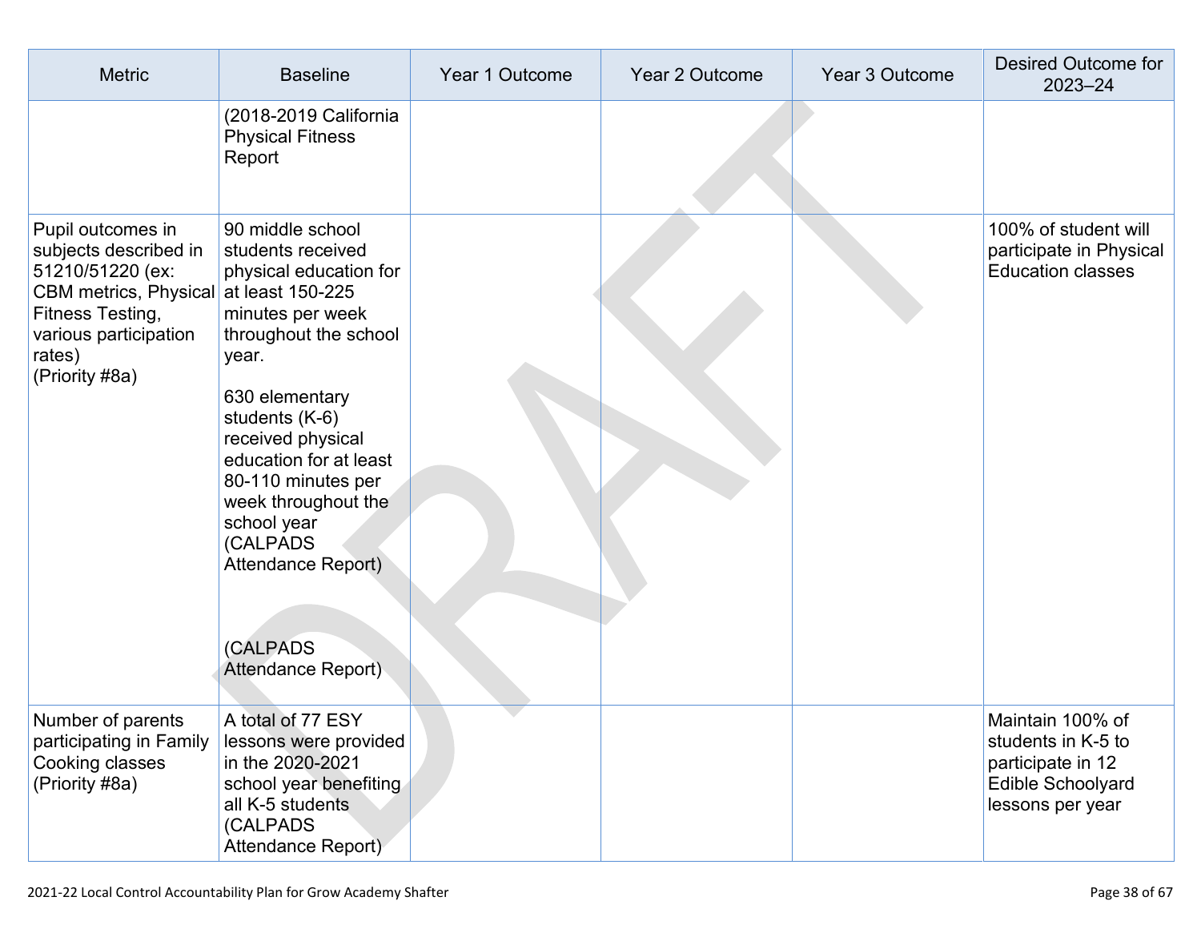| Metric | Baseline | Year 1 Outcome | Year 2 Outcome | Year 3 Outcome | Desired Outcome for 2023–24 |
|---|---|---|---|---|---|
| | (2018-2019 California Physical Fitness Report | | | | |
| Pupil outcomes in subjects described in 51210/51220 (ex: CBM metrics, Physical Fitness Testing, various participation rates) (Priority #8a) | 90 middle school students received physical education for at least 150-225 minutes per week throughout the school year.<br><br>630 elementary students (K-6) received physical education for at least 80-110 minutes per week throughout the school year (CALPADS Attendance Report)<br><br>(CALPADS Attendance Report) | | | | 100% of student will participate in Physical Education classes |
| Number of parents participating in Family Cooking classes (Priority #8a) | A total of 77 ESY lessons were provided in the 2020-2021 school year benefiting all K-5 students (CALPADS Attendance Report) | | | | Maintain 100% of students in K-5 to participate in 12 Edible Schoolyard lessons per year |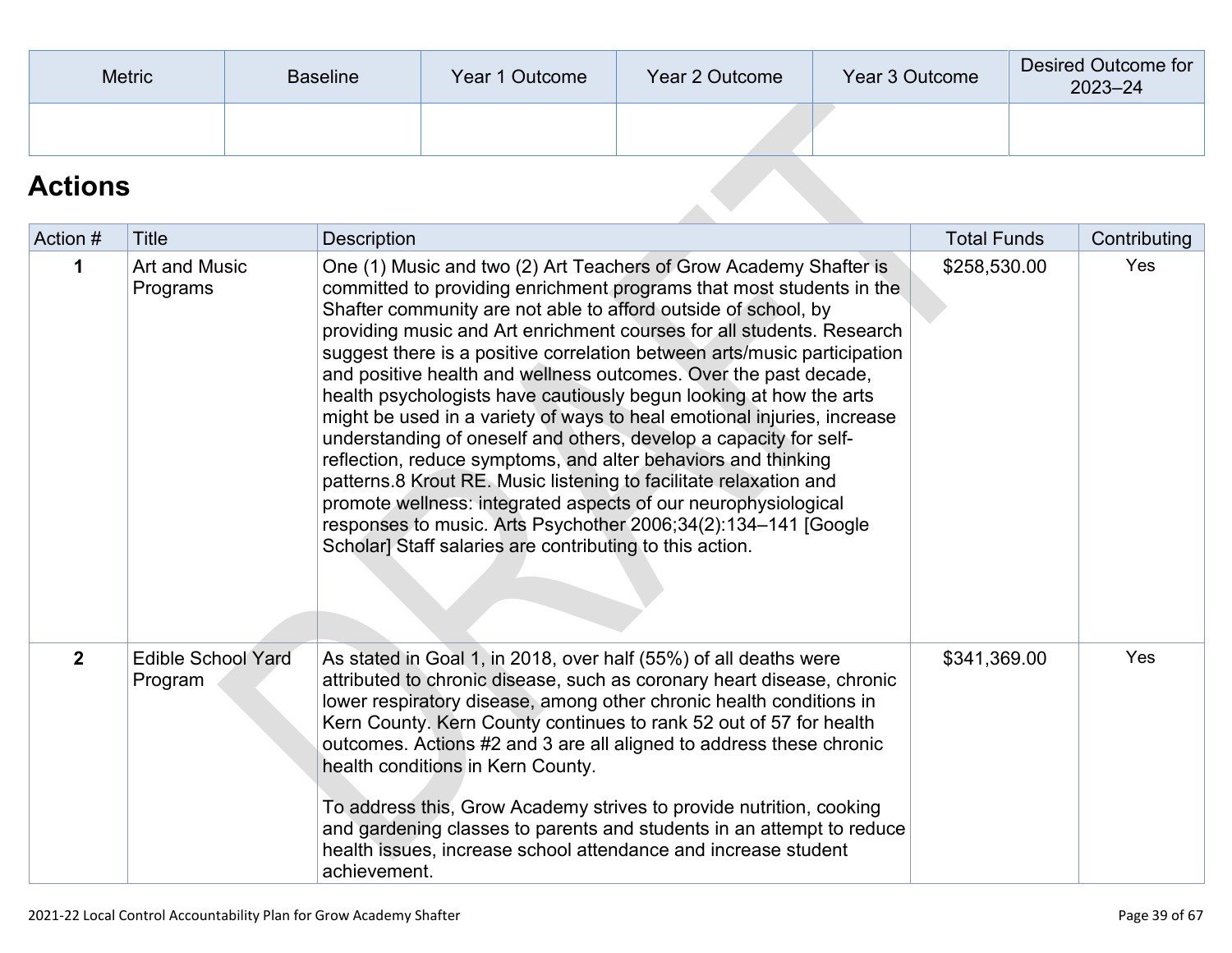| Metric | Baseline | Year 1 Outcome | Year 2 Outcome | Year 3 Outcome | Desired Outcome for 2023–24 |
| --- | --- | --- | --- | --- | --- |
| | | | | | |

## Actions

| Action # | Title | Description | Total Funds | Contributing |
| --- | --- | --- | --- | --- |
| 1 | Art and Music Programs | One (1) Music and two (2) Art Teachers of Grow Academy Shafter is committed to providing enrichment programs that most students in the Shafter community are not able to afford outside of school, by providing music and Art enrichment courses for all students. Research suggest there is a positive correlation between arts/music participation and positive health and wellness outcomes. Over the past decade, health psychologists have cautiously begun looking at how the arts might be used in a variety of ways to heal emotional injuries, increase understanding of oneself and others, develop a capacity for self-reflection, reduce symptoms, and alter behaviors and thinking patterns.8 Krout RE. Music listening to facilitate relaxation and promote wellness: integrated aspects of our neurophysiological responses to music. Arts Psychother 2006;34(2):134–141 [Google Scholar] Staff salaries are contributing to this action. | $258,530.00 | Yes |
| 2 | Edible School Yard Program | As stated in Goal 1, in 2018, over half (55%) of all deaths were attributed to chronic disease, such as coronary heart disease, chronic lower respiratory disease, among other chronic health conditions in Kern County. Kern County continues to rank 52 out of 57 for health outcomes. Actions #2 and 3 are all aligned to address these chronic health conditions in Kern County.<br><br>To address this, Grow Academy strives to provide nutrition, cooking and gardening classes to parents and students in an attempt to reduce health issues, increase school attendance and increase student achievement. | $341,369.00 | Yes |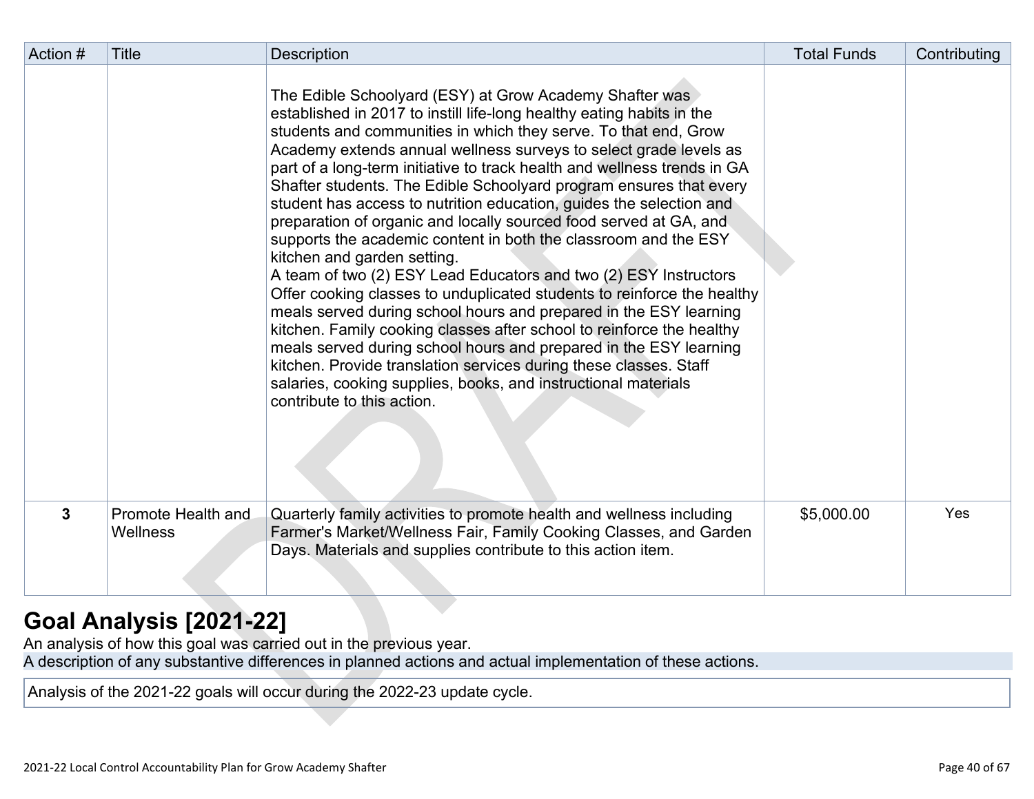| Action # | Title | Description | Total Funds | Contributing |
|---|---|---|---|---|
| | | The Edible Schoolyard (ESY) at Grow Academy Shafter was established in 2017 to instill life-long healthy eating habits in the students and communities in which they serve. To that end, Grow Academy extends annual wellness surveys to select grade levels as part of a long-term initiative to track health and wellness trends in GA Shafter students. The Edible Schoolyard program ensures that every student has access to nutrition education, guides the selection and preparation of organic and locally sourced food served at GA, and supports the academic content in both the classroom and the ESY kitchen and garden setting.<br>A team of two (2) ESY Lead Educators and two (2) ESY Instructors Offer cooking classes to unduplicated students to reinforce the healthy meals served during school hours and prepared in the ESY learning kitchen. Family cooking classes after school to reinforce the healthy meals served during school hours and prepared in the ESY learning kitchen. Provide translation services during these classes. Staff salaries, cooking supplies, books, and instructional materials contribute to this action. | | |
| **3** | Promote Health and Wellness | Quarterly family activities to promote health and wellness including Farmer's Market/Wellness Fair, Family Cooking Classes, and Garden Days. Materials and supplies contribute to this action item. | $5,000.00 | Yes |

# Goal Analysis [2021-22]

An analysis of how this goal was carried out in the previous year.

A description of any substantive differences in planned actions and actual implementation of these actions.

Analysis of the 2021-22 goals will occur during the 2022-23 update cycle.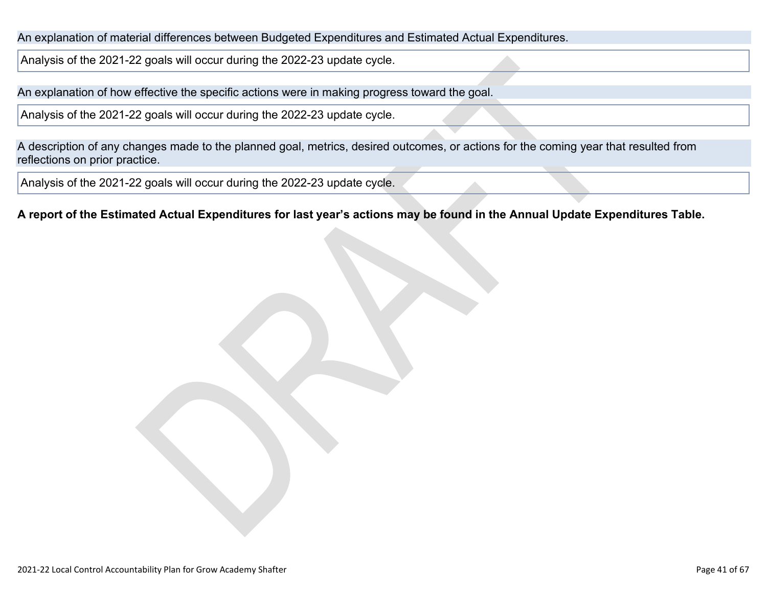An explanation of material differences between Budgeted Expenditures and Estimated Actual Expenditures.

Analysis of the 2021-22 goals will occur during the 2022-23 update cycle.

An explanation of how effective the specific actions were in making progress toward the goal.

Analysis of the 2021-22 goals will occur during the 2022-23 update cycle.

A description of any changes made to the planned goal, metrics, desired outcomes, or actions for the coming year that resulted from reflections on prior practice.

Analysis of the 2021-22 goals will occur during the 2022-23 update cycle.

**A report of the Estimated Actual Expenditures for last year's actions may be found in the Annual Update Expenditures Table.**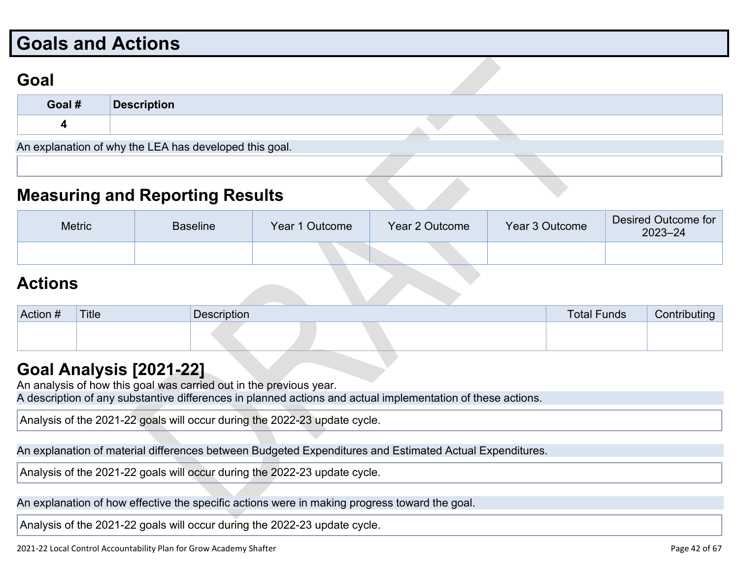# Goals and Actions

## Goal

| Goal # | Description |
|---|---|
| 4 | |

An explanation of why the LEA has developed this goal.

## Measuring and Reporting Results

| Metric | Baseline | Year 1 Outcome | Year 2 Outcome | Year 3 Outcome | Desired Outcome for 2023–24 |
|---|---|---|---|---|---|
| | | | | | |

## Actions

| Action # | Title | Description | Total Funds | Contributing |
|---|---|---|---|---|
| | | | | |

## Goal Analysis [2021-22]

An analysis of how this goal was carried out in the previous year.

A description of any substantive differences in planned actions and actual implementation of these actions.

Analysis of the 2021-22 goals will occur during the 2022-23 update cycle.

An explanation of material differences between Budgeted Expenditures and Estimated Actual Expenditures.

Analysis of the 2021-22 goals will occur during the 2022-23 update cycle.

An explanation of how effective the specific actions were in making progress toward the goal.

Analysis of the 2021-22 goals will occur during the 2022-23 update cycle.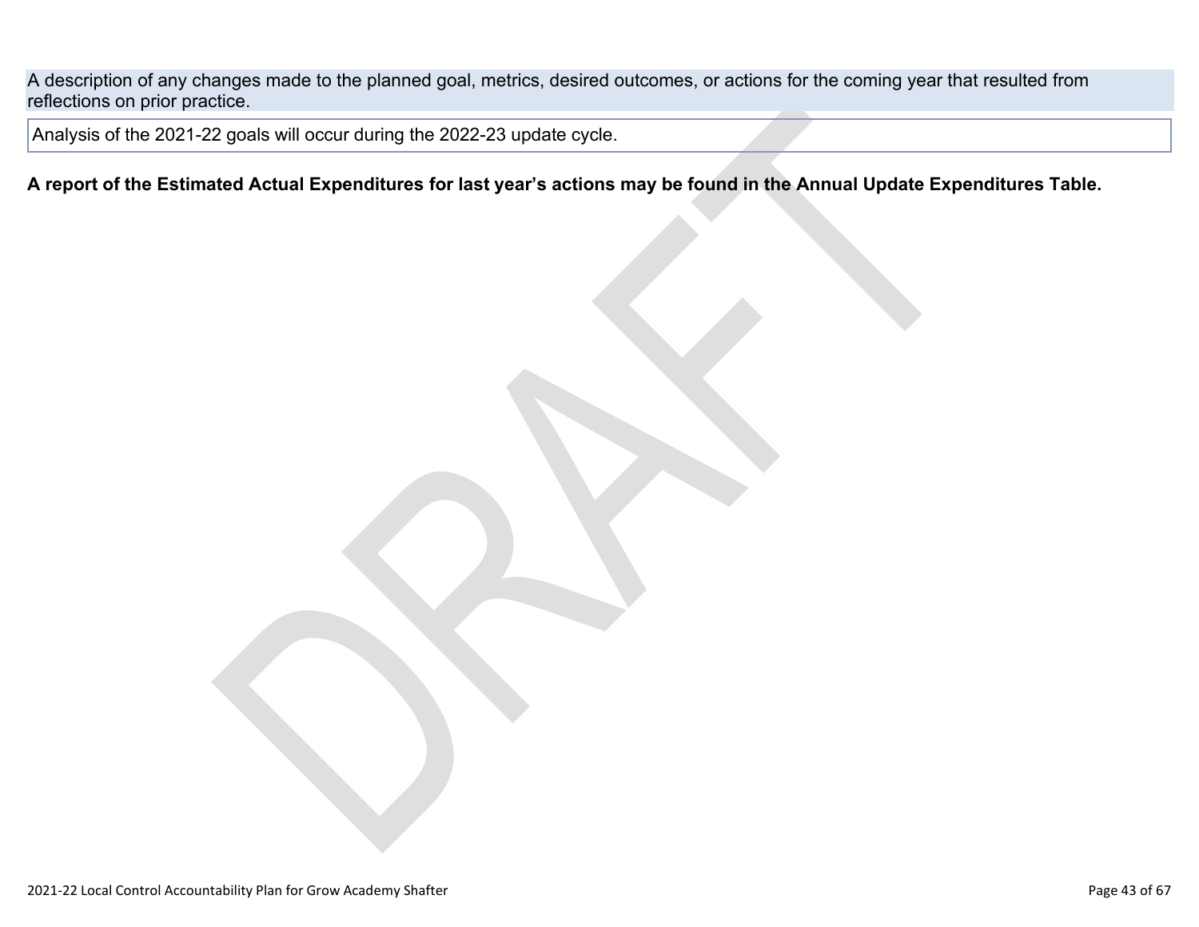A description of any changes made to the planned goal, metrics, desired outcomes, or actions for the coming year that resulted from reflections on prior practice.

Analysis of the 2021-22 goals will occur during the 2022-23 update cycle.

**A report of the Estimated Actual Expenditures for last year's actions may be found in the Annual Update Expenditures Table.**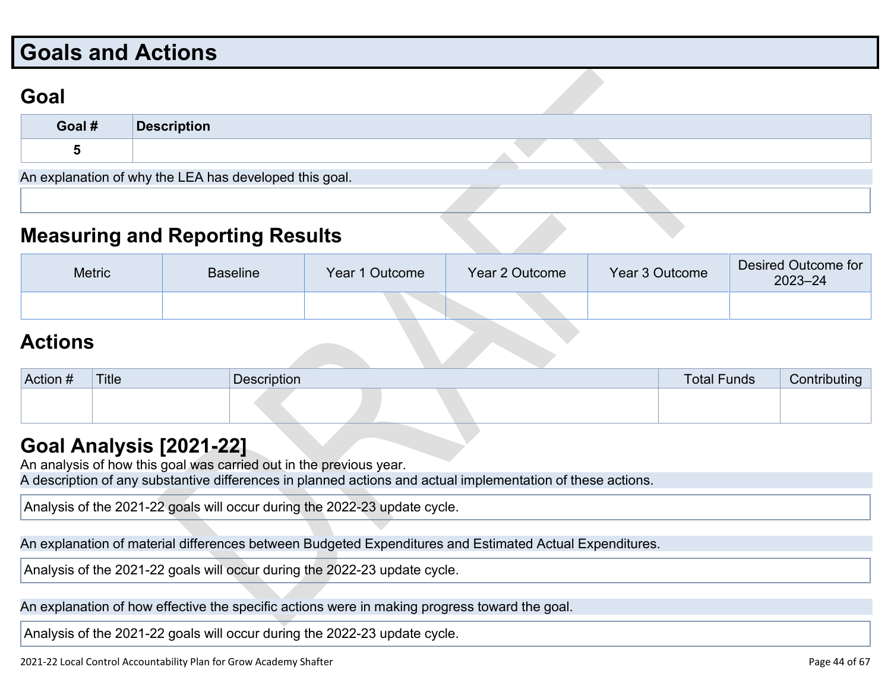# Goals and Actions

## Goal

| Goal # | Description |
|---|---|
| 5 | |

An explanation of why the LEA has developed this goal.

## Measuring and Reporting Results

| Metric | Baseline | Year 1 Outcome | Year 2 Outcome | Year 3 Outcome | Desired Outcome for 2023–24 |
|---|---|---|---|---|---|
| | | | | | |

## Actions

| Action # | Title | Description | Total Funds | Contributing |
|---|---|---|---|---|
| | | | | |

## Goal Analysis [2021-22]

An analysis of how this goal was carried out in the previous year.

A description of any substantive differences in planned actions and actual implementation of these actions.

Analysis of the 2021-22 goals will occur during the 2022-23 update cycle.

An explanation of material differences between Budgeted Expenditures and Estimated Actual Expenditures.

Analysis of the 2021-22 goals will occur during the 2022-23 update cycle.

An explanation of how effective the specific actions were in making progress toward the goal.

Analysis of the 2021-22 goals will occur during the 2022-23 update cycle.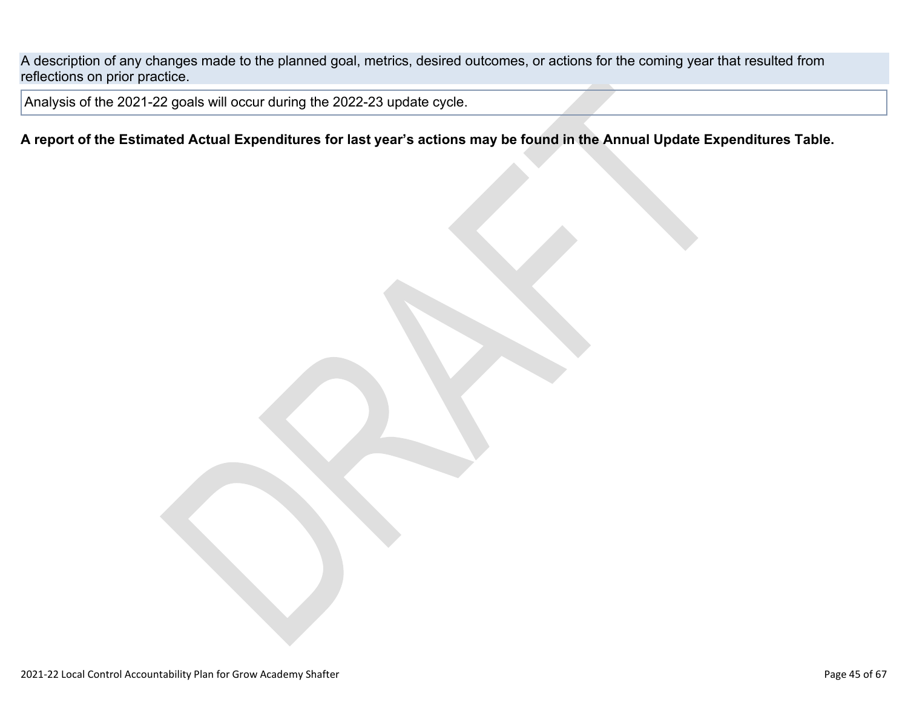| A description of any changes made to the planned goal, metrics, desired outcomes, or actions for the coming year that resulted from reflections on prior practice. |
| --- |
| Analysis of the 2021-22 goals will occur during the 2022-23 update cycle. |

**A report of the Estimated Actual Expenditures for last year's actions may be found in the Annual Update Expenditures Table.**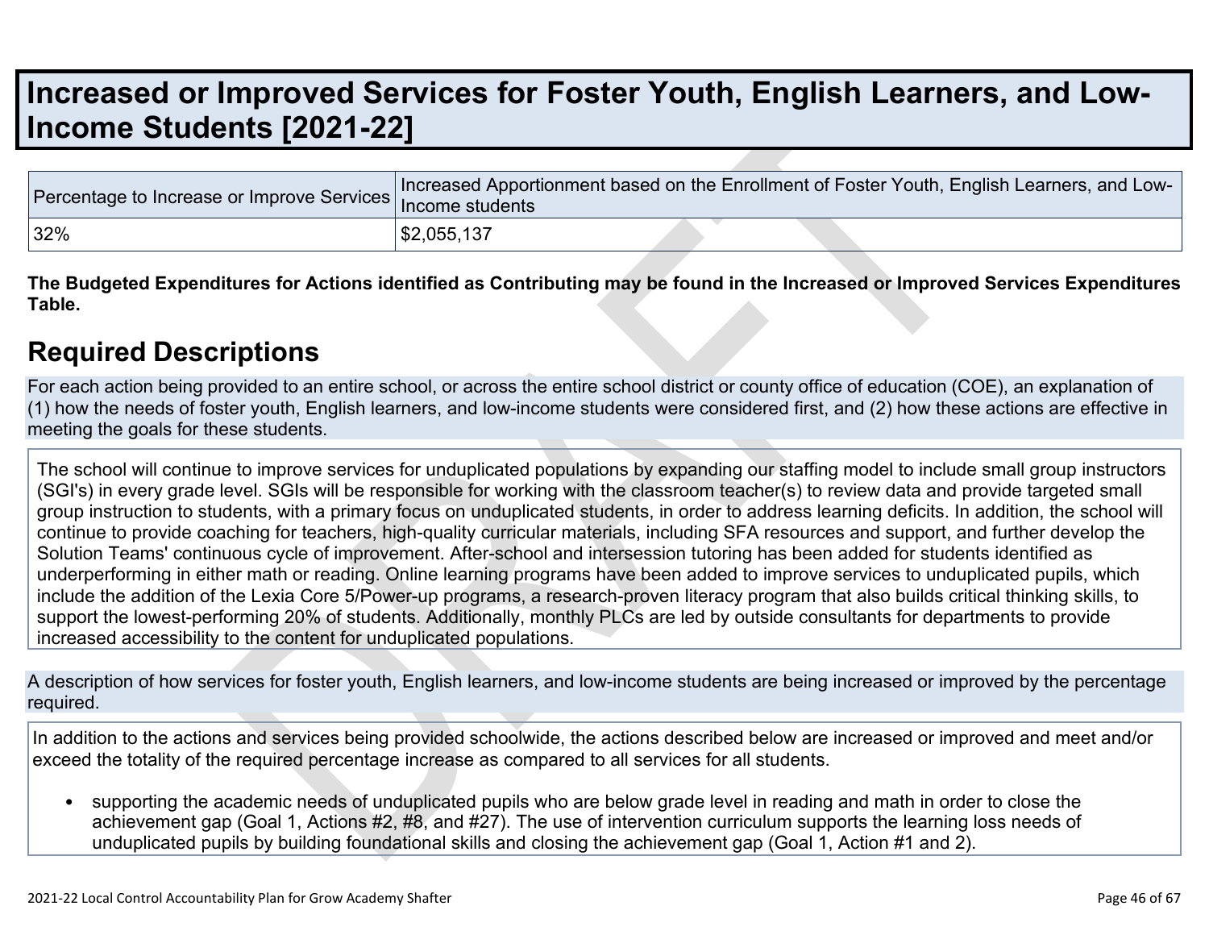# Increased or Improved Services for Foster Youth, English Learners, and Low-Income Students [2021-22]

| Percentage to Increase or Improve Services | Increased Apportionment based on the Enrollment of Foster Youth, English Learners, and Low-Income students |
|---|---|
| 32% | $2,055,137 |

**The Budgeted Expenditures for Actions identified as Contributing may be found in the Increased or Improved Services Expenditures Table.**

## Required Descriptions

For each action being provided to an entire school, or across the entire school district or county office of education (COE), an explanation of (1) how the needs of foster youth, English learners, and low-income students were considered first, and (2) how these actions are effective in meeting the goals for these students.

The school will continue to improve services for unduplicated populations by expanding our staffing model to include small group instructors (SGI's) in every grade level. SGIs will be responsible for working with the classroom teacher(s) to review data and provide targeted small group instruction to students, with a primary focus on unduplicated students, in order to address learning deficits. In addition, the school will continue to provide coaching for teachers, high-quality curricular materials, including SFA resources and support, and further develop the Solution Teams' continuous cycle of improvement. After-school and intersession tutoring has been added for students identified as underperforming in either math or reading. Online learning programs have been added to improve services to unduplicated pupils, which include the addition of the Lexia Core 5/Power-up programs, a research-proven literacy program that also builds critical thinking skills, to support the lowest-performing 20% of students. Additionally, monthly PLCs are led by outside consultants for departments to provide increased accessibility to the content for unduplicated populations.

A description of how services for foster youth, English learners, and low-income students are being increased or improved by the percentage required.

In addition to the actions and services being provided schoolwide, the actions described below are increased or improved and meet and/or exceed the totality of the required percentage increase as compared to all services for all students.

- supporting the academic needs of unduplicated pupils who are below grade level in reading and math in order to close the achievement gap (Goal 1, Actions #2, #8, and #27). The use of intervention curriculum supports the learning loss needs of unduplicated pupils by building foundational skills and closing the achievement gap (Goal 1, Action #1 and 2).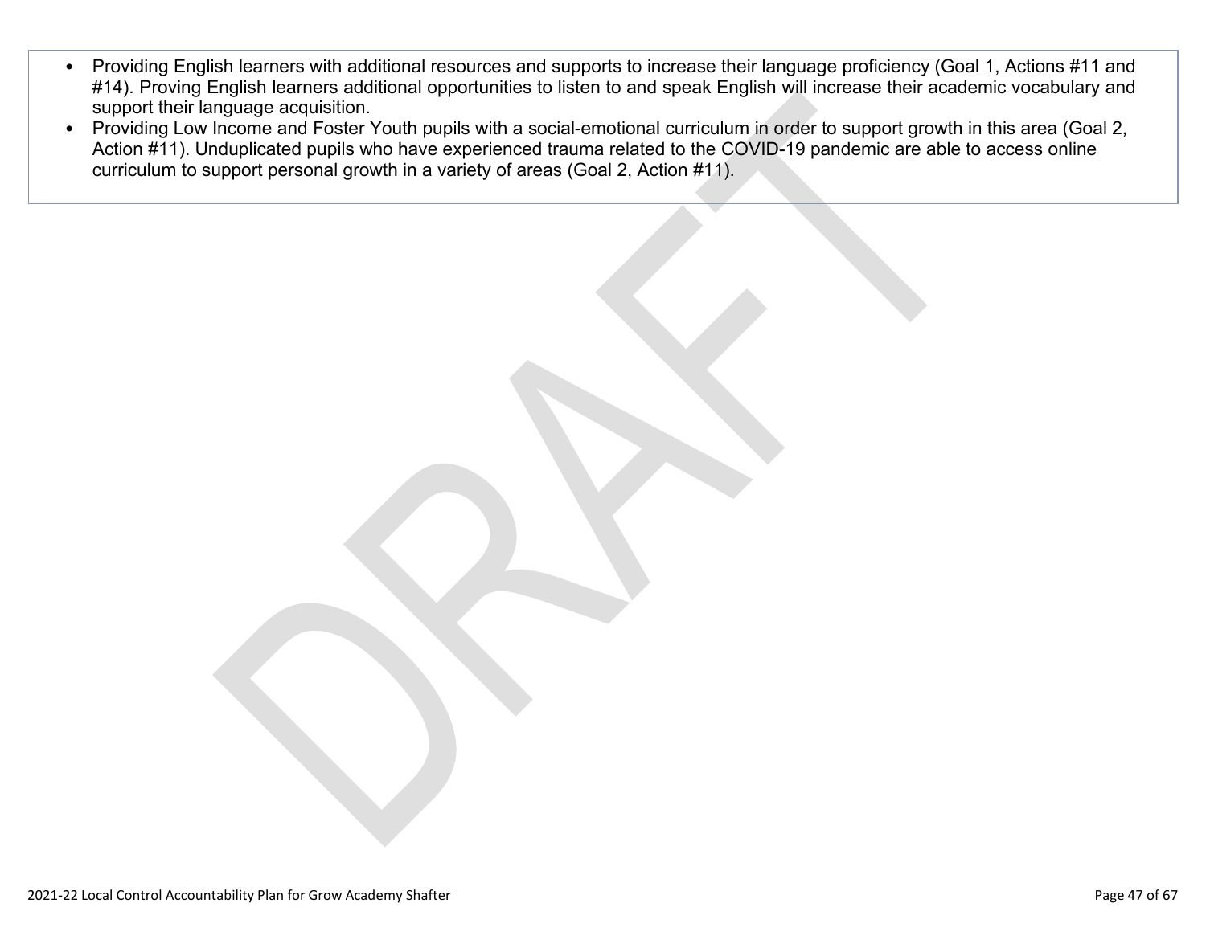- Providing English learners with additional resources and supports to increase their language proficiency (Goal 1, Actions #11 and #14). Proving English learners additional opportunities to listen to and speak English will increase their academic vocabulary and support their language acquisition.
- Providing Low Income and Foster Youth pupils with a social-emotional curriculum in order to support growth in this area (Goal 2, Action #11). Unduplicated pupils who have experienced trauma related to the COVID-19 pandemic are able to access online curriculum to support personal growth in a variety of areas (Goal 2, Action #11).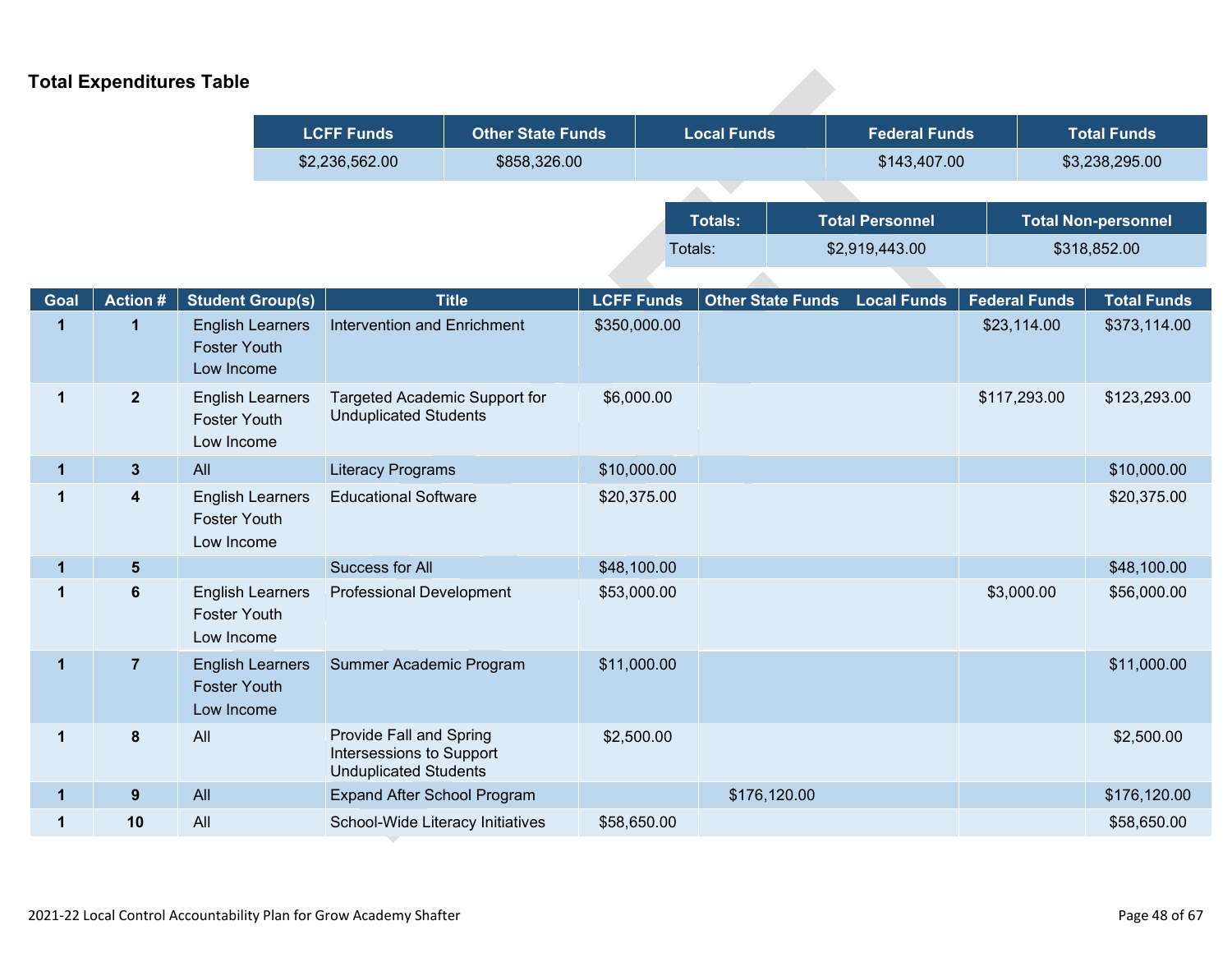## Total Expenditures Table

| LCFF Funds | Other State Funds | Local Funds | Federal Funds | Total Funds |
|---|---|---|---|---|
| $2,236,562.00 | $858,326.00 | | $143,407.00 | $3,238,295.00 |

| Totals: | Total Personnel | Total Non-personnel |
|---|---|---|
| Totals: | $2,919,443.00 | $318,852.00 |

| Goal | Action # | Student Group(s) | Title | LCFF Funds | Other State Funds | Local Funds | Federal Funds | Total Funds |
|---|---|---|---|---|---|---|---|---|
| 1 | 1 | English Learners<br>Foster Youth<br>Low Income | Intervention and Enrichment | $350,000.00 | | | $23,114.00 | $373,114.00 |
| 1 | 2 | English Learners<br>Foster Youth<br>Low Income | Targeted Academic Support for Unduplicated Students | $6,000.00 | | | $117,293.00 | $123,293.00 |
| 1 | 3 | All | Literacy Programs | $10,000.00 | | | | $10,000.00 |
| 1 | 4 | English Learners<br>Foster Youth<br>Low Income | Educational Software | $20,375.00 | | | | $20,375.00 |
| 1 | 5 | | Success for All | $48,100.00 | | | | $48,100.00 |
| 1 | 6 | English Learners<br>Foster Youth<br>Low Income | Professional Development | $53,000.00 | | | $3,000.00 | $56,000.00 |
| 1 | 7 | English Learners<br>Foster Youth<br>Low Income | Summer Academic Program | $11,000.00 | | | | $11,000.00 |
| 1 | 8 | All | Provide Fall and Spring Intersessions to Support Unduplicated Students | $2,500.00 | | | | $2,500.00 |
| 1 | 9 | All | Expand After School Program | | $176,120.00 | | | $176,120.00 |
| 1 | 10 | All | School-Wide Literacy Initiatives | $58,650.00 | | | | $58,650.00 |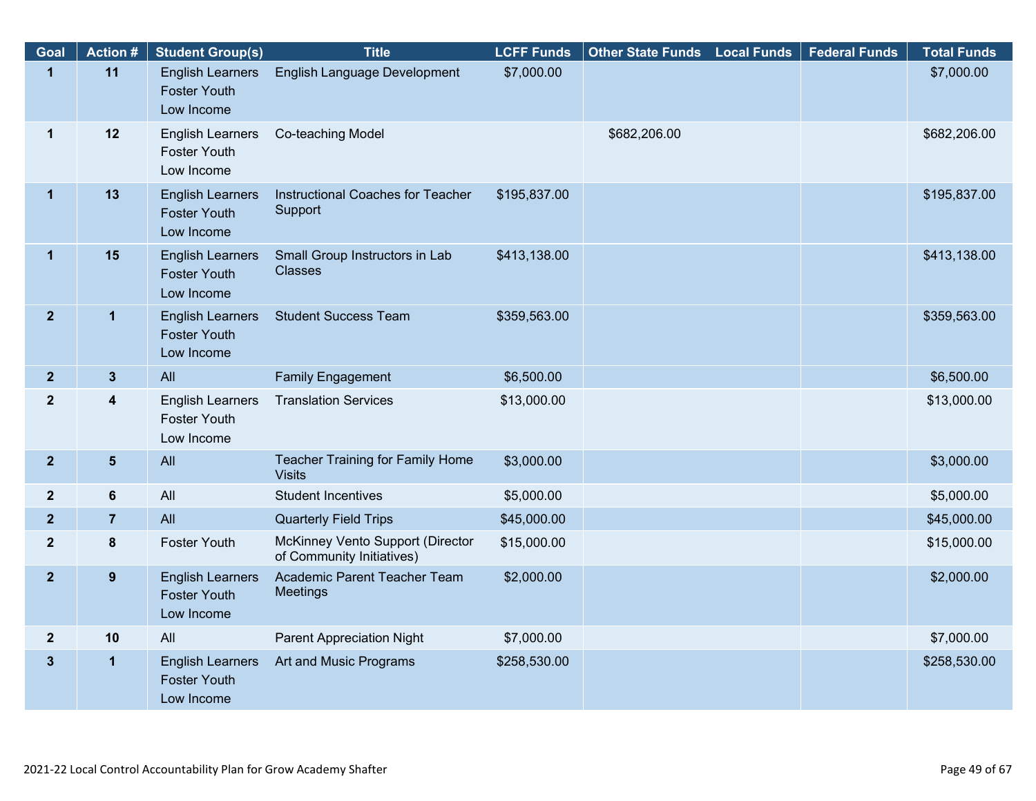| Goal | Action # | Student Group(s) | Title | LCFF Funds | Other State Funds | Local Funds | Federal Funds | Total Funds |
|---|---|---|---|---|---|---|---|---|
| 1 | 11 | English Learners<br>Foster Youth<br>Low Income | English Language Development | $7,000.00 | | | | $7,000.00 |
| 1 | 12 | English Learners<br>Foster Youth<br>Low Income | Co-teaching Model | | $682,206.00 | | | $682,206.00 |
| 1 | 13 | English Learners<br>Foster Youth<br>Low Income | Instructional Coaches for Teacher Support | $195,837.00 | | | | $195,837.00 |
| 1 | 15 | English Learners<br>Foster Youth<br>Low Income | Small Group Instructors in Lab Classes | $413,138.00 | | | | $413,138.00 |
| 2 | 1 | English Learners<br>Foster Youth<br>Low Income | Student Success Team | $359,563.00 | | | | $359,563.00 |
| 2 | 3 | All | Family Engagement | $6,500.00 | | | | $6,500.00 |
| 2 | 4 | English Learners<br>Foster Youth<br>Low Income | Translation Services | $13,000.00 | | | | $13,000.00 |
| 2 | 5 | All | Teacher Training for Family Home Visits | $3,000.00 | | | | $3,000.00 |
| 2 | 6 | All | Student Incentives | $5,000.00 | | | | $5,000.00 |
| 2 | 7 | All | Quarterly Field Trips | $45,000.00 | | | | $45,000.00 |
| 2 | 8 | Foster Youth | McKinney Vento Support (Director of Community Initiatives) | $15,000.00 | | | | $15,000.00 |
| 2 | 9 | English Learners<br>Foster Youth<br>Low Income | Academic Parent Teacher Team Meetings | $2,000.00 | | | | $2,000.00 |
| 2 | 10 | All | Parent Appreciation Night | $7,000.00 | | | | $7,000.00 |
| 3 | 1 | English Learners<br>Foster Youth<br>Low Income | Art and Music Programs | $258,530.00 | | | | $258,530.00 |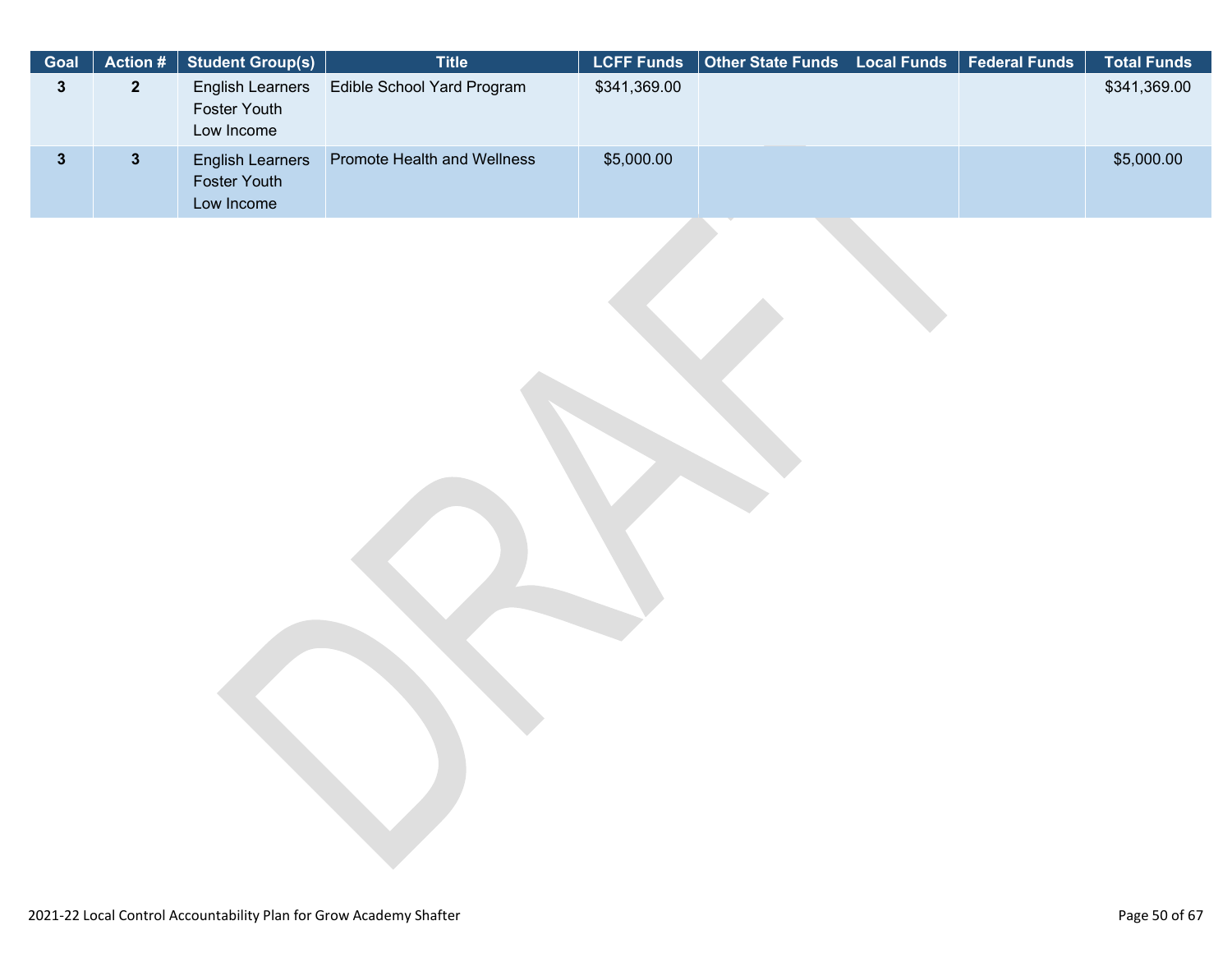| Goal | Action # | Student Group(s) | Title | LCFF Funds | Other State Funds | Local Funds | Federal Funds | Total Funds |
|---|---|---|---|---|---|---|---|---|
| 3 | 2 | English Learners<br>Foster Youth<br>Low Income | Edible School Yard Program | $341,369.00 | | | | $341,369.00 |
| 3 | 3 | English Learners<br>Foster Youth<br>Low Income | Promote Health and Wellness | $5,000.00 | | | | $5,000.00 |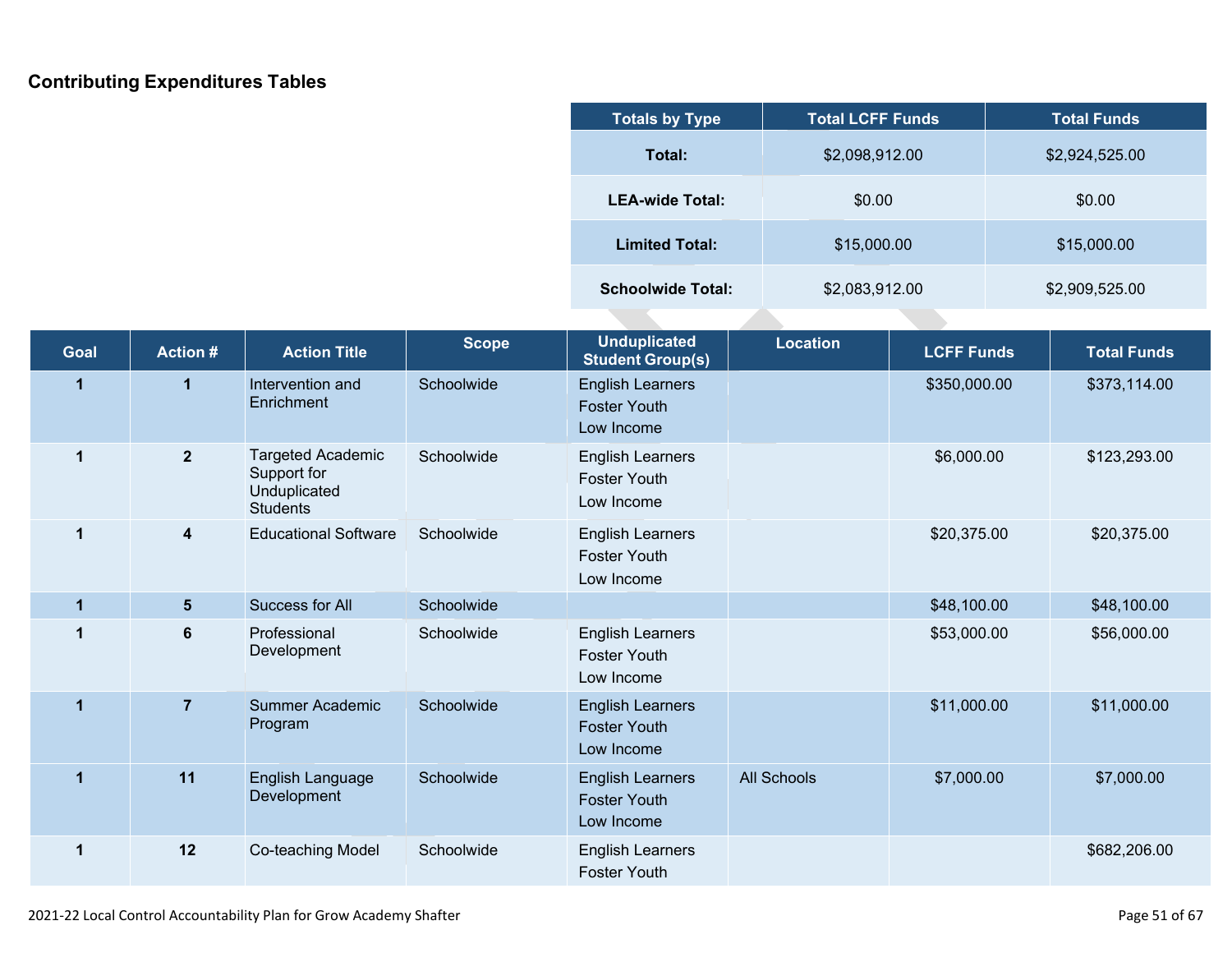## Contributing Expenditures Tables

| Totals by Type | Total LCFF Funds | Total Funds |
|---|---|---|
| **Total:** | $2,098,912.00 | $2,924,525.00 |
| **LEA-wide Total:** | $0.00 | $0.00 |
| **Limited Total:** | $15,000.00 | $15,000.00 |
| **Schoolwide Total:** | $2,083,912.00 | $2,909,525.00 |

| Goal | Action # | Action Title | Scope | Unduplicated Student Group(s) | Location | LCFF Funds | Total Funds |
|---|---|---|---|---|---|---|---|
| 1 | 1 | Intervention and Enrichment | Schoolwide | English Learners<br>Foster Youth<br>Low Income | | $350,000.00 | $373,114.00 |
| 1 | 2 | Targeted Academic Support for Unduplicated Students | Schoolwide | English Learners<br>Foster Youth<br>Low Income | | $6,000.00 | $123,293.00 |
| 1 | 4 | Educational Software | Schoolwide | English Learners<br>Foster Youth<br>Low Income | | $20,375.00 | $20,375.00 |
| 1 | 5 | Success for All | Schoolwide | | | $48,100.00 | $48,100.00 |
| 1 | 6 | Professional Development | Schoolwide | English Learners<br>Foster Youth<br>Low Income | | $53,000.00 | $56,000.00 |
| 1 | 7 | Summer Academic Program | Schoolwide | English Learners<br>Foster Youth<br>Low Income | | $11,000.00 | $11,000.00 |
| 1 | 11 | English Language Development | Schoolwide | English Learners<br>Foster Youth<br>Low Income | All Schools | $7,000.00 | $7,000.00 |
| 1 | 12 | Co-teaching Model | Schoolwide | English Learners<br>Foster Youth | | | $682,206.00 |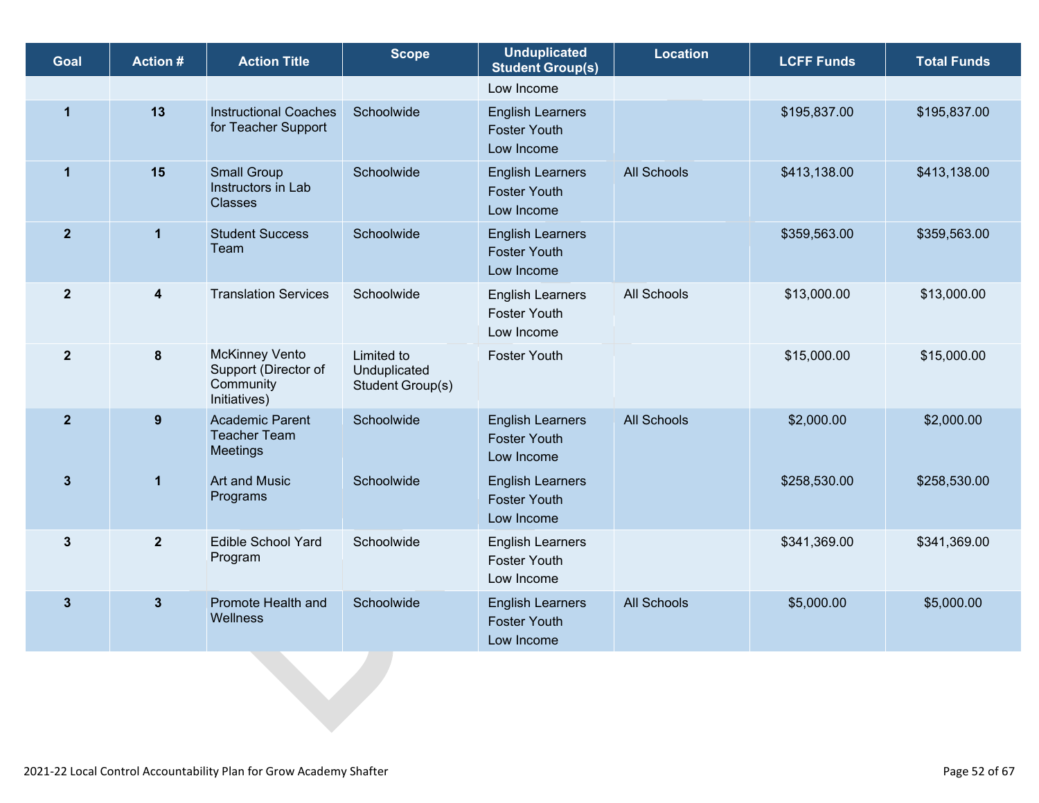| Goal | Action # | Action Title | Scope | Unduplicated Student Group(s) | Location | LCFF Funds | Total Funds |
|---|---|---|---|---|---|---|---|
| | | | | Low Income | | | |
| 1 | 13 | Instructional Coaches for Teacher Support | Schoolwide | English Learners<br>Foster Youth<br>Low Income | | $195,837.00 | $195,837.00 |
| 1 | 15 | Small Group Instructors in Lab Classes | Schoolwide | English Learners<br>Foster Youth<br>Low Income | All Schools | $413,138.00 | $413,138.00 |
| 2 | 1 | Student Success Team | Schoolwide | English Learners<br>Foster Youth<br>Low Income | | $359,563.00 | $359,563.00 |
| 2 | 4 | Translation Services | Schoolwide | English Learners<br>Foster Youth<br>Low Income | All Schools | $13,000.00 | $13,000.00 |
| 2 | 8 | McKinney Vento Support (Director of Community Initiatives) | Limited to Unduplicated Student Group(s) | Foster Youth | | $15,000.00 | $15,000.00 |
| 2 | 9 | Academic Parent Teacher Team Meetings | Schoolwide | English Learners<br>Foster Youth<br>Low Income | All Schools | $2,000.00 | $2,000.00 |
| 3 | 1 | Art and Music Programs | Schoolwide | English Learners<br>Foster Youth<br>Low Income | | $258,530.00 | $258,530.00 |
| 3 | 2 | Edible School Yard Program | Schoolwide | English Learners<br>Foster Youth<br>Low Income | | $341,369.00 | $341,369.00 |
| 3 | 3 | Promote Health and Wellness | Schoolwide | English Learners<br>Foster Youth<br>Low Income | All Schools | $5,000.00 | $5,000.00 |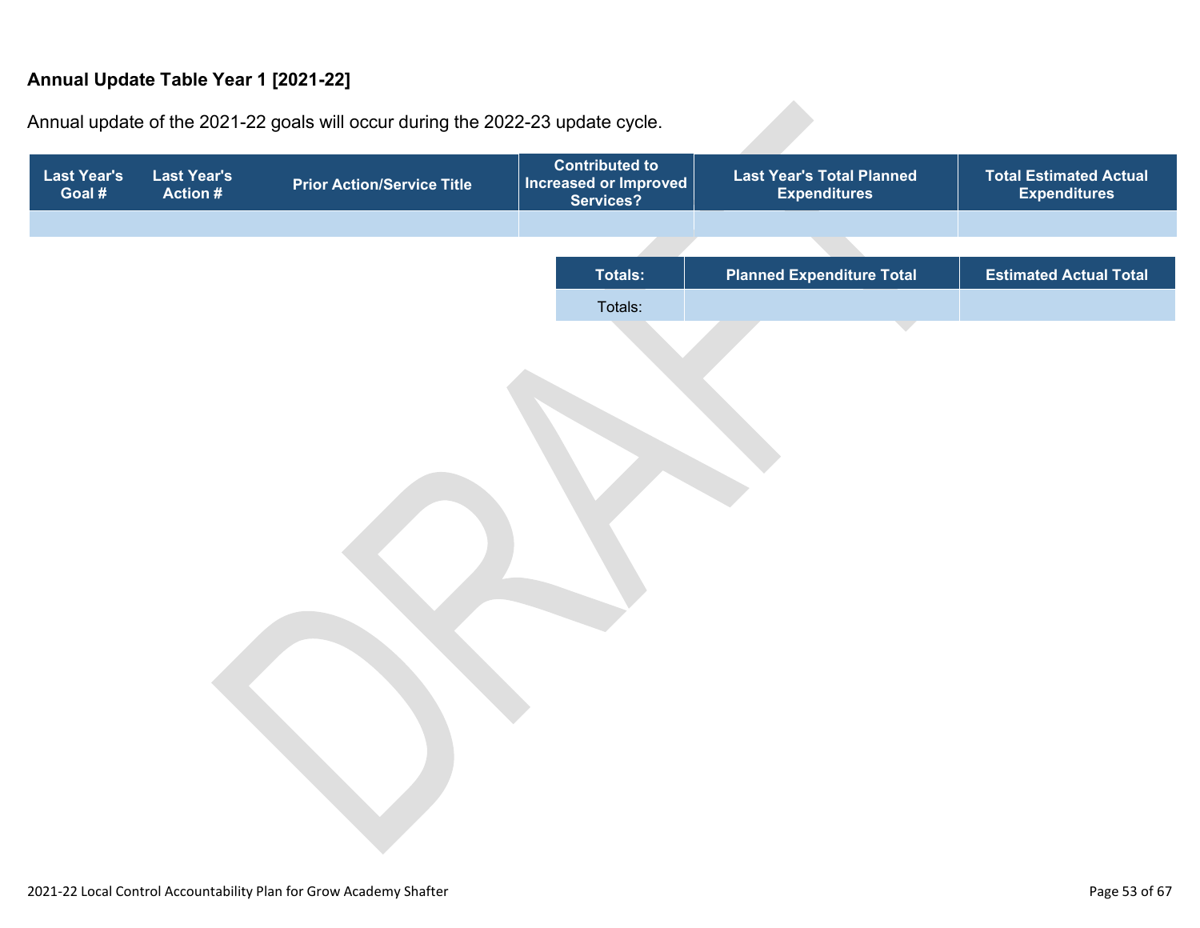## Annual Update Table Year 1 [2021-22]

Annual update of the 2021-22 goals will occur during the 2022-23 update cycle.

| Last Year's Goal # | Last Year's Action # | Prior Action/Service Title | Contributed to Increased or Improved Services? | Last Year's Total Planned Expenditures | Total Estimated Actual Expenditures |
|---|---|---|---|---|---|
| | | | | | |

| Totals: | Planned Expenditure Total | Estimated Actual Total |
|---|---|---|
| Totals: | | |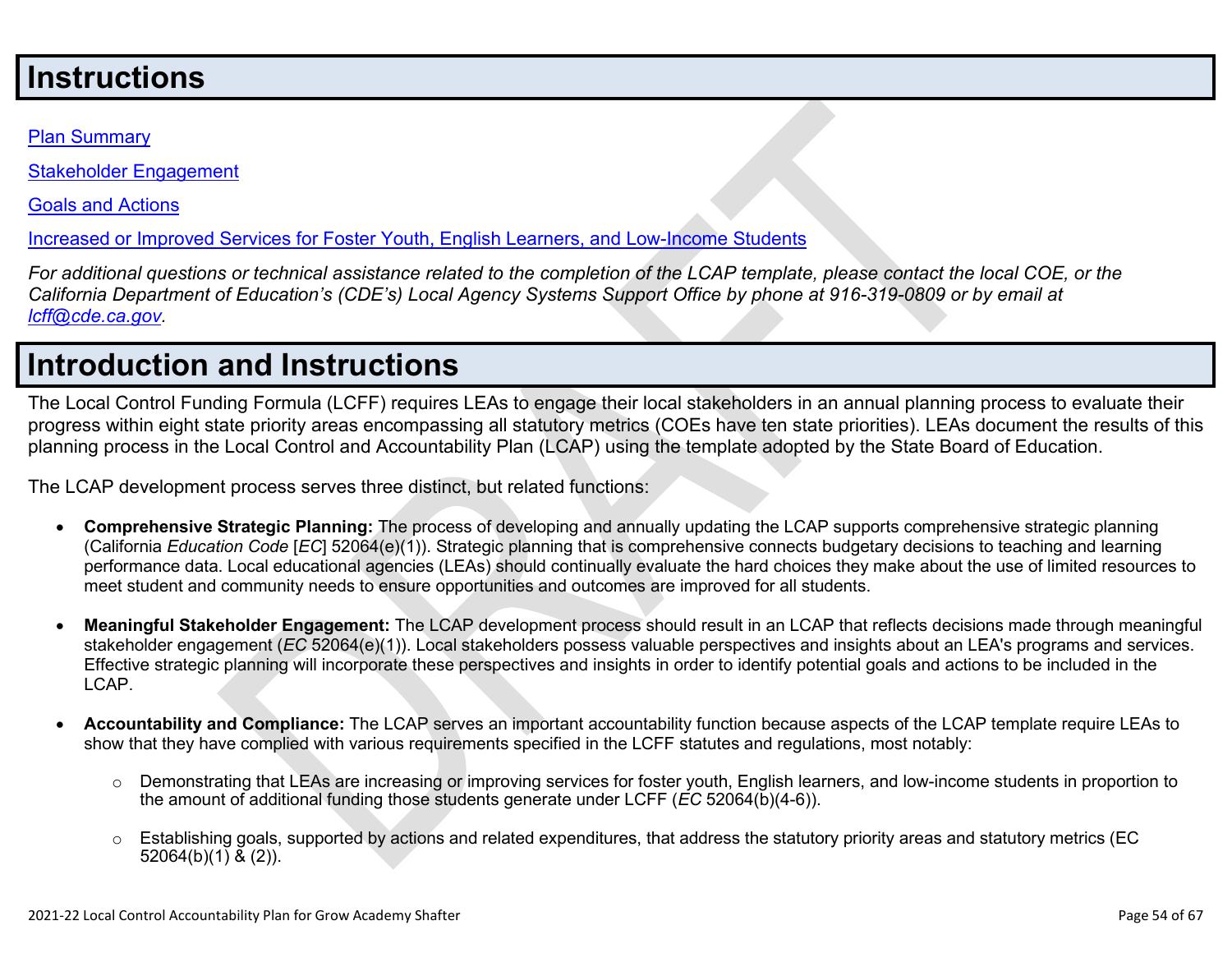# Instructions

[Plan Summary](#)

[Stakeholder Engagement](#)

[Goals and Actions](#)

[Increased or Improved Services for Foster Youth, English Learners, and Low-Income Students](#)

*For additional questions or technical assistance related to the completion of the LCAP template, please contact the local COE, or the California Department of Education's (CDE's) Local Agency Systems Support Office by phone at 916-319-0809 or by email at [lcff@cde.ca.gov](mailto:lcff@cde.ca.gov).*

# Introduction and Instructions

The Local Control Funding Formula (LCFF) requires LEAs to engage their local stakeholders in an annual planning process to evaluate their progress within eight state priority areas encompassing all statutory metrics (COEs have ten state priorities). LEAs document the results of this planning process in the Local Control and Accountability Plan (LCAP) using the template adopted by the State Board of Education.

The LCAP development process serves three distinct, but related functions:

- **Comprehensive Strategic Planning:** The process of developing and annually updating the LCAP supports comprehensive strategic planning (California *Education Code* [*EC*] 52064(e)(1)). Strategic planning that is comprehensive connects budgetary decisions to teaching and learning performance data. Local educational agencies (LEAs) should continually evaluate the hard choices they make about the use of limited resources to meet student and community needs to ensure opportunities and outcomes are improved for all students.

- **Meaningful Stakeholder Engagement:** The LCAP development process should result in an LCAP that reflects decisions made through meaningful stakeholder engagement (*EC* 52064(e)(1)). Local stakeholders possess valuable perspectives and insights about an LEA's programs and services. Effective strategic planning will incorporate these perspectives and insights in order to identify potential goals and actions to be included in the LCAP.

- **Accountability and Compliance:** The LCAP serves an important accountability function because aspects of the LCAP template require LEAs to show that they have complied with various requirements specified in the LCFF statutes and regulations, most notably:

    - Demonstrating that LEAs are increasing or improving services for foster youth, English learners, and low-income students in proportion to the amount of additional funding those students generate under LCFF (*EC* 52064(b)(4-6)).

    - Establishing goals, supported by actions and related expenditures, that address the statutory priority areas and statutory metrics (EC 52064(b)(1) & (2)).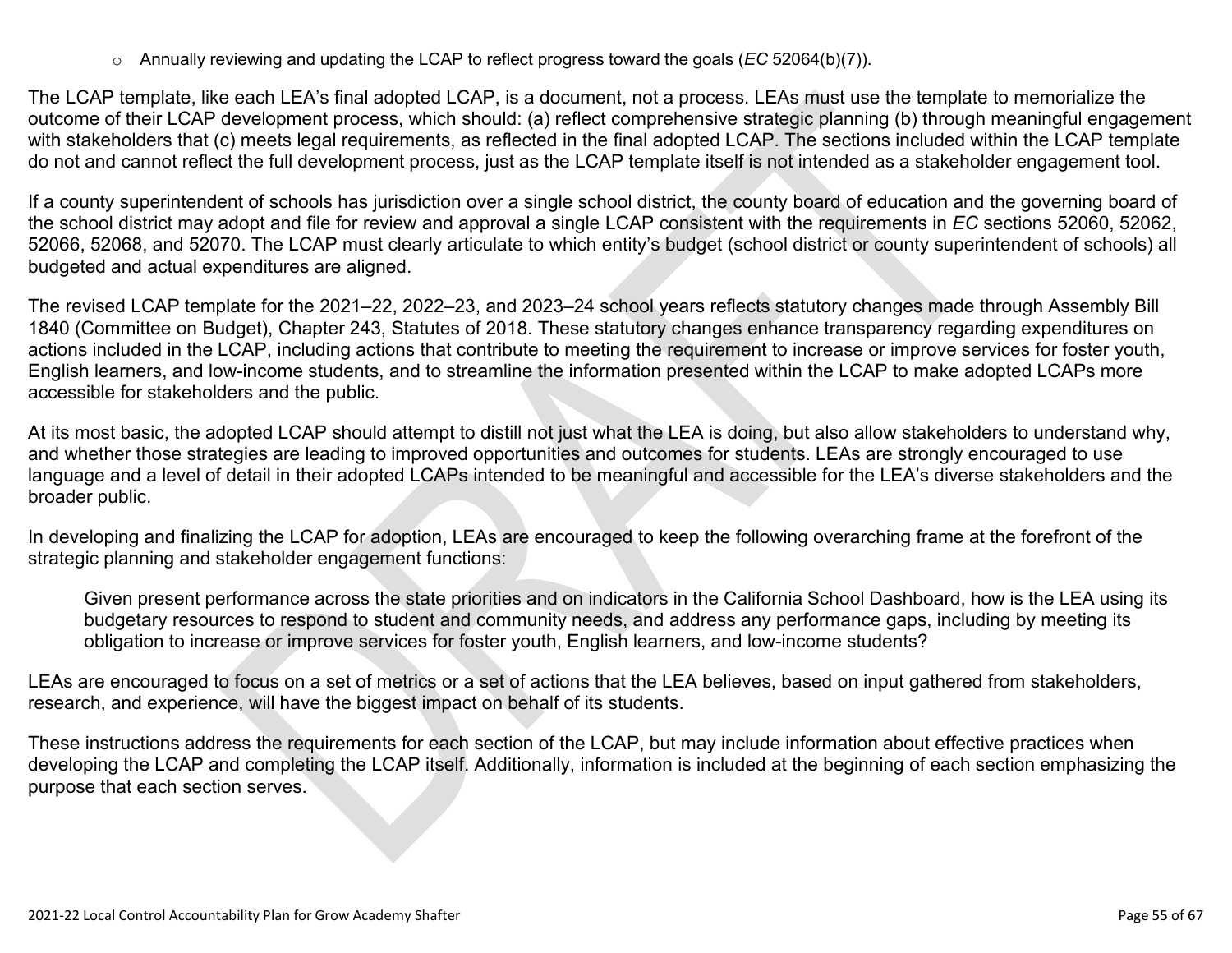- Annually reviewing and updating the LCAP to reflect progress toward the goals (*EC* 52064(b)(7)).

The LCAP template, like each LEA's final adopted LCAP, is a document, not a process. LEAs must use the template to memorialize the outcome of their LCAP development process, which should: (a) reflect comprehensive strategic planning (b) through meaningful engagement with stakeholders that (c) meets legal requirements, as reflected in the final adopted LCAP. The sections included within the LCAP template do not and cannot reflect the full development process, just as the LCAP template itself is not intended as a stakeholder engagement tool.

If a county superintendent of schools has jurisdiction over a single school district, the county board of education and the governing board of the school district may adopt and file for review and approval a single LCAP consistent with the requirements in *EC* sections 52060, 52062, 52066, 52068, and 52070. The LCAP must clearly articulate to which entity's budget (school district or county superintendent of schools) all budgeted and actual expenditures are aligned.

The revised LCAP template for the 2021–22, 2022–23, and 2023–24 school years reflects statutory changes made through Assembly Bill 1840 (Committee on Budget), Chapter 243, Statutes of 2018. These statutory changes enhance transparency regarding expenditures on actions included in the LCAP, including actions that contribute to meeting the requirement to increase or improve services for foster youth, English learners, and low-income students, and to streamline the information presented within the LCAP to make adopted LCAPs more accessible for stakeholders and the public.

At its most basic, the adopted LCAP should attempt to distill not just what the LEA is doing, but also allow stakeholders to understand why, and whether those strategies are leading to improved opportunities and outcomes for students. LEAs are strongly encouraged to use language and a level of detail in their adopted LCAPs intended to be meaningful and accessible for the LEA's diverse stakeholders and the broader public.

In developing and finalizing the LCAP for adoption, LEAs are encouraged to keep the following overarching frame at the forefront of the strategic planning and stakeholder engagement functions:

> Given present performance across the state priorities and on indicators in the California School Dashboard, how is the LEA using its budgetary resources to respond to student and community needs, and address any performance gaps, including by meeting its obligation to increase or improve services for foster youth, English learners, and low-income students?

LEAs are encouraged to focus on a set of metrics or a set of actions that the LEA believes, based on input gathered from stakeholders, research, and experience, will have the biggest impact on behalf of its students.

These instructions address the requirements for each section of the LCAP, but may include information about effective practices when developing the LCAP and completing the LCAP itself. Additionally, information is included at the beginning of each section emphasizing the purpose that each section serves.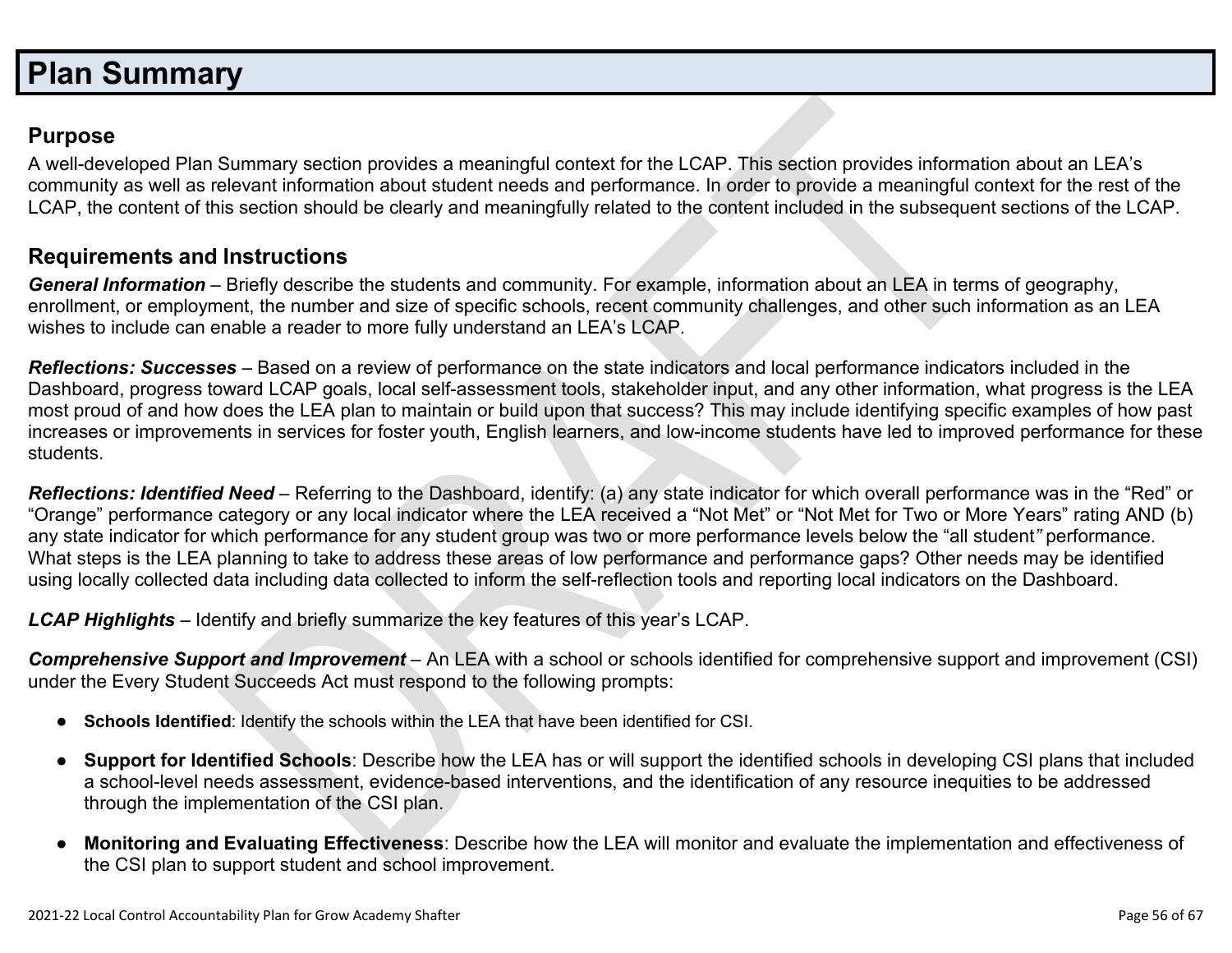# Plan Summary

## Purpose

A well-developed Plan Summary section provides a meaningful context for the LCAP. This section provides information about an LEA's community as well as relevant information about student needs and performance. In order to provide a meaningful context for the rest of the LCAP, the content of this section should be clearly and meaningfully related to the content included in the subsequent sections of the LCAP.

## Requirements and Instructions

***General Information*** – Briefly describe the students and community. For example, information about an LEA in terms of geography, enrollment, or employment, the number and size of specific schools, recent community challenges, and other such information as an LEA wishes to include can enable a reader to more fully understand an LEA's LCAP.

***Reflections: Successes*** – Based on a review of performance on the state indicators and local performance indicators included in the Dashboard, progress toward LCAP goals, local self-assessment tools, stakeholder input, and any other information, what progress is the LEA most proud of and how does the LEA plan to maintain or build upon that success? This may include identifying specific examples of how past increases or improvements in services for foster youth, English learners, and low-income students have led to improved performance for these students.

***Reflections: Identified Need*** – Referring to the Dashboard, identify: (a) any state indicator for which overall performance was in the "Red" or "Orange" performance category or any local indicator where the LEA received a "Not Met" or "Not Met for Two or More Years" rating AND (b) any state indicator for which performance for any student group was two or more performance levels below the "all student" performance. What steps is the LEA planning to take to address these areas of low performance and performance gaps? Other needs may be identified using locally collected data including data collected to inform the self-reflection tools and reporting local indicators on the Dashboard.

***LCAP Highlights*** – Identify and briefly summarize the key features of this year's LCAP.

***Comprehensive Support and Improvement*** – An LEA with a school or schools identified for comprehensive support and improvement (CSI) under the Every Student Succeeds Act must respond to the following prompts:

- **Schools Identified**: Identify the schools within the LEA that have been identified for CSI.
- **Support for Identified Schools**: Describe how the LEA has or will support the identified schools in developing CSI plans that included a school-level needs assessment, evidence-based interventions, and the identification of any resource inequities to be addressed through the implementation of the CSI plan.
- **Monitoring and Evaluating Effectiveness**: Describe how the LEA will monitor and evaluate the implementation and effectiveness of the CSI plan to support student and school improvement.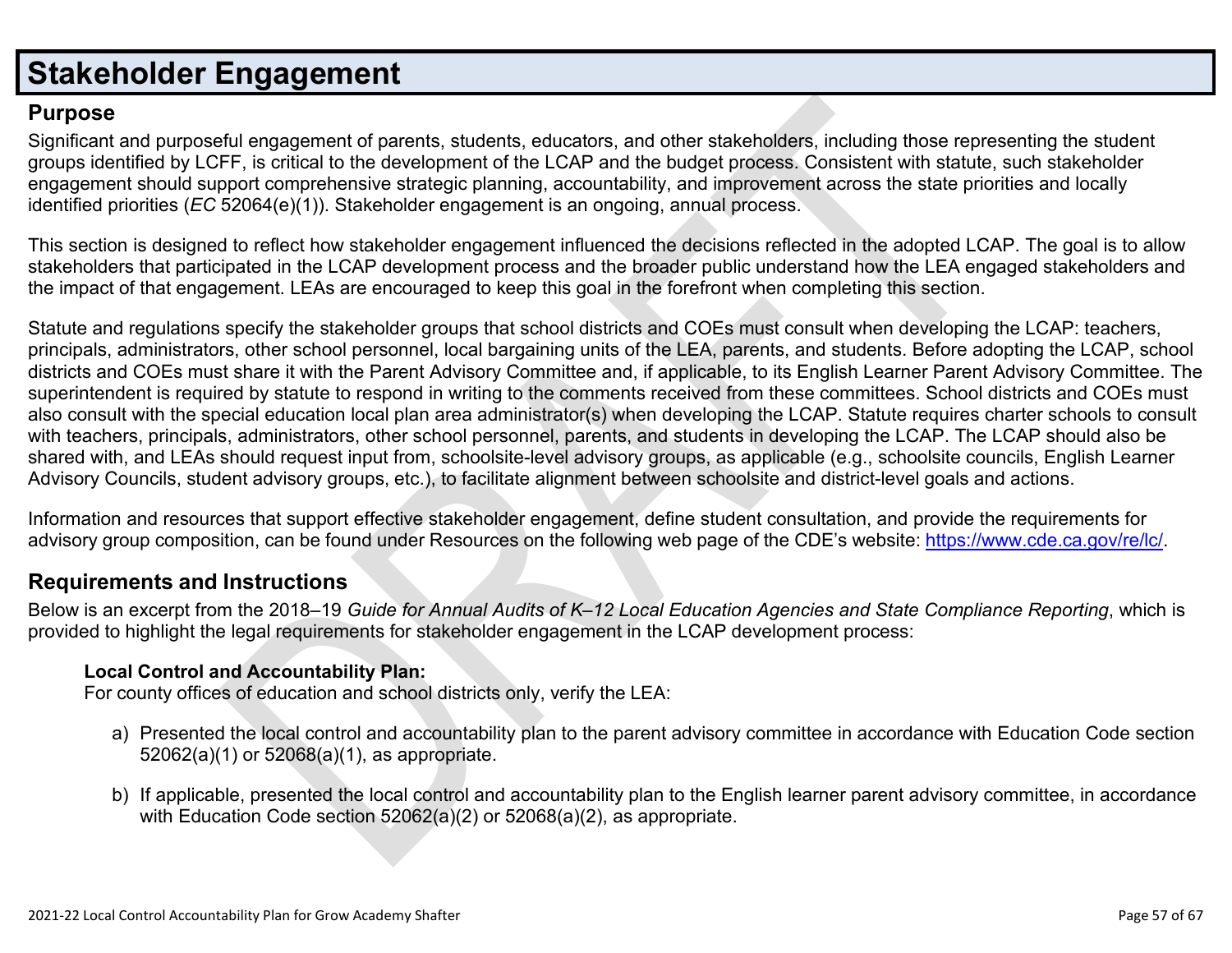# Stakeholder Engagement

## Purpose

Significant and purposeful engagement of parents, students, educators, and other stakeholders, including those representing the student groups identified by LCFF, is critical to the development of the LCAP and the budget process. Consistent with statute, such stakeholder engagement should support comprehensive strategic planning, accountability, and improvement across the state priorities and locally identified priorities (*EC* 52064(e)(1)). Stakeholder engagement is an ongoing, annual process.

This section is designed to reflect how stakeholder engagement influenced the decisions reflected in the adopted LCAP. The goal is to allow stakeholders that participated in the LCAP development process and the broader public understand how the LEA engaged stakeholders and the impact of that engagement. LEAs are encouraged to keep this goal in the forefront when completing this section.

Statute and regulations specify the stakeholder groups that school districts and COEs must consult when developing the LCAP: teachers, principals, administrators, other school personnel, local bargaining units of the LEA, parents, and students. Before adopting the LCAP, school districts and COEs must share it with the Parent Advisory Committee and, if applicable, to its English Learner Parent Advisory Committee. The superintendent is required by statute to respond in writing to the comments received from these committees. School districts and COEs must also consult with the special education local plan area administrator(s) when developing the LCAP. Statute requires charter schools to consult with teachers, principals, administrators, other school personnel, parents, and students in developing the LCAP. The LCAP should also be shared with, and LEAs should request input from, schoolsite-level advisory groups, as applicable (e.g., schoolsite councils, English Learner Advisory Councils, student advisory groups, etc.), to facilitate alignment between schoolsite and district-level goals and actions.

Information and resources that support effective stakeholder engagement, define student consultation, and provide the requirements for advisory group composition, can be found under Resources on the following web page of the CDE's website: https://www.cde.ca.gov/re/lc/.

## Requirements and Instructions

Below is an excerpt from the 2018–19 *Guide for Annual Audits of K–12 Local Education Agencies and State Compliance Reporting*, which is provided to highlight the legal requirements for stakeholder engagement in the LCAP development process:

**Local Control and Accountability Plan:**
For county offices of education and school districts only, verify the LEA:

a) Presented the local control and accountability plan to the parent advisory committee in accordance with Education Code section 52062(a)(1) or 52068(a)(1), as appropriate.

b) If applicable, presented the local control and accountability plan to the English learner parent advisory committee, in accordance with Education Code section 52062(a)(2) or 52068(a)(2), as appropriate.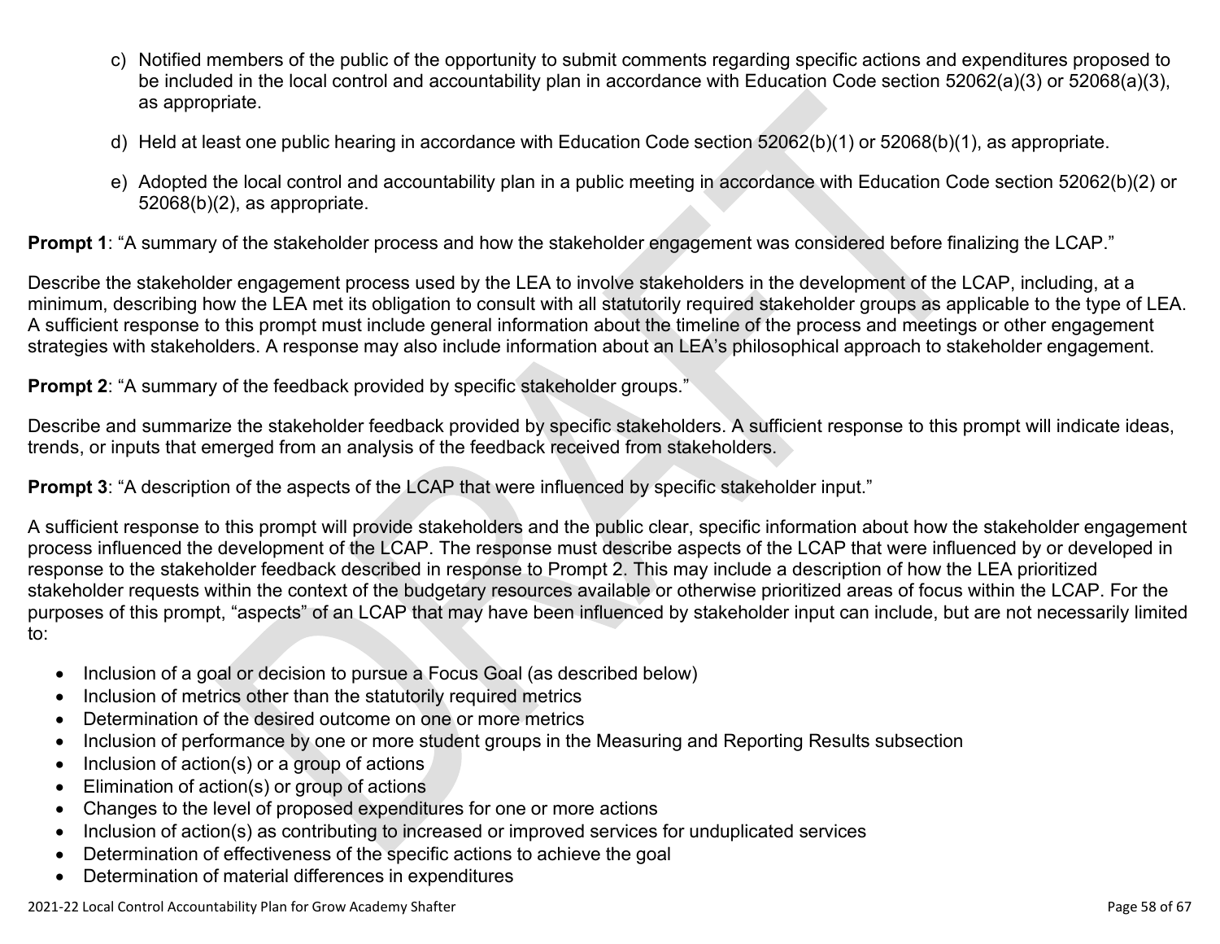c) Notified members of the public of the opportunity to submit comments regarding specific actions and expenditures proposed to be included in the local control and accountability plan in accordance with Education Code section 52062(a)(3) or 52068(a)(3), as appropriate.

d) Held at least one public hearing in accordance with Education Code section 52062(b)(1) or 52068(b)(1), as appropriate.

e) Adopted the local control and accountability plan in a public meeting in accordance with Education Code section 52062(b)(2) or 52068(b)(2), as appropriate.

**Prompt 1**: "A summary of the stakeholder process and how the stakeholder engagement was considered before finalizing the LCAP."

Describe the stakeholder engagement process used by the LEA to involve stakeholders in the development of the LCAP, including, at a minimum, describing how the LEA met its obligation to consult with all statutorily required stakeholder groups as applicable to the type of LEA. A sufficient response to this prompt must include general information about the timeline of the process and meetings or other engagement strategies with stakeholders. A response may also include information about an LEA's philosophical approach to stakeholder engagement.

**Prompt 2**: "A summary of the feedback provided by specific stakeholder groups."

Describe and summarize the stakeholder feedback provided by specific stakeholders. A sufficient response to this prompt will indicate ideas, trends, or inputs that emerged from an analysis of the feedback received from stakeholders.

**Prompt 3**: "A description of the aspects of the LCAP that were influenced by specific stakeholder input."

A sufficient response to this prompt will provide stakeholders and the public clear, specific information about how the stakeholder engagement process influenced the development of the LCAP. The response must describe aspects of the LCAP that were influenced by or developed in response to the stakeholder feedback described in response to Prompt 2. This may include a description of how the LEA prioritized stakeholder requests within the context of the budgetary resources available or otherwise prioritized areas of focus within the LCAP. For the purposes of this prompt, "aspects" of an LCAP that may have been influenced by stakeholder input can include, but are not necessarily limited to:

- Inclusion of a goal or decision to pursue a Focus Goal (as described below)
- Inclusion of metrics other than the statutorily required metrics
- Determination of the desired outcome on one or more metrics
- Inclusion of performance by one or more student groups in the Measuring and Reporting Results subsection
- Inclusion of action(s) or a group of actions
- Elimination of action(s) or group of actions
- Changes to the level of proposed expenditures for one or more actions
- Inclusion of action(s) as contributing to increased or improved services for unduplicated services
- Determination of effectiveness of the specific actions to achieve the goal
- Determination of material differences in expenditures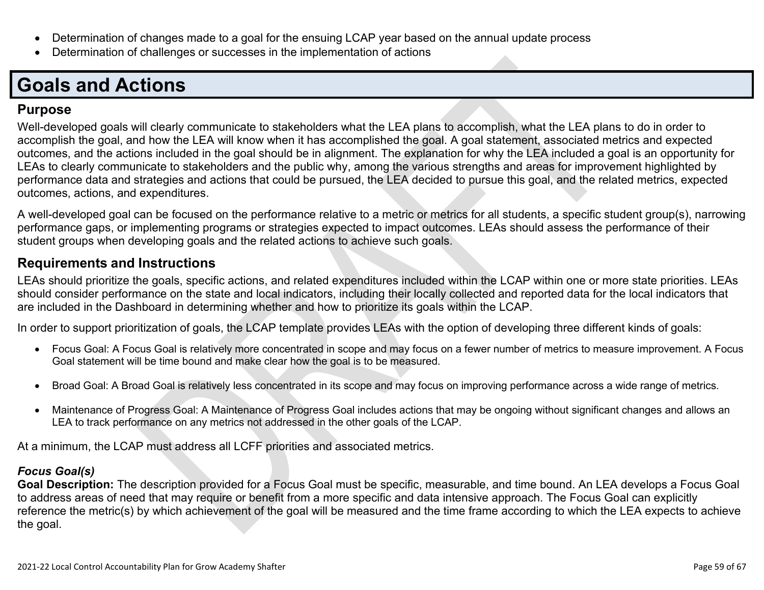- Determination of changes made to a goal for the ensuing LCAP year based on the annual update process
- Determination of challenges or successes in the implementation of actions

# Goals and Actions

## Purpose

Well-developed goals will clearly communicate to stakeholders what the LEA plans to accomplish, what the LEA plans to do in order to accomplish the goal, and how the LEA will know when it has accomplished the goal. A goal statement, associated metrics and expected outcomes, and the actions included in the goal should be in alignment. The explanation for why the LEA included a goal is an opportunity for LEAs to clearly communicate to stakeholders and the public why, among the various strengths and areas for improvement highlighted by performance data and strategies and actions that could be pursued, the LEA decided to pursue this goal, and the related metrics, expected outcomes, actions, and expenditures.

A well-developed goal can be focused on the performance relative to a metric or metrics for all students, a specific student group(s), narrowing performance gaps, or implementing programs or strategies expected to impact outcomes. LEAs should assess the performance of their student groups when developing goals and the related actions to achieve such goals.

## Requirements and Instructions

LEAs should prioritize the goals, specific actions, and related expenditures included within the LCAP within one or more state priorities. LEAs should consider performance on the state and local indicators, including their locally collected and reported data for the local indicators that are included in the Dashboard in determining whether and how to prioritize its goals within the LCAP.

In order to support prioritization of goals, the LCAP template provides LEAs with the option of developing three different kinds of goals:

- Focus Goal: A Focus Goal is relatively more concentrated in scope and may focus on a fewer number of metrics to measure improvement. A Focus Goal statement will be time bound and make clear how the goal is to be measured.
- Broad Goal: A Broad Goal is relatively less concentrated in its scope and may focus on improving performance across a wide range of metrics.
- Maintenance of Progress Goal: A Maintenance of Progress Goal includes actions that may be ongoing without significant changes and allows an LEA to track performance on any metrics not addressed in the other goals of the LCAP.

At a minimum, the LCAP must address all LCFF priorities and associated metrics.

***Focus Goal(s)***

**Goal Description:** The description provided for a Focus Goal must be specific, measurable, and time bound. An LEA develops a Focus Goal to address areas of need that may require or benefit from a more specific and data intensive approach. The Focus Goal can explicitly reference the metric(s) by which achievement of the goal will be measured and the time frame according to which the LEA expects to achieve the goal.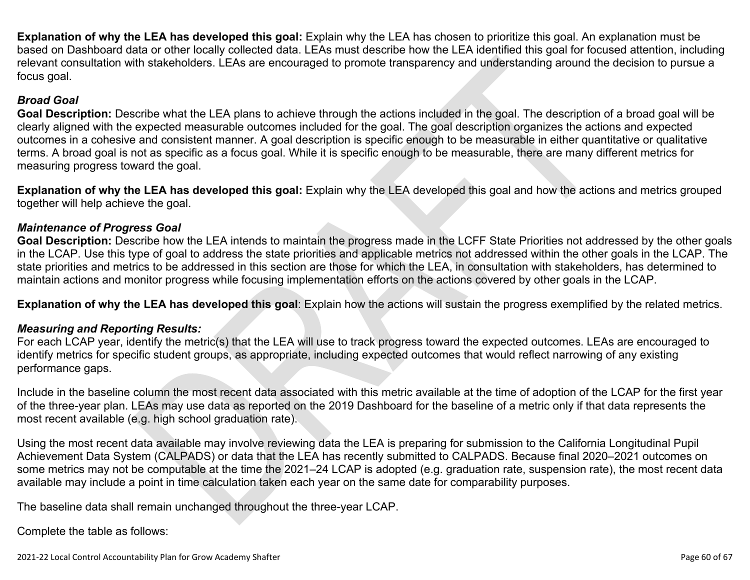**Explanation of why the LEA has developed this goal:** Explain why the LEA has chosen to prioritize this goal. An explanation must be based on Dashboard data or other locally collected data. LEAs must describe how the LEA identified this goal for focused attention, including relevant consultation with stakeholders. LEAs are encouraged to promote transparency and understanding around the decision to pursue a focus goal.

***Broad Goal***

**Goal Description:** Describe what the LEA plans to achieve through the actions included in the goal. The description of a broad goal will be clearly aligned with the expected measurable outcomes included for the goal. The goal description organizes the actions and expected outcomes in a cohesive and consistent manner. A goal description is specific enough to be measurable in either quantitative or qualitative terms. A broad goal is not as specific as a focus goal. While it is specific enough to be measurable, there are many different metrics for measuring progress toward the goal.

**Explanation of why the LEA has developed this goal:** Explain why the LEA developed this goal and how the actions and metrics grouped together will help achieve the goal.

***Maintenance of Progress Goal***

**Goal Description:** Describe how the LEA intends to maintain the progress made in the LCFF State Priorities not addressed by the other goals in the LCAP. Use this type of goal to address the state priorities and applicable metrics not addressed within the other goals in the LCAP. The state priorities and metrics to be addressed in this section are those for which the LEA, in consultation with stakeholders, has determined to maintain actions and monitor progress while focusing implementation efforts on the actions covered by other goals in the LCAP.

**Explanation of why the LEA has developed this goal**: Explain how the actions will sustain the progress exemplified by the related metrics.

***Measuring and Reporting Results:***

For each LCAP year, identify the metric(s) that the LEA will use to track progress toward the expected outcomes. LEAs are encouraged to identify metrics for specific student groups, as appropriate, including expected outcomes that would reflect narrowing of any existing performance gaps.

Include in the baseline column the most recent data associated with this metric available at the time of adoption of the LCAP for the first year of the three-year plan. LEAs may use data as reported on the 2019 Dashboard for the baseline of a metric only if that data represents the most recent available (e.g. high school graduation rate).

Using the most recent data available may involve reviewing data the LEA is preparing for submission to the California Longitudinal Pupil Achievement Data System (CALPADS) or data that the LEA has recently submitted to CALPADS. Because final 2020–2021 outcomes on some metrics may not be computable at the time the 2021–24 LCAP is adopted (e.g. graduation rate, suspension rate), the most recent data available may include a point in time calculation taken each year on the same date for comparability purposes.

The baseline data shall remain unchanged throughout the three-year LCAP.

Complete the table as follows: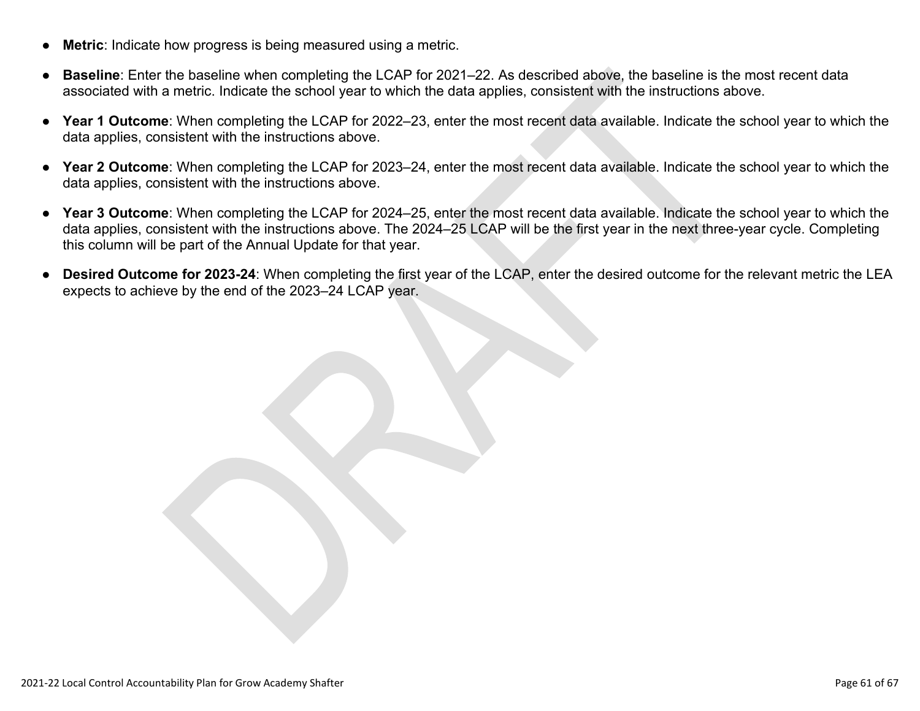- **Metric**: Indicate how progress is being measured using a metric.
- **Baseline**: Enter the baseline when completing the LCAP for 2021–22. As described above, the baseline is the most recent data associated with a metric. Indicate the school year to which the data applies, consistent with the instructions above.
- **Year 1 Outcome**: When completing the LCAP for 2022–23, enter the most recent data available. Indicate the school year to which the data applies, consistent with the instructions above.
- **Year 2 Outcome**: When completing the LCAP for 2023–24, enter the most recent data available. Indicate the school year to which the data applies, consistent with the instructions above.
- **Year 3 Outcome**: When completing the LCAP for 2024–25, enter the most recent data available. Indicate the school year to which the data applies, consistent with the instructions above. The 2024–25 LCAP will be the first year in the next three-year cycle. Completing this column will be part of the Annual Update for that year.
- **Desired Outcome for 2023-24**: When completing the first year of the LCAP, enter the desired outcome for the relevant metric the LEA expects to achieve by the end of the 2023–24 LCAP year.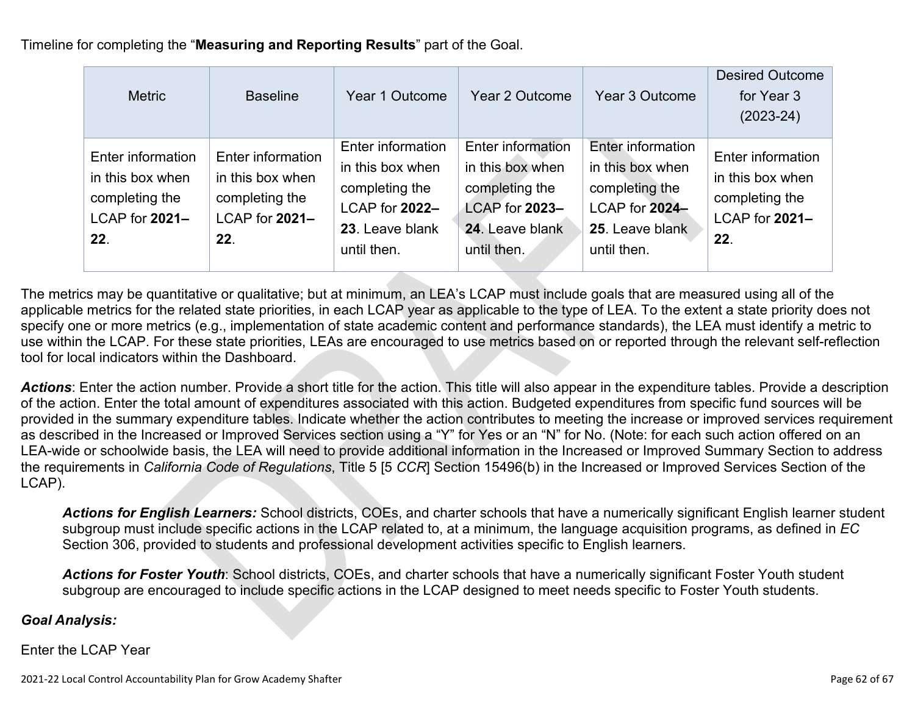Timeline for completing the "**Measuring and Reporting Results**" part of the Goal.

| Metric | Baseline | Year 1 Outcome | Year 2 Outcome | Year 3 Outcome | Desired Outcome for Year 3 (2023-24) |
|---|---|---|---|---|---|
| Enter information in this box when completing the LCAP for **2021–22**. | Enter information in this box when completing the LCAP for **2021–22**. | Enter information in this box when completing the LCAP for **2022–23**. Leave blank until then. | Enter information in this box when completing the LCAP for **2023–24**. Leave blank until then. | Enter information in this box when completing the LCAP for **2024–25**. Leave blank until then. | Enter information in this box when completing the LCAP for **2021–22**. |

The metrics may be quantitative or qualitative; but at minimum, an LEA's LCAP must include goals that are measured using all of the applicable metrics for the related state priorities, in each LCAP year as applicable to the type of LEA. To the extent a state priority does not specify one or more metrics (e.g., implementation of state academic content and performance standards), the LEA must identify a metric to use within the LCAP. For these state priorities, LEAs are encouraged to use metrics based on or reported through the relevant self-reflection tool for local indicators within the Dashboard.

***Actions***: Enter the action number. Provide a short title for the action. This title will also appear in the expenditure tables. Provide a description of the action. Enter the total amount of expenditures associated with this action. Budgeted expenditures from specific fund sources will be provided in the summary expenditure tables. Indicate whether the action contributes to meeting the increase or improved services requirement as described in the Increased or Improved Services section using a "Y" for Yes or an "N" for No. (Note: for each such action offered on an LEA-wide or schoolwide basis, the LEA will need to provide additional information in the Increased or Improved Summary Section to address the requirements in *California Code of Regulations*, Title 5 [5 *CCR*] Section 15496(b) in the Increased or Improved Services Section of the LCAP).

> ***Actions for English Learners:*** School districts, COEs, and charter schools that have a numerically significant English learner student subgroup must include specific actions in the LCAP related to, at a minimum, the language acquisition programs, as defined in *EC* Section 306, provided to students and professional development activities specific to English learners.
>
> ***Actions for Foster Youth***: School districts, COEs, and charter schools that have a numerically significant Foster Youth student subgroup are encouraged to include specific actions in the LCAP designed to meet needs specific to Foster Youth students.

***Goal Analysis:***

Enter the LCAP Year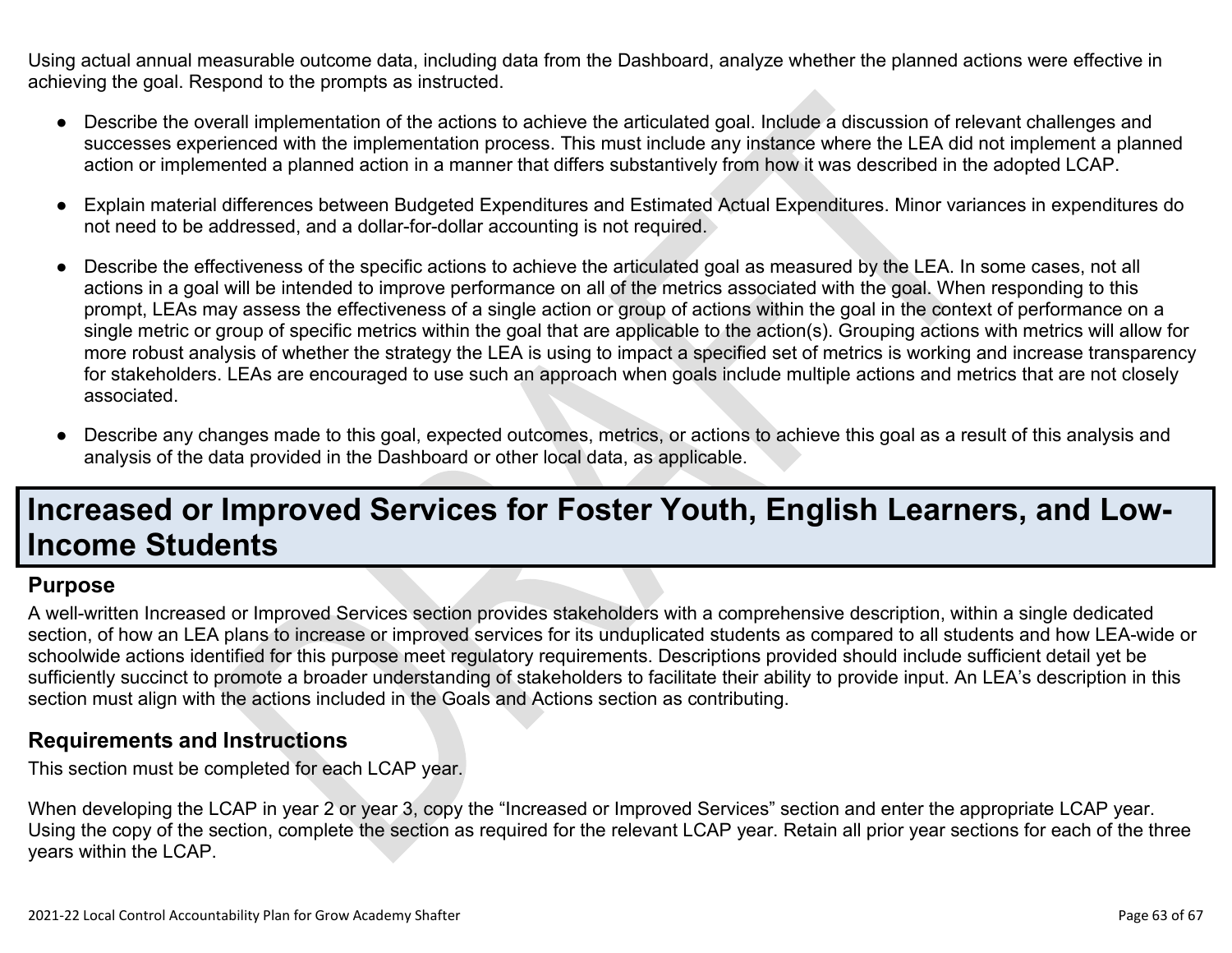Using actual annual measurable outcome data, including data from the Dashboard, analyze whether the planned actions were effective in achieving the goal. Respond to the prompts as instructed.

- Describe the overall implementation of the actions to achieve the articulated goal. Include a discussion of relevant challenges and successes experienced with the implementation process. This must include any instance where the LEA did not implement a planned action or implemented a planned action in a manner that differs substantively from how it was described in the adopted LCAP.
- Explain material differences between Budgeted Expenditures and Estimated Actual Expenditures. Minor variances in expenditures do not need to be addressed, and a dollar-for-dollar accounting is not required.
- Describe the effectiveness of the specific actions to achieve the articulated goal as measured by the LEA. In some cases, not all actions in a goal will be intended to improve performance on all of the metrics associated with the goal. When responding to this prompt, LEAs may assess the effectiveness of a single action or group of actions within the goal in the context of performance on a single metric or group of specific metrics within the goal that are applicable to the action(s). Grouping actions with metrics will allow for more robust analysis of whether the strategy the LEA is using to impact a specified set of metrics is working and increase transparency for stakeholders. LEAs are encouraged to use such an approach when goals include multiple actions and metrics that are not closely associated.
- Describe any changes made to this goal, expected outcomes, metrics, or actions to achieve this goal as a result of this analysis and analysis of the data provided in the Dashboard or other local data, as applicable.

# Increased or Improved Services for Foster Youth, English Learners, and Low-Income Students

## Purpose

A well-written Increased or Improved Services section provides stakeholders with a comprehensive description, within a single dedicated section, of how an LEA plans to increase or improved services for its unduplicated students as compared to all students and how LEA-wide or schoolwide actions identified for this purpose meet regulatory requirements. Descriptions provided should include sufficient detail yet be sufficiently succinct to promote a broader understanding of stakeholders to facilitate their ability to provide input. An LEA's description in this section must align with the actions included in the Goals and Actions section as contributing.

## Requirements and Instructions

This section must be completed for each LCAP year.

When developing the LCAP in year 2 or year 3, copy the "Increased or Improved Services" section and enter the appropriate LCAP year. Using the copy of the section, complete the section as required for the relevant LCAP year. Retain all prior year sections for each of the three years within the LCAP.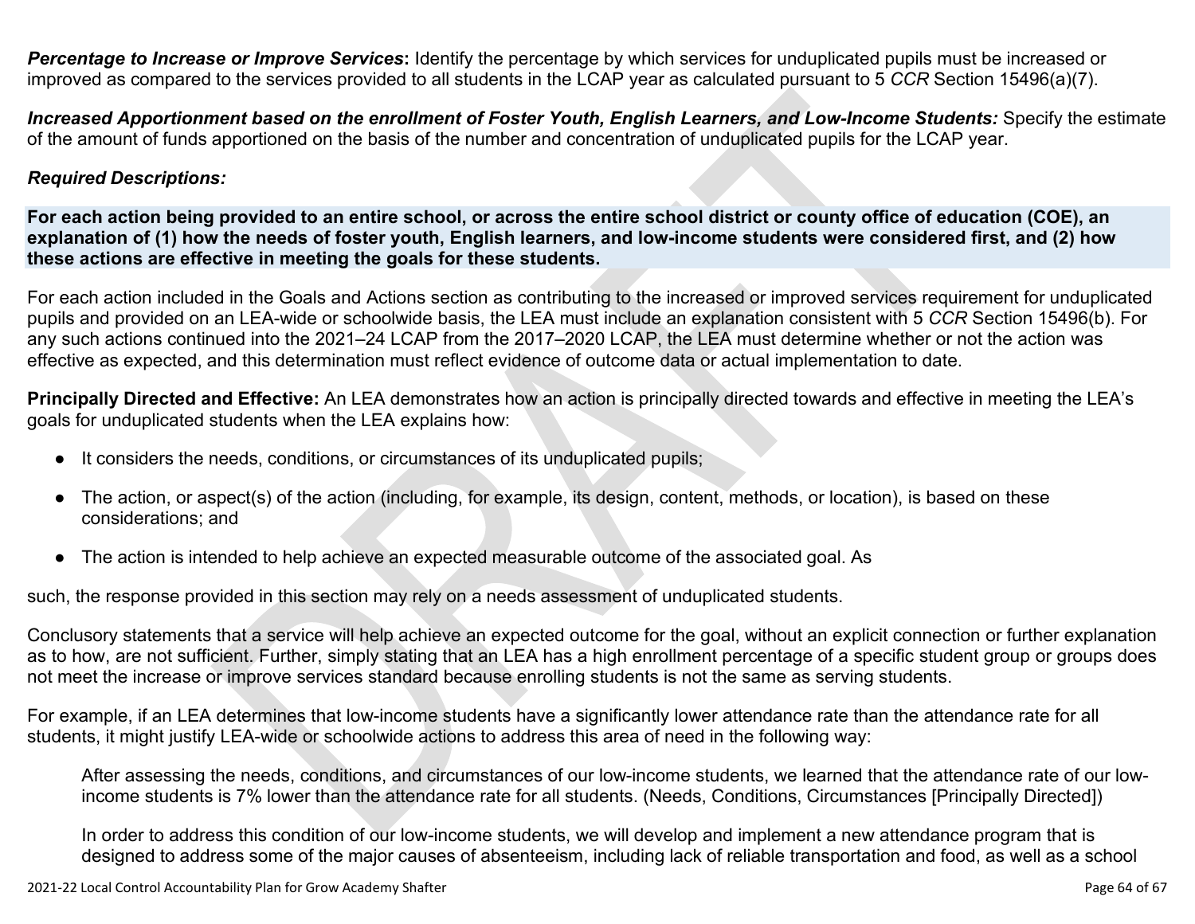***Percentage to Increase or Improve Services*:** Identify the percentage by which services for unduplicated pupils must be increased or improved as compared to the services provided to all students in the LCAP year as calculated pursuant to 5 *CCR* Section 15496(a)(7).

***Increased Apportionment based on the enrollment of Foster Youth, English Learners, and Low-Income Students:*** Specify the estimate of the amount of funds apportioned on the basis of the number and concentration of unduplicated pupils for the LCAP year.

***Required Descriptions:***

**For each action being provided to an entire school, or across the entire school district or county office of education (COE), an explanation of (1) how the needs of foster youth, English learners, and low-income students were considered first, and (2) how these actions are effective in meeting the goals for these students.**

For each action included in the Goals and Actions section as contributing to the increased or improved services requirement for unduplicated pupils and provided on an LEA-wide or schoolwide basis, the LEA must include an explanation consistent with 5 *CCR* Section 15496(b). For any such actions continued into the 2021–24 LCAP from the 2017–2020 LCAP, the LEA must determine whether or not the action was effective as expected, and this determination must reflect evidence of outcome data or actual implementation to date.

**Principally Directed and Effective:** An LEA demonstrates how an action is principally directed towards and effective in meeting the LEA's goals for unduplicated students when the LEA explains how:

- It considers the needs, conditions, or circumstances of its unduplicated pupils;
- The action, or aspect(s) of the action (including, for example, its design, content, methods, or location), is based on these considerations; and
- The action is intended to help achieve an expected measurable outcome of the associated goal. As

such, the response provided in this section may rely on a needs assessment of unduplicated students.

Conclusory statements that a service will help achieve an expected outcome for the goal, without an explicit connection or further explanation as to how, are not sufficient. Further, simply stating that an LEA has a high enrollment percentage of a specific student group or groups does not meet the increase or improve services standard because enrolling students is not the same as serving students.

For example, if an LEA determines that low-income students have a significantly lower attendance rate than the attendance rate for all students, it might justify LEA-wide or schoolwide actions to address this area of need in the following way:

> After assessing the needs, conditions, and circumstances of our low-income students, we learned that the attendance rate of our low-income students is 7% lower than the attendance rate for all students. (Needs, Conditions, Circumstances [Principally Directed])
>
> In order to address this condition of our low-income students, we will develop and implement a new attendance program that is designed to address some of the major causes of absenteeism, including lack of reliable transportation and food, as well as a school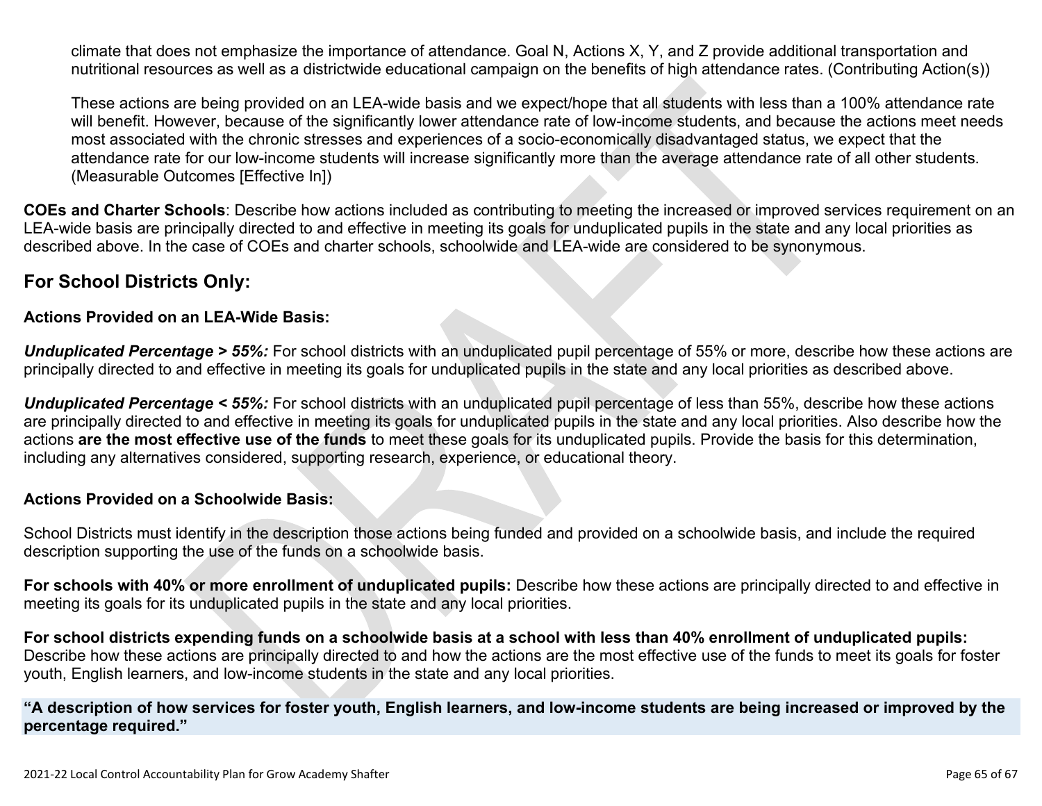climate that does not emphasize the importance of attendance. Goal N, Actions X, Y, and Z provide additional transportation and nutritional resources as well as a districtwide educational campaign on the benefits of high attendance rates. (Contributing Action(s))

These actions are being provided on an LEA-wide basis and we expect/hope that all students with less than a 100% attendance rate will benefit. However, because of the significantly lower attendance rate of low-income students, and because the actions meet needs most associated with the chronic stresses and experiences of a socio-economically disadvantaged status, we expect that the attendance rate for our low-income students will increase significantly more than the average attendance rate of all other students. (Measurable Outcomes [Effective In])

**COEs and Charter Schools**: Describe how actions included as contributing to meeting the increased or improved services requirement on an LEA-wide basis are principally directed to and effective in meeting its goals for unduplicated pupils in the state and any local priorities as described above. In the case of COEs and charter schools, schoolwide and LEA-wide are considered to be synonymous.

## For School Districts Only:

**Actions Provided on an LEA-Wide Basis:**

***Unduplicated Percentage > 55%:*** For school districts with an unduplicated pupil percentage of 55% or more, describe how these actions are principally directed to and effective in meeting its goals for unduplicated pupils in the state and any local priorities as described above.

***Unduplicated Percentage < 55%:*** For school districts with an unduplicated pupil percentage of less than 55%, describe how these actions are principally directed to and effective in meeting its goals for unduplicated pupils in the state and any local priorities. Also describe how the actions **are the most effective use of the funds** to meet these goals for its unduplicated pupils. Provide the basis for this determination, including any alternatives considered, supporting research, experience, or educational theory.

**Actions Provided on a Schoolwide Basis:**

School Districts must identify in the description those actions being funded and provided on a schoolwide basis, and include the required description supporting the use of the funds on a schoolwide basis.

**For schools with 40% or more enrollment of unduplicated pupils:** Describe how these actions are principally directed to and effective in meeting its goals for its unduplicated pupils in the state and any local priorities.

**For school districts expending funds on a schoolwide basis at a school with less than 40% enrollment of unduplicated pupils:** Describe how these actions are principally directed to and how the actions are the most effective use of the funds to meet its goals for foster youth, English learners, and low-income students in the state and any local priorities.

**"A description of how services for foster youth, English learners, and low-income students are being increased or improved by the percentage required."**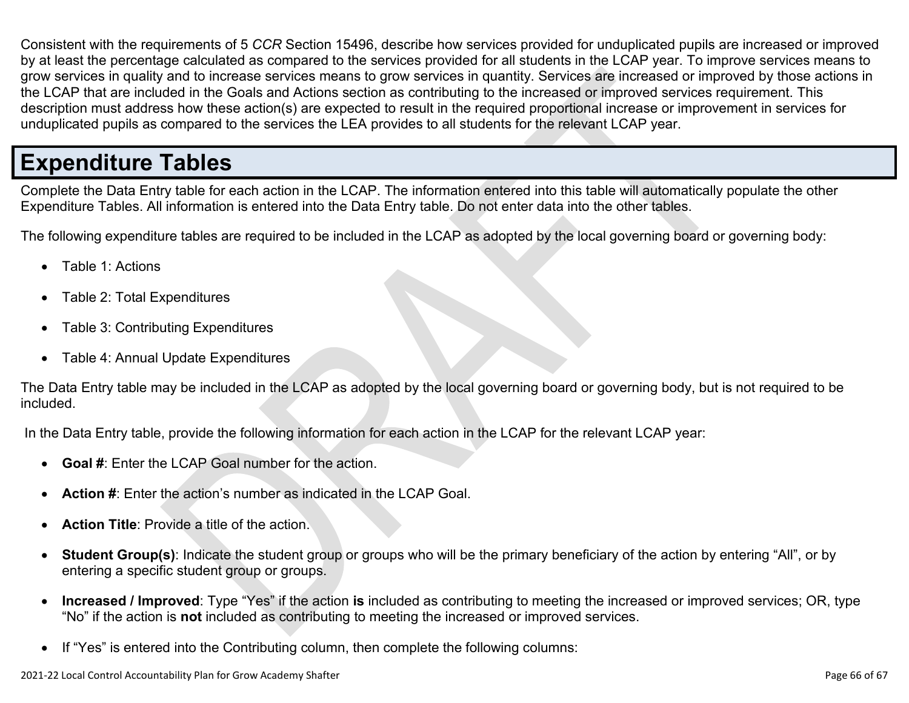Consistent with the requirements of 5 *CCR* Section 15496, describe how services provided for unduplicated pupils are increased or improved by at least the percentage calculated as compared to the services provided for all students in the LCAP year. To improve services means to grow services in quality and to increase services means to grow services in quantity. Services are increased or improved by those actions in the LCAP that are included in the Goals and Actions section as contributing to the increased or improved services requirement. This description must address how these action(s) are expected to result in the required proportional increase or improvement in services for unduplicated pupils as compared to the services the LEA provides to all students for the relevant LCAP year.

# Expenditure Tables

Complete the Data Entry table for each action in the LCAP. The information entered into this table will automatically populate the other Expenditure Tables. All information is entered into the Data Entry table. Do not enter data into the other tables.

The following expenditure tables are required to be included in the LCAP as adopted by the local governing board or governing body:

- Table 1: Actions
- Table 2: Total Expenditures
- Table 3: Contributing Expenditures
- Table 4: Annual Update Expenditures

The Data Entry table may be included in the LCAP as adopted by the local governing board or governing body, but is not required to be included.

In the Data Entry table, provide the following information for each action in the LCAP for the relevant LCAP year:

- **Goal #**: Enter the LCAP Goal number for the action.
- **Action #**: Enter the action's number as indicated in the LCAP Goal.
- **Action Title**: Provide a title of the action.
- **Student Group(s)**: Indicate the student group or groups who will be the primary beneficiary of the action by entering "All", or by entering a specific student group or groups.
- **Increased / Improved**: Type "Yes" if the action **is** included as contributing to meeting the increased or improved services; OR, type "No" if the action is **not** included as contributing to meeting the increased or improved services.
- If "Yes" is entered into the Contributing column, then complete the following columns: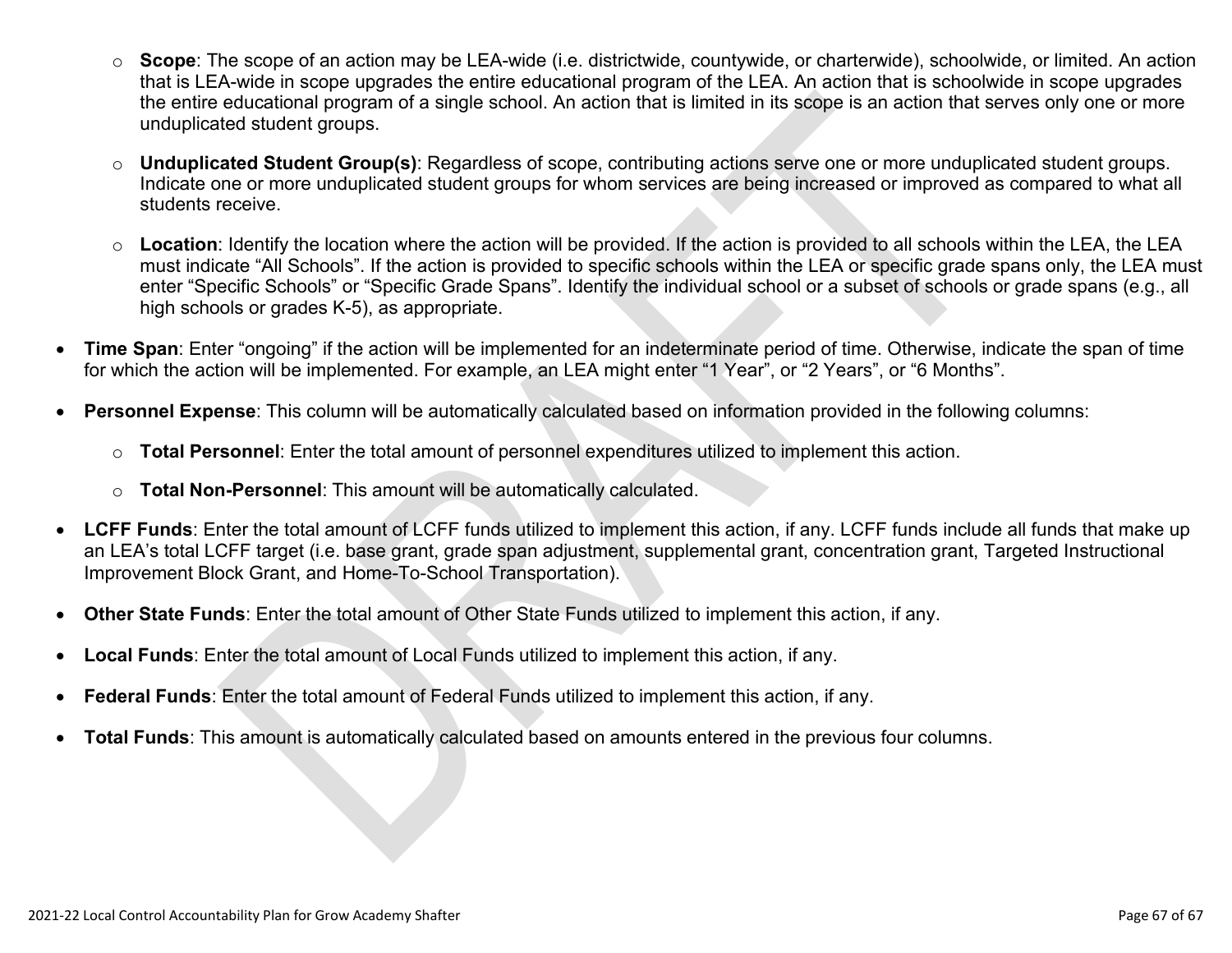- **Scope**: The scope of an action may be LEA-wide (i.e. districtwide, countywide, or charterwide), schoolwide, or limited. An action that is LEA-wide in scope upgrades the entire educational program of the LEA. An action that is schoolwide in scope upgrades the entire educational program of a single school. An action that is limited in its scope is an action that serves only one or more unduplicated student groups.
  - **Unduplicated Student Group(s)**: Regardless of scope, contributing actions serve one or more unduplicated student groups. Indicate one or more unduplicated student groups for whom services are being increased or improved as compared to what all students receive.
  - **Location**: Identify the location where the action will be provided. If the action is provided to all schools within the LEA, the LEA must indicate "All Schools". If the action is provided to specific schools within the LEA or specific grade spans only, the LEA must enter "Specific Schools" or "Specific Grade Spans". Identify the individual school or a subset of schools or grade spans (e.g., all high schools or grades K-5), as appropriate.
- **Time Span**: Enter "ongoing" if the action will be implemented for an indeterminate period of time. Otherwise, indicate the span of time for which the action will be implemented. For example, an LEA might enter "1 Year", or "2 Years", or "6 Months".
- **Personnel Expense**: This column will be automatically calculated based on information provided in the following columns:
  - **Total Personnel**: Enter the total amount of personnel expenditures utilized to implement this action.
  - **Total Non-Personnel**: This amount will be automatically calculated.
- **LCFF Funds**: Enter the total amount of LCFF funds utilized to implement this action, if any. LCFF funds include all funds that make up an LEA's total LCFF target (i.e. base grant, grade span adjustment, supplemental grant, concentration grant, Targeted Instructional Improvement Block Grant, and Home-To-School Transportation).
- **Other State Funds**: Enter the total amount of Other State Funds utilized to implement this action, if any.
- **Local Funds**: Enter the total amount of Local Funds utilized to implement this action, if any.
- **Federal Funds**: Enter the total amount of Federal Funds utilized to implement this action, if any.
- **Total Funds**: This amount is automatically calculated based on amounts entered in the previous four columns.